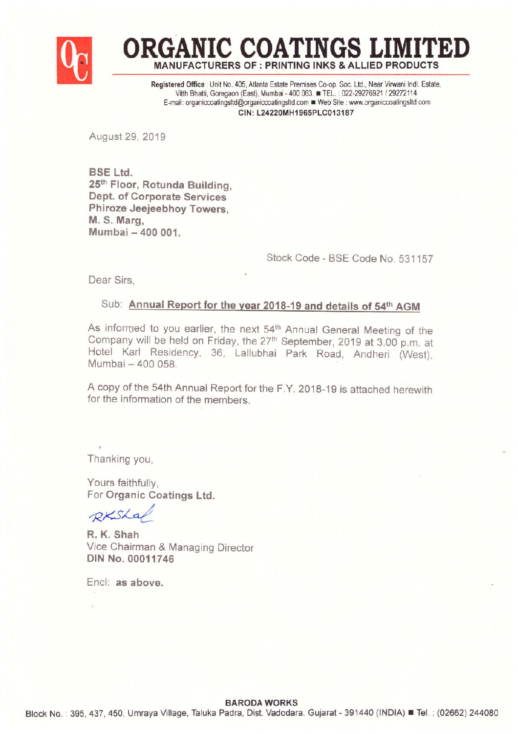# ORGANIC COATINGS LIMITED

**MANUFACTURERS OF : PRINTING INKS & ALLIED PRODUCTS**

**Registered Office** : Unit No. 405, Atlanta Estate Premises Co-op. Soc. Ltd., Near Virwani Indl. Estate, Vitth Bhatti, Goregaon (East), Mumbai - 400 063. ■ TEL. : 022-29276921 / 29272114
E-mail: organiccoatingsltd@organiccoatingsltd.com ■ Web Site : www.organiccoatingsltd.com
**CIN: L24220MH1965PLC013187**

August 29, 2019

**BSE Ltd.**
**25th Floor, Rotunda Building,**
**Dept. of Corporate Services**
**Phiroze Jeejeebhoy Towers,**
**M. S. Marg,**
**Mumbai – 400 001.**

Stock Code - BSE Code No. 531157

Dear Sirs,

Sub: **Annual Report for the year 2018-19 and details of 54th AGM**

As informed to you earlier, the next 54th Annual General Meeting of the Company will be held on Friday, the 27th September, 2019 at 3.00 p.m. at Hotel Karl Residency, 36, Lallubhai Park Road, Andheri (West), Mumbai – 400 058.

A copy of the 54th Annual Report for the F.Y. 2018-19 is attached herewith for the information of the members.

Thanking you,

Yours faithfully,
For **Organic Coatings Ltd.**

RKShah

**R. K. Shah**
Vice Chairman & Managing Director
**DIN No. 00011746**

Encl: **as above.**

**BARODA WORKS**
Block No. : 395, 437, 450, Umraya Village, Taluka Padra, Dist. Vadodara. Gujarat - 391440 (INDIA) ■ Tel. : (02662) 244080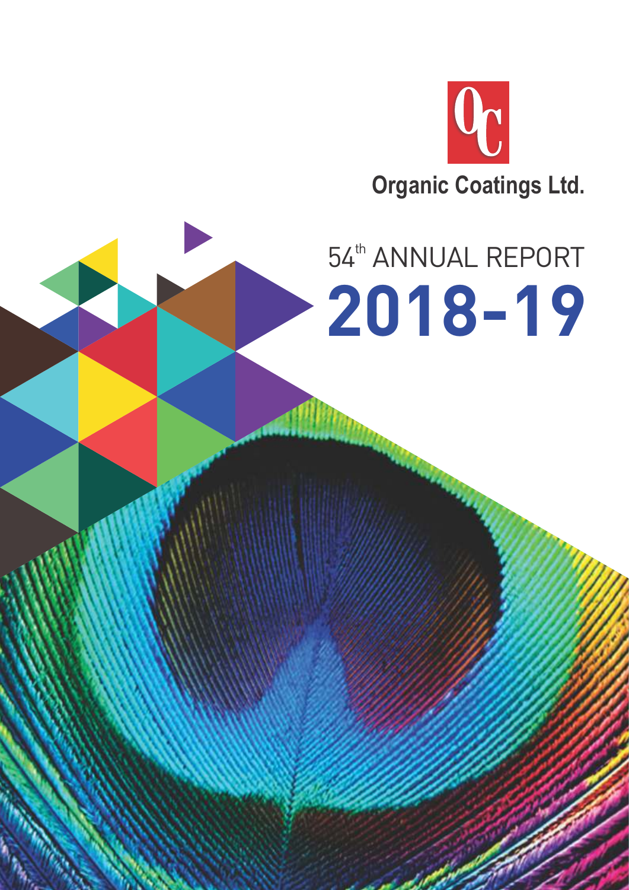OC

**Organic Coatings Ltd.**

54th ANNUAL REPORT

# 2018-19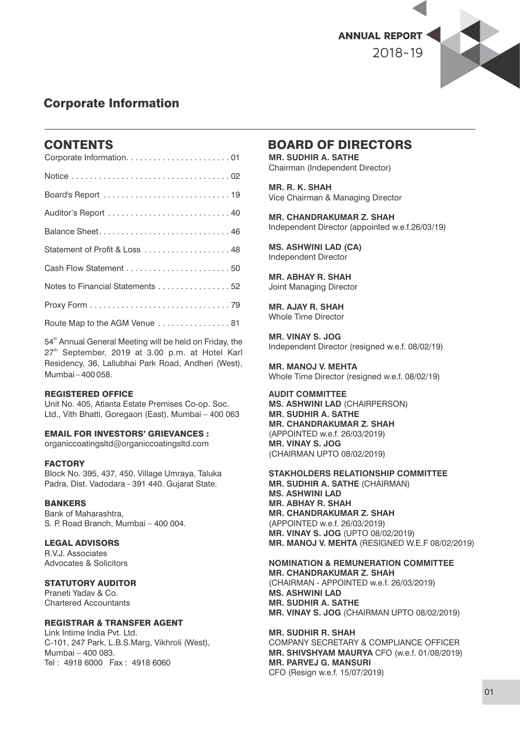# Corporate Information

## CONTENTS

| | |
|---|---|
| Corporate Information | 01 |
| Notice | 02 |
| Board's Report | 19 |
| Auditor's Report | 40 |
| Balance Sheet | 46 |
| Statement of Profit & Loss | 48 |
| Cash Flow Statement | 50 |
| Notes to Financial Statements | 52 |
| Proxy Form | 79 |
| Route Map to the AGM Venue | 81 |

54th Annual General Meeting will be held on Friday, the 27th September, 2019 at 3.00 p.m. at Hotel Karl Residency, 36, Lallubhai Park Road, Andheri (West), Mumbai – 400 058.

**REGISTERED OFFICE**
Unit No. 405, Atlanta Estate Premises Co-op. Soc. Ltd., Vith Bhatti, Goregaon (East), Mumbai – 400 063

**EMAIL FOR INVESTORS' GRIEVANCES :**
organiccoatingsltd@organiccoatingsltd.com

**FACTORY**
Block No. 395, 437, 450, Village Umraya, Taluka Padra, Dist. Vadodara - 391 440. Gujarat State.

**BANKERS**
Bank of Maharashtra,
S. P. Road Branch, Mumbai – 400 004.

**LEGAL ADVISORS**
R.V.J. Associates
Advocates & Solicitors

**STATUTORY AUDITOR**
Praneti Yadav & Co.
Chartered Accountants

**REGISTRAR & TRANSFER AGENT**
Link Intime India Pvt. Ltd.
C-101, 247 Park, L.B.S.Marg, Vikhroli (West),
Mumbai – 400 083.
Tel : 4918 6000 Fax : 4918 6060

## BOARD OF DIRECTORS

**MR. SUDHIR A. SATHE**
Chairman (Independent Director)

**MR. R. K. SHAH**
Vice Chairman & Managing Director

**MR. CHANDRAKUMAR Z. SHAH**
Independent Director (appointed w.e.f.26/03/19)

**MS. ASHWINI LAD (CA)**
Independent Director

**MR. ABHAY R. SHAH**
Joint Managing Director

**MR. AJAY R. SHAH**
Whole Time Director

**MR. VINAY S. JOG**
Independent Director (resigned w.e.f. 08/02/19)

**MR. MANOJ V. MEHTA**
Whole Time Director (resigned w.e.f. 08/02/19)

**AUDIT COMMITTEE**
**MS. ASHWINI LAD** (CHAIRPERSON)
**MR. SUDHIR A. SATHE**
**MR. CHANDRAKUMAR Z. SHAH**
(APPOINTED w.e.f. 26/03/2019)
**MR. VINAY S. JOG**
(CHAIRMAN UPTO 08/02/2019)

**STAKHOLDERS RELATIONSHIP COMMITTEE**
**MR. SUDHIR A. SATHE** (CHAIRMAN)
**MS. ASHWINI LAD**
**MR. ABHAY R. SHAH**
**MR. CHANDRAKUMAR Z. SHAH**
(APPOINTED w.e.f. 26/03/2019)
**MR. VINAY S. JOG** (UPTO 08/02/2019)
**MR. MANOJ V. MEHTA** (RESIGNED W.E.F 08/02/2019)

**NOMINATION & REMUNERATION COMMITTEE**
**MR. CHANDRAKUMAR Z. SHAH**
(CHAIRMAN - APPOINTED w.e.f. 26/03/2019)
**MS. ASHWINI LAD**
**MR. SUDHIR A. SATHE**
**MR. VINAY S. JOG** (CHAIRMAN UPTO 08/02/2019)

**MR. SUDHIR R. SHAH**
COMPANY SECRETARY & COMPLIANCE OFFICER
**MR. SHIVSHYAM MAURYA** CFO (w.e.f. 01/08/2019)
**MR. PARVEJ G. MANSURI**
CFO (Resign w.e.f. 15/07/2019)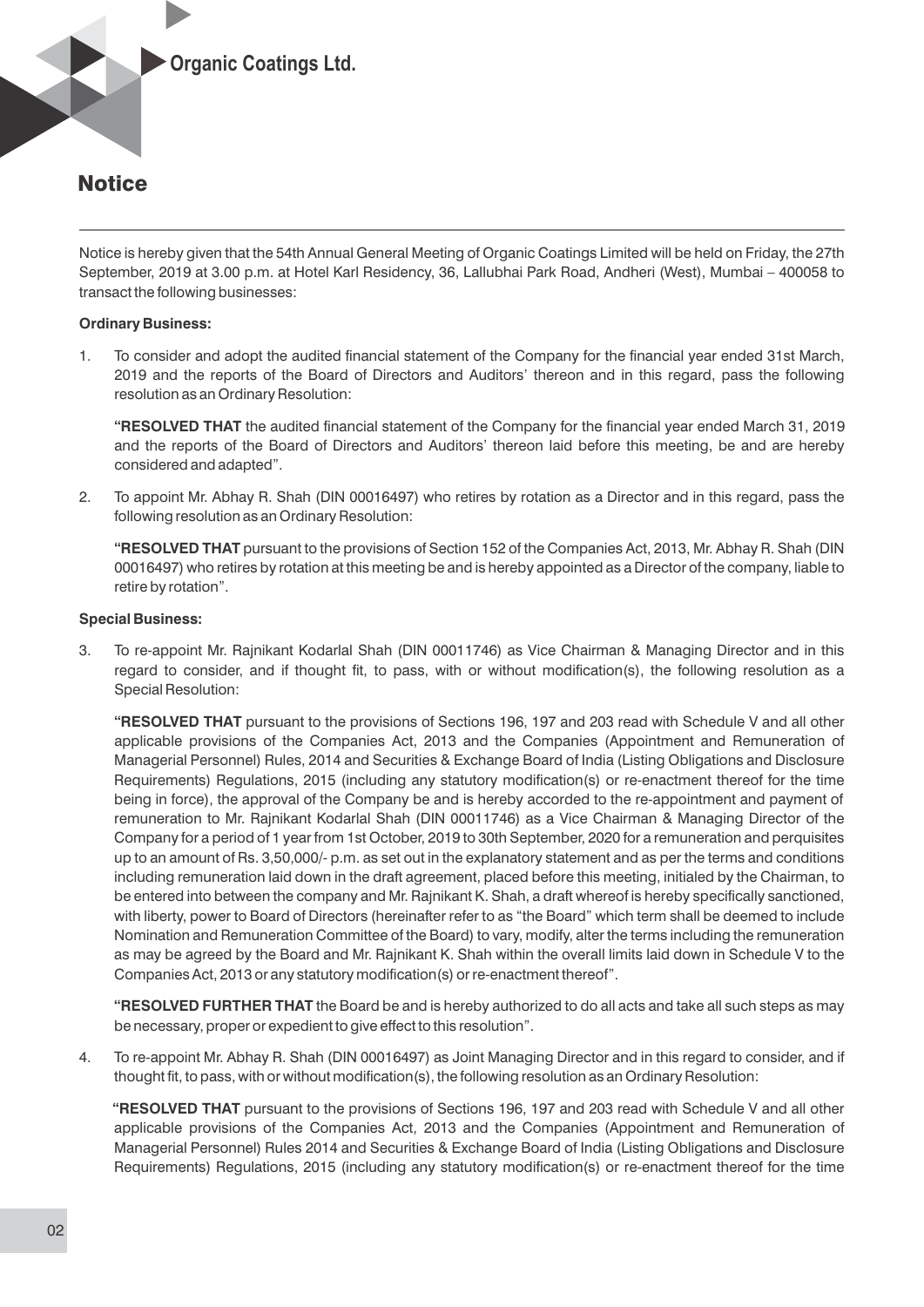## Notice

Notice is hereby given that the 54th Annual General Meeting of Organic Coatings Limited will be held on Friday, the 27th September, 2019 at 3.00 p.m. at Hotel Karl Residency, 36, Lallubhai Park Road, Andheri (West), Mumbai – 400058 to transact the following businesses:

**Ordinary Business:**

1. To consider and adopt the audited financial statement of the Company for the financial year ended 31st March, 2019 and the reports of the Board of Directors and Auditors' thereon and in this regard, pass the following resolution as an Ordinary Resolution:

   **"RESOLVED THAT** the audited financial statement of the Company for the financial year ended March 31, 2019 and the reports of the Board of Directors and Auditors' thereon laid before this meeting, be and are hereby considered and adapted".

2. To appoint Mr. Abhay R. Shah (DIN 00016497) who retires by rotation as a Director and in this regard, pass the following resolution as an Ordinary Resolution:

   **"RESOLVED THAT** pursuant to the provisions of Section 152 of the Companies Act, 2013, Mr. Abhay R. Shah (DIN 00016497) who retires by rotation at this meeting be and is hereby appointed as a Director of the company, liable to retire by rotation".

**Special Business:**

3. To re-appoint Mr. Rajnikant Kodarlal Shah (DIN 00011746) as Vice Chairman & Managing Director and in this regard to consider, and if thought fit, to pass, with or without modification(s), the following resolution as a Special Resolution:

   **"RESOLVED THAT** pursuant to the provisions of Sections 196, 197 and 203 read with Schedule V and all other applicable provisions of the Companies Act, 2013 and the Companies (Appointment and Remuneration of Managerial Personnel) Rules, 2014 and Securities & Exchange Board of India (Listing Obligations and Disclosure Requirements) Regulations, 2015 (including any statutory modification(s) or re-enactment thereof for the time being in force), the approval of the Company be and is hereby accorded to the re-appointment and payment of remuneration to Mr. Rajnikant Kodarlal Shah (DIN 00011746) as a Vice Chairman & Managing Director of the Company for a period of 1 year from 1st October, 2019 to 30th September, 2020 for a remuneration and perquisites up to an amount of Rs. 3,50,000/- p.m. as set out in the explanatory statement and as per the terms and conditions including remuneration laid down in the draft agreement, placed before this meeting, initialed by the Chairman, to be entered into between the company and Mr. Rajnikant K. Shah, a draft whereof is hereby specifically sanctioned, with liberty, power to Board of Directors (hereinafter refer to as "the Board" which term shall be deemed to include Nomination and Remuneration Committee of the Board) to vary, modify, alter the terms including the remuneration as may be agreed by the Board and Mr. Rajnikant K. Shah within the overall limits laid down in Schedule V to the Companies Act, 2013 or any statutory modification(s) or re-enactment thereof".

   **"RESOLVED FURTHER THAT** the Board be and is hereby authorized to do all acts and take all such steps as may be necessary, proper or expedient to give effect to this resolution".

4. To re-appoint Mr. Abhay R. Shah (DIN 00016497) as Joint Managing Director and in this regard to consider, and if thought fit, to pass, with or without modification(s), the following resolution as an Ordinary Resolution:

   **"RESOLVED THAT** pursuant to the provisions of Sections 196, 197 and 203 read with Schedule V and all other applicable provisions of the Companies Act, 2013 and the Companies (Appointment and Remuneration of Managerial Personnel) Rules 2014 and Securities & Exchange Board of India (Listing Obligations and Disclosure Requirements) Regulations, 2015 (including any statutory modification(s) or re-enactment thereof for the time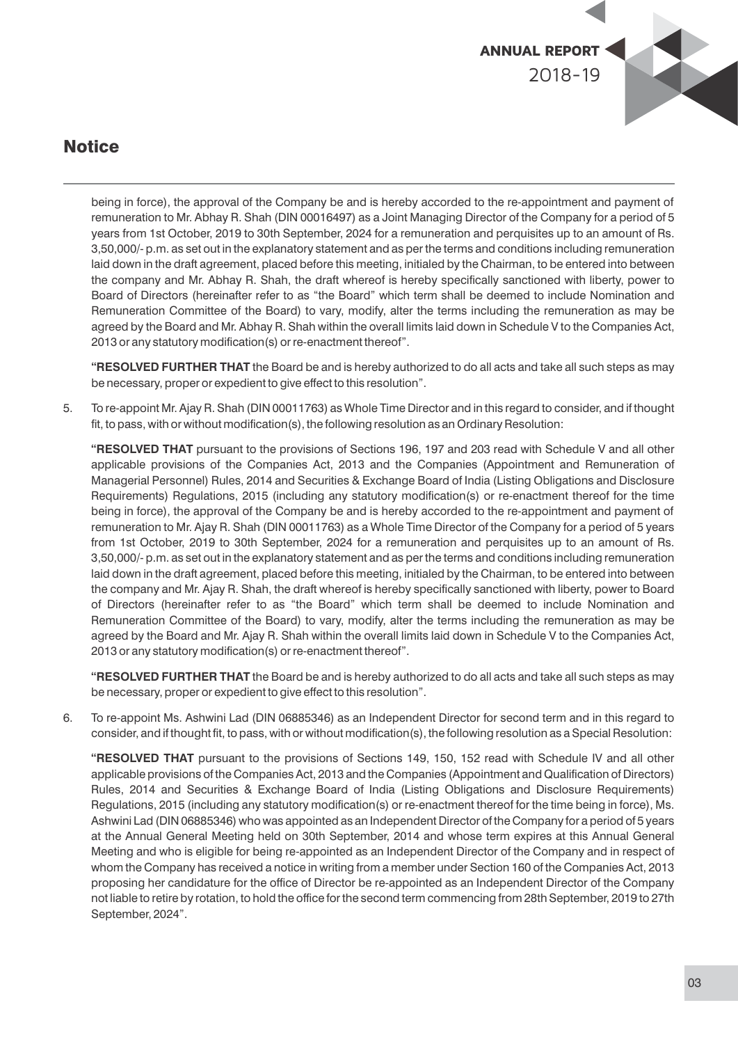## Notice

being in force), the approval of the Company be and is hereby accorded to the re-appointment and payment of remuneration to Mr. Abhay R. Shah (DIN 00016497) as a Joint Managing Director of the Company for a period of 5 years from 1st October, 2019 to 30th September, 2024 for a remuneration and perquisites up to an amount of Rs. 3,50,000/- p.m. as set out in the explanatory statement and as per the terms and conditions including remuneration laid down in the draft agreement, placed before this meeting, initialed by the Chairman, to be entered into between the company and Mr. Abhay R. Shah, the draft whereof is hereby specifically sanctioned with liberty, power to Board of Directors (hereinafter refer to as "the Board" which term shall be deemed to include Nomination and Remuneration Committee of the Board) to vary, modify, alter the terms including the remuneration as may be agreed by the Board and Mr. Abhay R. Shah within the overall limits laid down in Schedule V to the Companies Act, 2013 or any statutory modification(s) or re-enactment thereof".

**"RESOLVED FURTHER THAT** the Board be and is hereby authorized to do all acts and take all such steps as may be necessary, proper or expedient to give effect to this resolution".

5. To re-appoint Mr. Ajay R. Shah (DIN 00011763) as Whole Time Director and in this regard to consider, and if thought fit, to pass, with or without modification(s), the following resolution as an Ordinary Resolution:

   **"RESOLVED THAT** pursuant to the provisions of Sections 196, 197 and 203 read with Schedule V and all other applicable provisions of the Companies Act, 2013 and the Companies (Appointment and Remuneration of Managerial Personnel) Rules, 2014 and Securities & Exchange Board of India (Listing Obligations and Disclosure Requirements) Regulations, 2015 (including any statutory modification(s) or re-enactment thereof for the time being in force), the approval of the Company be and is hereby accorded to the re-appointment and payment of remuneration to Mr. Ajay R. Shah (DIN 00011763) as a Whole Time Director of the Company for a period of 5 years from 1st October, 2019 to 30th September, 2024 for a remuneration and perquisites up to an amount of Rs. 3,50,000/- p.m. as set out in the explanatory statement and as per the terms and conditions including remuneration laid down in the draft agreement, placed before this meeting, initialed by the Chairman, to be entered into between the company and Mr. Ajay R. Shah, the draft whereof is hereby specifically sanctioned with liberty, power to Board of Directors (hereinafter refer to as "the Board" which term shall be deemed to include Nomination and Remuneration Committee of the Board) to vary, modify, alter the terms including the remuneration as may be agreed by the Board and Mr. Ajay R. Shah within the overall limits laid down in Schedule V to the Companies Act, 2013 or any statutory modification(s) or re-enactment thereof".

   **"RESOLVED FURTHER THAT** the Board be and is hereby authorized to do all acts and take all such steps as may be necessary, proper or expedient to give effect to this resolution".

6. To re-appoint Ms. Ashwini Lad (DIN 06885346) as an Independent Director for second term and in this regard to consider, and if thought fit, to pass, with or without modification(s), the following resolution as a Special Resolution:

   **"RESOLVED THAT** pursuant to the provisions of Sections 149, 150, 152 read with Schedule IV and all other applicable provisions of the Companies Act, 2013 and the Companies (Appointment and Qualification of Directors) Rules, 2014 and Securities & Exchange Board of India (Listing Obligations and Disclosure Requirements) Regulations, 2015 (including any statutory modification(s) or re-enactment thereof for the time being in force), Ms. Ashwini Lad (DIN 06885346) who was appointed as an Independent Director of the Company for a period of 5 years at the Annual General Meeting held on 30th September, 2014 and whose term expires at this Annual General Meeting and who is eligible for being re-appointed as an Independent Director of the Company and in respect of whom the Company has received a notice in writing from a member under Section 160 of the Companies Act, 2013 proposing her candidature for the office of Director be re-appointed as an Independent Director of the Company not liable to retire by rotation, to hold the office for the second term commencing from 28th September, 2019 to 27th September, 2024".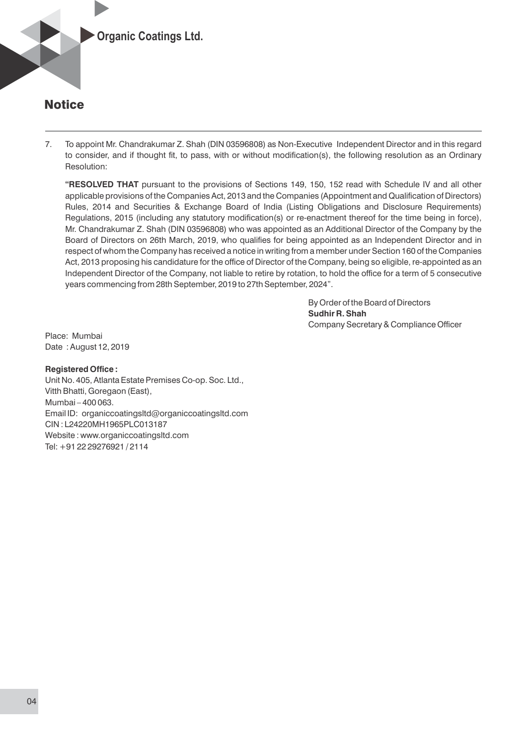# Notice

7. To appoint Mr. Chandrakumar Z. Shah (DIN 03596808) as Non-Executive Independent Director and in this regard to consider, and if thought fit, to pass, with or without modification(s), the following resolution as an Ordinary Resolution:

   **"RESOLVED THAT** pursuant to the provisions of Sections 149, 150, 152 read with Schedule IV and all other applicable provisions of the Companies Act, 2013 and the Companies (Appointment and Qualification of Directors) Rules, 2014 and Securities & Exchange Board of India (Listing Obligations and Disclosure Requirements) Regulations, 2015 (including any statutory modification(s) or re-enactment thereof for the time being in force), Mr. Chandrakumar Z. Shah (DIN 03596808) who was appointed as an Additional Director of the Company by the Board of Directors on 26th March, 2019, who qualifies for being appointed as an Independent Director and in respect of whom the Company has received a notice in writing from a member under Section 160 of the Companies Act, 2013 proposing his candidature for the office of Director of the Company, being so eligible, re-appointed as an Independent Director of the Company, not liable to retire by rotation, to hold the office for a term of 5 consecutive years commencing from 28th September, 2019 to 27th September, 2024".

By Order of the Board of Directors
**Sudhir R. Shah**
Company Secretary & Compliance Officer

Place: Mumbai
Date : August 12, 2019

**Registered Office :**
Unit No. 405, Atlanta Estate Premises Co-op. Soc. Ltd.,
Vitth Bhatti, Goregaon (East),
Mumbai – 400 063.
Email ID: organiccoatingsltd@organiccoatingsltd.com
CIN : L24220MH1965PLC013187
Website : www.organiccoatingsltd.com
Tel: +91 22 29276921 / 2114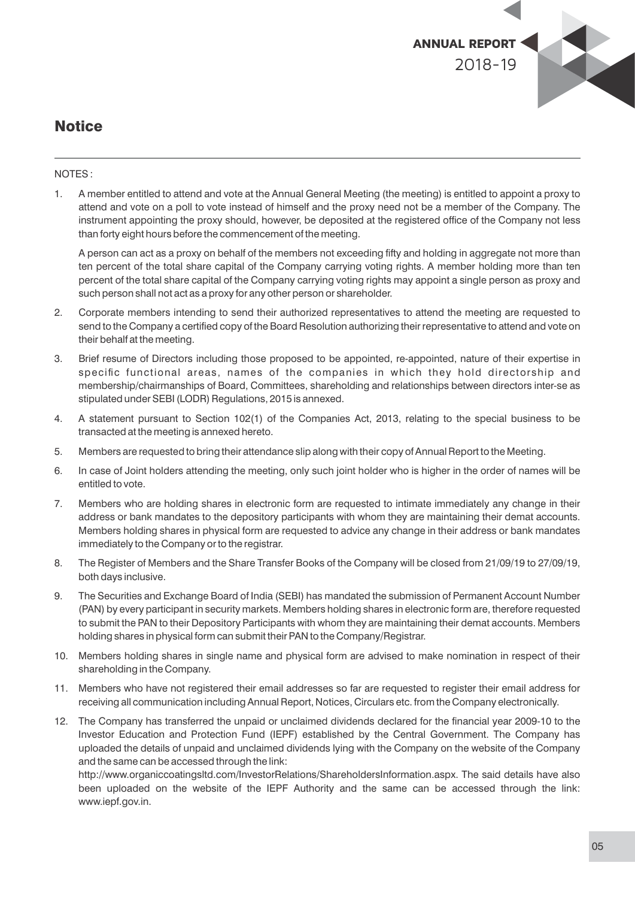# Notice

NOTES :

1. A member entitled to attend and vote at the Annual General Meeting (the meeting) is entitled to appoint a proxy to attend and vote on a poll to vote instead of himself and the proxy need not be a member of the Company. The instrument appointing the proxy should, however, be deposited at the registered office of the Company not less than forty eight hours before the commencement of the meeting.

   A person can act as a proxy on behalf of the members not exceeding fifty and holding in aggregate not more than ten percent of the total share capital of the Company carrying voting rights. A member holding more than ten percent of the total share capital of the Company carrying voting rights may appoint a single person as proxy and such person shall not act as a proxy for any other person or shareholder.

2. Corporate members intending to send their authorized representatives to attend the meeting are requested to send to the Company a certified copy of the Board Resolution authorizing their representative to attend and vote on their behalf at the meeting.

3. Brief resume of Directors including those proposed to be appointed, re-appointed, nature of their expertise in specific functional areas, names of the companies in which they hold directorship and membership/chairmanships of Board, Committees, shareholding and relationships between directors inter-se as stipulated under SEBI (LODR) Regulations, 2015 is annexed.

4. A statement pursuant to Section 102(1) of the Companies Act, 2013, relating to the special business to be transacted at the meeting is annexed hereto.

5. Members are requested to bring their attendance slip along with their copy of Annual Report to the Meeting.

6. In case of Joint holders attending the meeting, only such joint holder who is higher in the order of names will be entitled to vote.

7. Members who are holding shares in electronic form are requested to intimate immediately any change in their address or bank mandates to the depository participants with whom they are maintaining their demat accounts. Members holding shares in physical form are requested to advice any change in their address or bank mandates immediately to the Company or to the registrar.

8. The Register of Members and the Share Transfer Books of the Company will be closed from 21/09/19 to 27/09/19, both days inclusive.

9. The Securities and Exchange Board of India (SEBI) has mandated the submission of Permanent Account Number (PAN) by every participant in security markets. Members holding shares in electronic form are, therefore requested to submit the PAN to their Depository Participants with whom they are maintaining their demat accounts. Members holding shares in physical form can submit their PAN to the Company/Registrar.

10. Members holding shares in single name and physical form are advised to make nomination in respect of their shareholding in the Company.

11. Members who have not registered their email addresses so far are requested to register their email address for receiving all communication including Annual Report, Notices, Circulars etc. from the Company electronically.

12. The Company has transferred the unpaid or unclaimed dividends declared for the financial year 2009-10 to the Investor Education and Protection Fund (IEPF) established by the Central Government. The Company has uploaded the details of unpaid and unclaimed dividends lying with the Company on the website of the Company and the same can be accessed through the link: http://www.organiccoatingsltd.com/InvestorRelations/ShareholdersInformation.aspx. The said details have also been uploaded on the website of the IEPF Authority and the same can be accessed through the link: www.iepf.gov.in.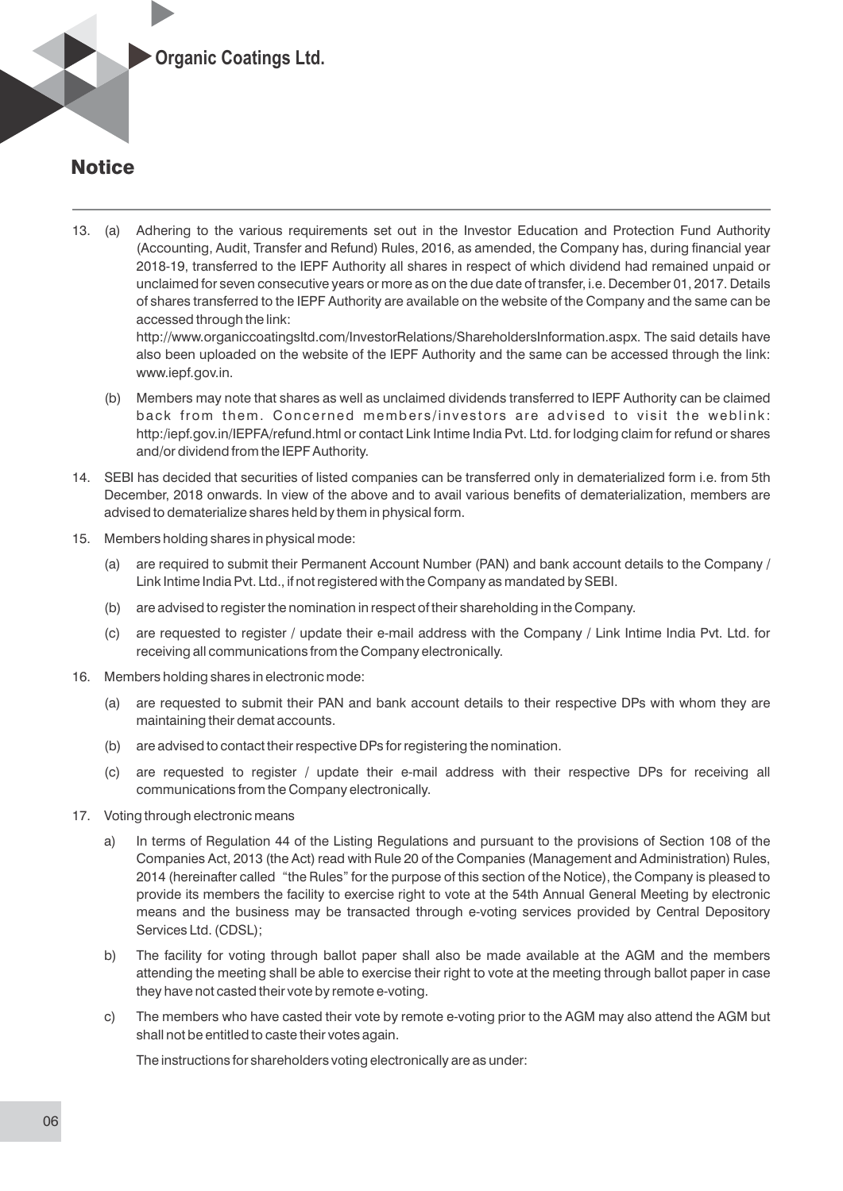## Notice

13. (a) Adhering to the various requirements set out in the Investor Education and Protection Fund Authority (Accounting, Audit, Transfer and Refund) Rules, 2016, as amended, the Company has, during financial year 2018-19, transferred to the IEPF Authority all shares in respect of which dividend had remained unpaid or unclaimed for seven consecutive years or more as on the due date of transfer, i.e. December 01, 2017. Details of shares transferred to the IEPF Authority are available on the website of the Company and the same can be accessed through the link:
http://www.organiccoatingsltd.com/InvestorRelations/ShareholdersInformation.aspx. The said details have also been uploaded on the website of the IEPF Authority and the same can be accessed through the link: www.iepf.gov.in.

    (b) Members may note that shares as well as unclaimed dividends transferred to IEPF Authority can be claimed back from them. Concerned members/investors are advised to visit the weblink: http:/iepf.gov.in/IEPFA/refund.html or contact Link Intime India Pvt. Ltd. for lodging claim for refund or shares and/or dividend from the IEPF Authority.

14. SEBI has decided that securities of listed companies can be transferred only in dematerialized form i.e. from 5th December, 2018 onwards. In view of the above and to avail various benefits of dematerialization, members are advised to dematerialize shares held by them in physical form.

15. Members holding shares in physical mode:

    (a) are required to submit their Permanent Account Number (PAN) and bank account details to the Company / Link Intime India Pvt. Ltd., if not registered with the Company as mandated by SEBI.

    (b) are advised to register the nomination in respect of their shareholding in the Company.

    (c) are requested to register / update their e-mail address with the Company / Link Intime India Pvt. Ltd. for receiving all communications from the Company electronically.

16. Members holding shares in electronic mode:

    (a) are requested to submit their PAN and bank account details to their respective DPs with whom they are maintaining their demat accounts.

    (b) are advised to contact their respective DPs for registering the nomination.

    (c) are requested to register / update their e-mail address with their respective DPs for receiving all communications from the Company electronically.

17. Voting through electronic means

    a) In terms of Regulation 44 of the Listing Regulations and pursuant to the provisions of Section 108 of the Companies Act, 2013 (the Act) read with Rule 20 of the Companies (Management and Administration) Rules, 2014 (hereinafter called "the Rules" for the purpose of this section of the Notice), the Company is pleased to provide its members the facility to exercise right to vote at the 54th Annual General Meeting by electronic means and the business may be transacted through e-voting services provided by Central Depository Services Ltd. (CDSL);

    b) The facility for voting through ballot paper shall also be made available at the AGM and the members attending the meeting shall be able to exercise their right to vote at the meeting through ballot paper in case they have not casted their vote by remote e-voting.

    c) The members who have casted their vote by remote e-voting prior to the AGM may also attend the AGM but shall not be entitled to caste their votes again.

    The instructions for shareholders voting electronically are as under: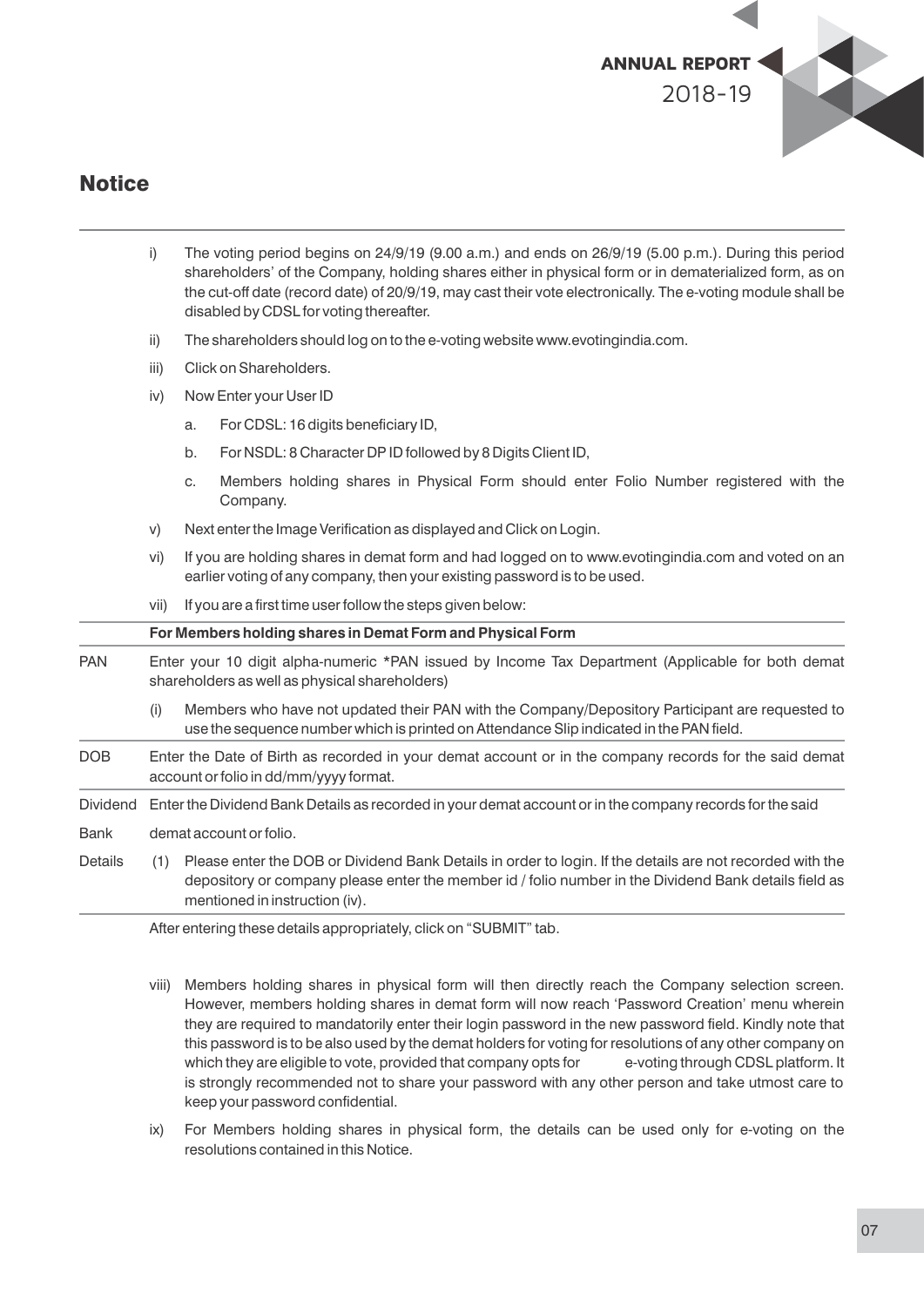## Notice

i) The voting period begins on 24/9/19 (9.00 a.m.) and ends on 26/9/19 (5.00 p.m.). During this period shareholders' of the Company, holding shares either in physical form or in dematerialized form, as on the cut-off date (record date) of 20/9/19, may cast their vote electronically. The e-voting module shall be disabled by CDSL for voting thereafter.

ii) The shareholders should log on to the e-voting website www.evotingindia.com.

iii) Click on Shareholders.

iv) Now Enter your User ID

   a. For CDSL: 16 digits beneficiary ID,

   b. For NSDL: 8 Character DP ID followed by 8 Digits Client ID,

   c. Members holding shares in Physical Form should enter Folio Number registered with the Company.

v) Next enter the Image Verification as displayed and Click on Login.

vi) If you are holding shares in demat form and had logged on to www.evotingindia.com and voted on an earlier voting of any company, then your existing password is to be used.

vii) If you are a first time user follow the steps given below:

| | For Members holding shares in Demat Form and Physical Form |
|---|---|
| PAN | Enter your 10 digit alpha-numeric *PAN issued by Income Tax Department (Applicable for both demat shareholders as well as physical shareholders)<br>(i) Members who have not updated their PAN with the Company/Depository Participant are requested to use the sequence number which is printed on Attendance Slip indicated in the PAN field. |
| DOB | Enter the Date of Birth as recorded in your demat account or in the company records for the said demat account or folio in dd/mm/yyyy format. |
| Dividend Bank Details | Enter the Dividend Bank Details as recorded in your demat account or in the company records for the said demat account or folio.<br>(1) Please enter the DOB or Dividend Bank Details in order to login. If the details are not recorded with the depository or company please enter the member id / folio number in the Dividend Bank details field as mentioned in instruction (iv). |

After entering these details appropriately, click on "SUBMIT" tab.

viii) Members holding shares in physical form will then directly reach the Company selection screen. However, members holding shares in demat form will now reach 'Password Creation' menu wherein they are required to mandatorily enter their login password in the new password field. Kindly note that this password is to be also used by the demat holders for voting for resolutions of any other company on which they are eligible to vote, provided that company opts for e-voting through CDSL platform. It is strongly recommended not to share your password with any other person and take utmost care to keep your password confidential.

ix) For Members holding shares in physical form, the details can be used only for e-voting on the resolutions contained in this Notice.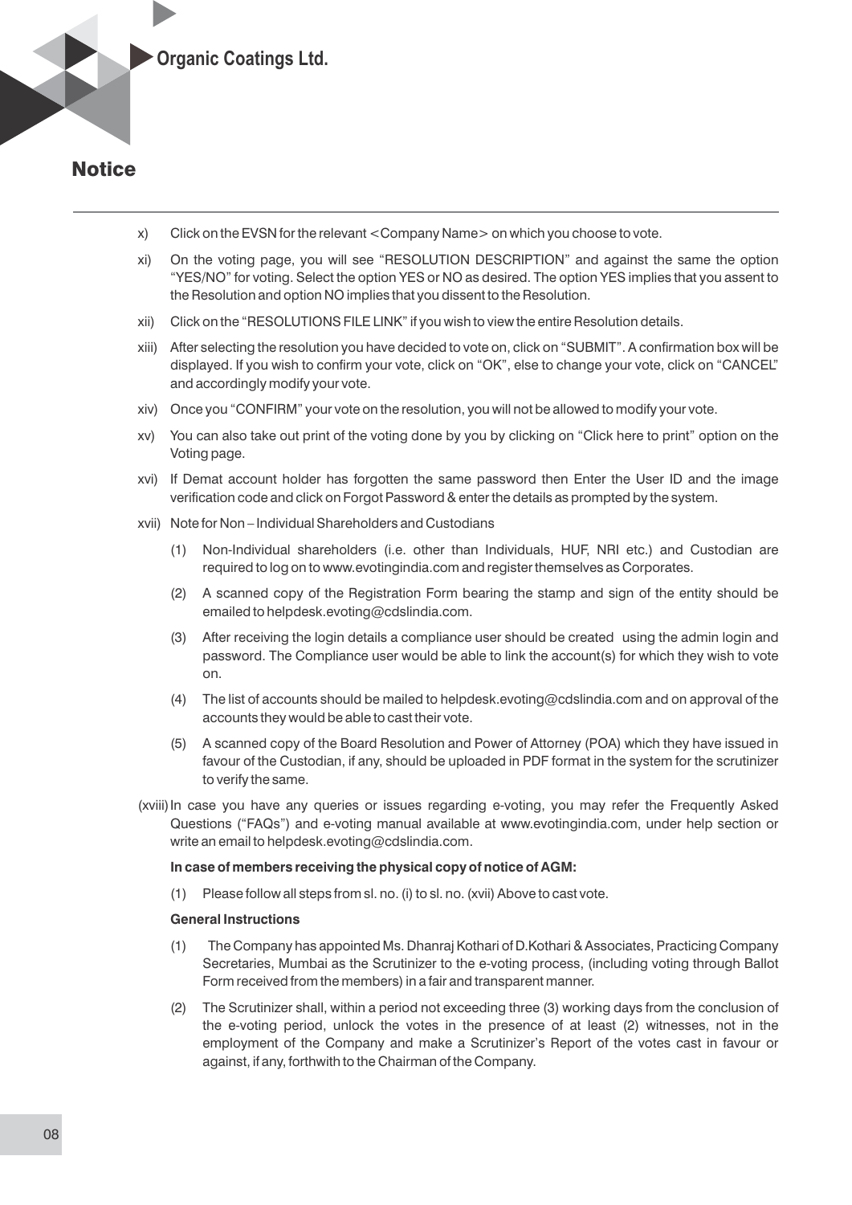## Notice

x) Click on the EVSN for the relevant <Company Name> on which you choose to vote.

xi) On the voting page, you will see "RESOLUTION DESCRIPTION" and against the same the option "YES/NO" for voting. Select the option YES or NO as desired. The option YES implies that you assent to the Resolution and option NO implies that you dissent to the Resolution.

xii) Click on the "RESOLUTIONS FILE LINK" if you wish to view the entire Resolution details.

xiii) After selecting the resolution you have decided to vote on, click on "SUBMIT". A confirmation box will be displayed. If you wish to confirm your vote, click on "OK", else to change your vote, click on "CANCEL" and accordingly modify your vote.

xiv) Once you "CONFIRM" your vote on the resolution, you will not be allowed to modify your vote.

xv) You can also take out print of the voting done by you by clicking on "Click here to print" option on the Voting page.

xvi) If Demat account holder has forgotten the same password then Enter the User ID and the image verification code and click on Forgot Password & enter the details as prompted by the system.

xvii) Note for Non – Individual Shareholders and Custodians

(1) Non-Individual shareholders (i.e. other than Individuals, HUF, NRI etc.) and Custodian are required to log on to www.evotingindia.com and register themselves as Corporates.

(2) A scanned copy of the Registration Form bearing the stamp and sign of the entity should be emailed to helpdesk.evoting@cdslindia.com.

(3) After receiving the login details a compliance user should be created using the admin login and password. The Compliance user would be able to link the account(s) for which they wish to vote on.

(4) The list of accounts should be mailed to helpdesk.evoting@cdslindia.com and on approval of the accounts they would be able to cast their vote.

(5) A scanned copy of the Board Resolution and Power of Attorney (POA) which they have issued in favour of the Custodian, if any, should be uploaded in PDF format in the system for the scrutinizer to verify the same.

(xviii) In case you have any queries or issues regarding e-voting, you may refer the Frequently Asked Questions ("FAQs") and e-voting manual available at www.evotingindia.com, under help section or write an email to helpdesk.evoting@cdslindia.com.

**In case of members receiving the physical copy of notice of AGM:**

(1) Please follow all steps from sl. no. (i) to sl. no. (xvii) Above to cast vote.

**General Instructions**

(1) The Company has appointed Ms. Dhanraj Kothari of D.Kothari & Associates, Practicing Company Secretaries, Mumbai as the Scrutinizer to the e-voting process, (including voting through Ballot Form received from the members) in a fair and transparent manner.

(2) The Scrutinizer shall, within a period not exceeding three (3) working days from the conclusion of the e-voting period, unlock the votes in the presence of at least (2) witnesses, not in the employment of the Company and make a Scrutinizer's Report of the votes cast in favour or against, if any, forthwith to the Chairman of the Company.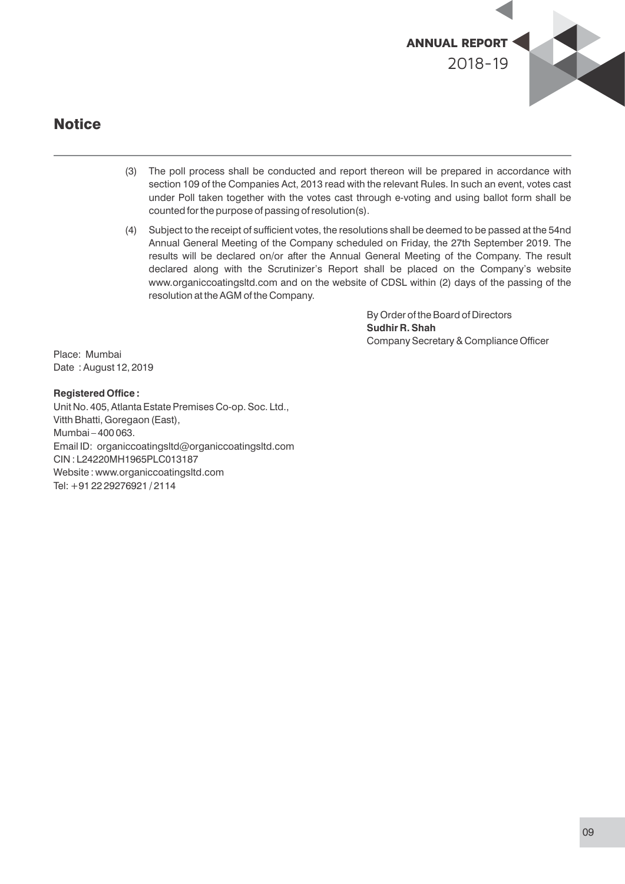## Notice

(3) The poll process shall be conducted and report thereon will be prepared in accordance with section 109 of the Companies Act, 2013 read with the relevant Rules. In such an event, votes cast under Poll taken together with the votes cast through e-voting and using ballot form shall be counted for the purpose of passing of resolution(s).

(4) Subject to the receipt of sufficient votes, the resolutions shall be deemed to be passed at the 54nd Annual General Meeting of the Company scheduled on Friday, the 27th September 2019. The results will be declared on/or after the Annual General Meeting of the Company. The result declared along with the Scrutinizer's Report shall be placed on the Company's website www.organiccoatingsltd.com and on the website of CDSL within (2) days of the passing of the resolution at the AGM of the Company.

By Order of the Board of Directors
**Sudhir R. Shah**
Company Secretary & Compliance Officer

Place: Mumbai
Date : August 12, 2019

**Registered Office :**
Unit No. 405, Atlanta Estate Premises Co-op. Soc. Ltd.,
Vitth Bhatti, Goregaon (East),
Mumbai – 400 063.
Email ID: organiccoatingsltd@organiccoatingsltd.com
CIN : L24220MH1965PLC013187
Website : www.organiccoatingsltd.com
Tel: +91 22 29276921 / 2114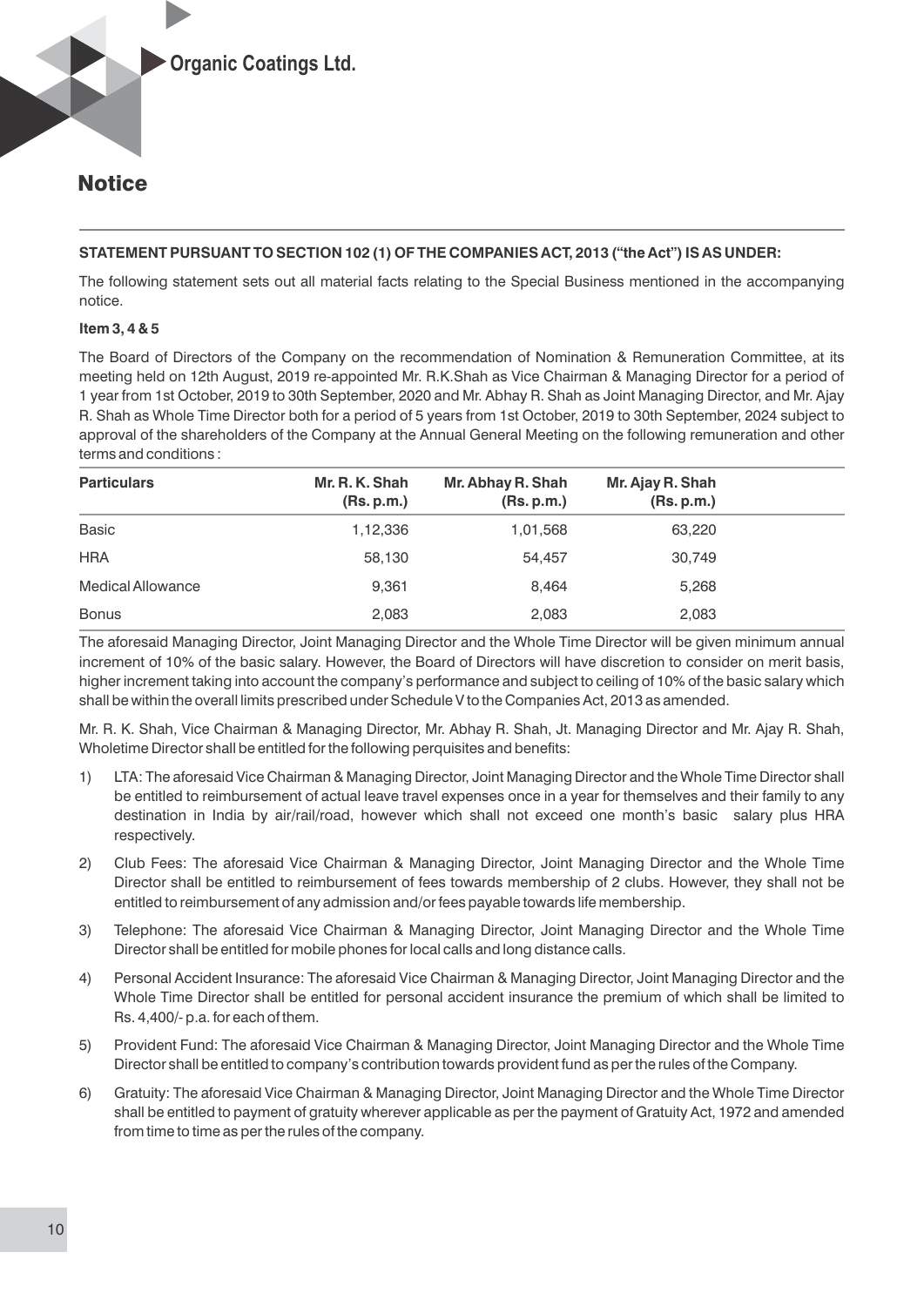# Notice

**STATEMENT PURSUANT TO SECTION 102 (1) OF THE COMPANIES ACT, 2013 ("the Act") IS AS UNDER:**

The following statement sets out all material facts relating to the Special Business mentioned in the accompanying notice.

**Item 3, 4 & 5**

The Board of Directors of the Company on the recommendation of Nomination & Remuneration Committee, at its meeting held on 12th August, 2019 re-appointed Mr. R.K.Shah as Vice Chairman & Managing Director for a period of 1 year from 1st October, 2019 to 30th September, 2020 and Mr. Abhay R. Shah as Joint Managing Director, and Mr. Ajay R. Shah as Whole Time Director both for a period of 5 years from 1st October, 2019 to 30th September, 2024 subject to approval of the shareholders of the Company at the Annual General Meeting on the following remuneration and other terms and conditions :

| Particulars | Mr. R. K. Shah (Rs. p.m.) | Mr. Abhay R. Shah (Rs. p.m.) | Mr. Ajay R. Shah (Rs. p.m.) |
|---|---|---|---|
| Basic | 1,12,336 | 1,01,568 | 63,220 |
| HRA | 58,130 | 54,457 | 30,749 |
| Medical Allowance | 9,361 | 8,464 | 5,268 |
| Bonus | 2,083 | 2,083 | 2,083 |

The aforesaid Managing Director, Joint Managing Director and the Whole Time Director will be given minimum annual increment of 10% of the basic salary. However, the Board of Directors will have discretion to consider on merit basis, higher increment taking into account the company's performance and subject to ceiling of 10% of the basic salary which shall be within the overall limits prescribed under Schedule V to the Companies Act, 2013 as amended.

Mr. R. K. Shah, Vice Chairman & Managing Director, Mr. Abhay R. Shah, Jt. Managing Director and Mr. Ajay R. Shah, Wholetime Director shall be entitled for the following perquisites and benefits:

1) LTA: The aforesaid Vice Chairman & Managing Director, Joint Managing Director and the Whole Time Director shall be entitled to reimbursement of actual leave travel expenses once in a year for themselves and their family to any destination in India by air/rail/road, however which shall not exceed one month's basic salary plus HRA respectively.

2) Club Fees: The aforesaid Vice Chairman & Managing Director, Joint Managing Director and the Whole Time Director shall be entitled to reimbursement of fees towards membership of 2 clubs. However, they shall not be entitled to reimbursement of any admission and/or fees payable towards life membership.

3) Telephone: The aforesaid Vice Chairman & Managing Director, Joint Managing Director and the Whole Time Director shall be entitled for mobile phones for local calls and long distance calls.

4) Personal Accident Insurance: The aforesaid Vice Chairman & Managing Director, Joint Managing Director and the Whole Time Director shall be entitled for personal accident insurance the premium of which shall be limited to Rs. 4,400/- p.a. for each of them.

5) Provident Fund: The aforesaid Vice Chairman & Managing Director, Joint Managing Director and the Whole Time Director shall be entitled to company's contribution towards provident fund as per the rules of the Company.

6) Gratuity: The aforesaid Vice Chairman & Managing Director, Joint Managing Director and the Whole Time Director shall be entitled to payment of gratuity wherever applicable as per the payment of Gratuity Act, 1972 and amended from time to time as per the rules of the company.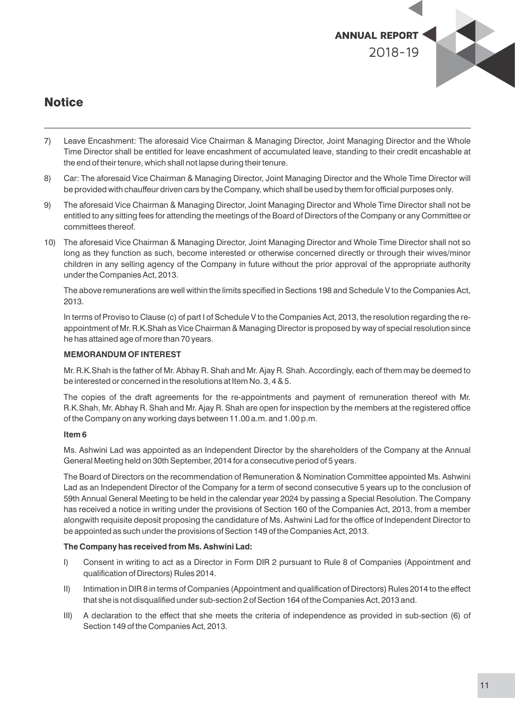## Notice

7) Leave Encashment: The aforesaid Vice Chairman & Managing Director, Joint Managing Director and the Whole Time Director shall be entitled for leave encashment of accumulated leave, standing to their credit encashable at the end of their tenure, which shall not lapse during their tenure.

8) Car: The aforesaid Vice Chairman & Managing Director, Joint Managing Director and the Whole Time Director will be provided with chauffeur driven cars by the Company, which shall be used by them for official purposes only.

9) The aforesaid Vice Chairman & Managing Director, Joint Managing Director and Whole Time Director shall not be entitled to any sitting fees for attending the meetings of the Board of Directors of the Company or any Committee or committees thereof.

10) The aforesaid Vice Chairman & Managing Director, Joint Managing Director and Whole Time Director shall not so long as they function as such, become interested or otherwise concerned directly or through their wives/minor children in any selling agency of the Company in future without the prior approval of the appropriate authority under the Companies Act, 2013.

The above remunerations are well within the limits specified in Sections 198 and Schedule V to the Companies Act, 2013.

In terms of Proviso to Clause (c) of part I of Schedule V to the Companies Act, 2013, the resolution regarding the re-appointment of Mr. R.K.Shah as Vice Chairman & Managing Director is proposed by way of special resolution since he has attained age of more than 70 years.

**MEMORANDUM OF INTEREST**

Mr. R.K.Shah is the father of Mr. Abhay R. Shah and Mr. Ajay R. Shah. Accordingly, each of them may be deemed to be interested or concerned in the resolutions at Item No. 3, 4 & 5.

The copies of the draft agreements for the re-appointments and payment of remuneration thereof with Mr. R.K.Shah, Mr. Abhay R. Shah and Mr. Ajay R. Shah are open for inspection by the members at the registered office of the Company on any working days between 11.00 a.m. and 1.00 p.m.

**Item 6**

Ms. Ashwini Lad was appointed as an Independent Director by the shareholders of the Company at the Annual General Meeting held on 30th September, 2014 for a consecutive period of 5 years.

The Board of Directors on the recommendation of Remuneration & Nomination Committee appointed Ms. Ashwini Lad as an Independent Director of the Company for a term of second consecutive 5 years up to the conclusion of 59th Annual General Meeting to be held in the calendar year 2024 by passing a Special Resolution. The Company has received a notice in writing under the provisions of Section 160 of the Companies Act, 2013, from a member alongwith requisite deposit proposing the candidature of Ms. Ashwini Lad for the office of Independent Director to be appointed as such under the provisions of Section 149 of the Companies Act, 2013.

**The Company has received from Ms. Ashwini Lad:**

I) Consent in writing to act as a Director in Form DIR 2 pursuant to Rule 8 of Companies (Appointment and qualification of Directors) Rules 2014.

II) Intimation in DIR 8 in terms of Companies (Appointment and qualification of Directors) Rules 2014 to the effect that she is not disqualified under sub-section 2 of Section 164 of the Companies Act, 2013 and.

III) A declaration to the effect that she meets the criteria of independence as provided in sub-section (6) of Section 149 of the Companies Act, 2013.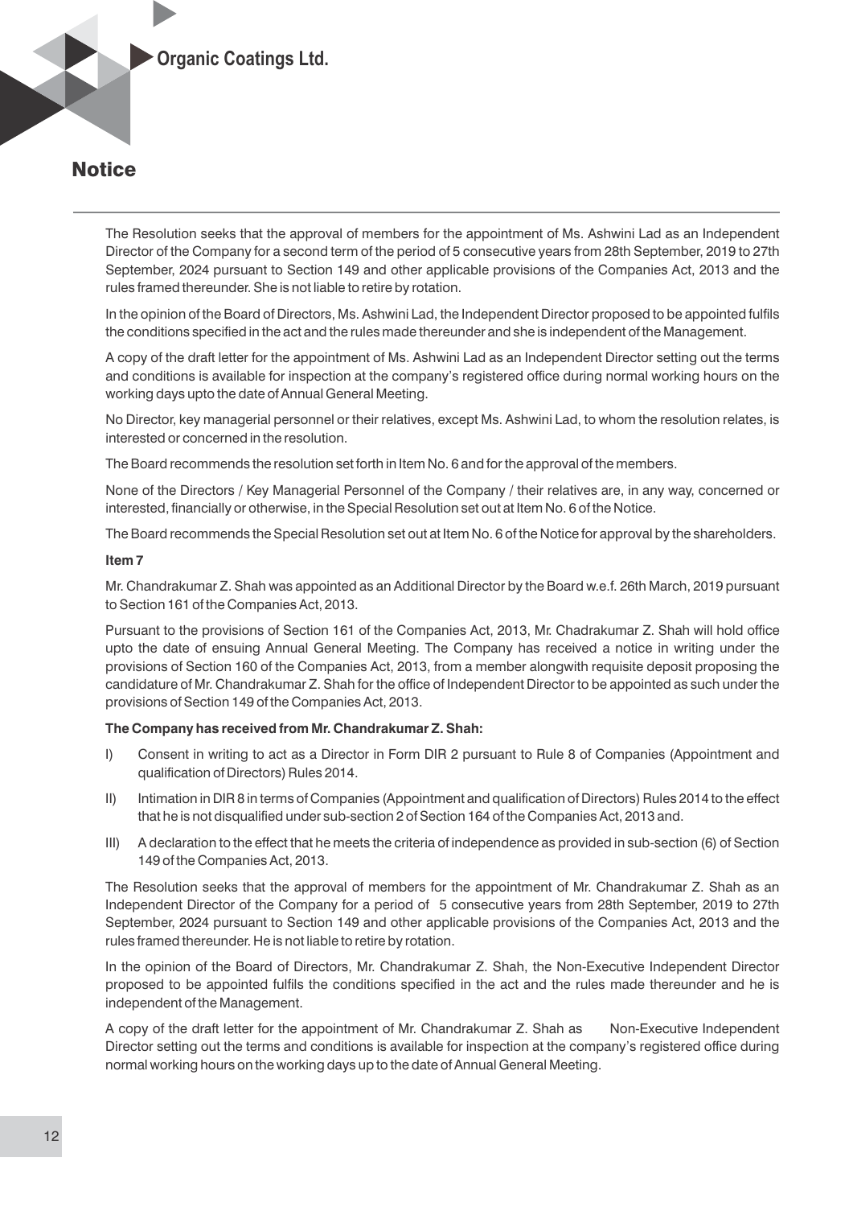# Notice

The Resolution seeks that the approval of members for the appointment of Ms. Ashwini Lad as an Independent Director of the Company for a second term of the period of 5 consecutive years from 28th September, 2019 to 27th September, 2024 pursuant to Section 149 and other applicable provisions of the Companies Act, 2013 and the rules framed thereunder. She is not liable to retire by rotation.

In the opinion of the Board of Directors, Ms. Ashwini Lad, the Independent Director proposed to be appointed fulfils the conditions specified in the act and the rules made thereunder and she is independent of the Management.

A copy of the draft letter for the appointment of Ms. Ashwini Lad as an Independent Director setting out the terms and conditions is available for inspection at the company's registered office during normal working hours on the working days upto the date of Annual General Meeting.

No Director, key managerial personnel or their relatives, except Ms. Ashwini Lad, to whom the resolution relates, is interested or concerned in the resolution.

The Board recommends the resolution set forth in Item No. 6 and for the approval of the members.

None of the Directors / Key Managerial Personnel of the Company / their relatives are, in any way, concerned or interested, financially or otherwise, in the Special Resolution set out at Item No. 6 of the Notice.

The Board recommends the Special Resolution set out at Item No. 6 of the Notice for approval by the shareholders.

**Item 7**

Mr. Chandrakumar Z. Shah was appointed as an Additional Director by the Board w.e.f. 26th March, 2019 pursuant to Section 161 of the Companies Act, 2013.

Pursuant to the provisions of Section 161 of the Companies Act, 2013, Mr. Chadrakumar Z. Shah will hold office upto the date of ensuing Annual General Meeting. The Company has received a notice in writing under the provisions of Section 160 of the Companies Act, 2013, from a member alongwith requisite deposit proposing the candidature of Mr. Chandrakumar Z. Shah for the office of Independent Director to be appointed as such under the provisions of Section 149 of the Companies Act, 2013.

**The Company has received from Mr. Chandrakumar Z. Shah:**

I) Consent in writing to act as a Director in Form DIR 2 pursuant to Rule 8 of Companies (Appointment and qualification of Directors) Rules 2014.

II) Intimation in DIR 8 in terms of Companies (Appointment and qualification of Directors) Rules 2014 to the effect that he is not disqualified under sub-section 2 of Section 164 of the Companies Act, 2013 and.

III) A declaration to the effect that he meets the criteria of independence as provided in sub-section (6) of Section 149 of the Companies Act, 2013.

The Resolution seeks that the approval of members for the appointment of Mr. Chandrakumar Z. Shah as an Independent Director of the Company for a period of 5 consecutive years from 28th September, 2019 to 27th September, 2024 pursuant to Section 149 and other applicable provisions of the Companies Act, 2013 and the rules framed thereunder. He is not liable to retire by rotation.

In the opinion of the Board of Directors, Mr. Chandrakumar Z. Shah, the Non-Executive Independent Director proposed to be appointed fulfils the conditions specified in the act and the rules made thereunder and he is independent of the Management.

A copy of the draft letter for the appointment of Mr. Chandrakumar Z. Shah as Non-Executive Independent Director setting out the terms and conditions is available for inspection at the company's registered office during normal working hours on the working days up to the date of Annual General Meeting.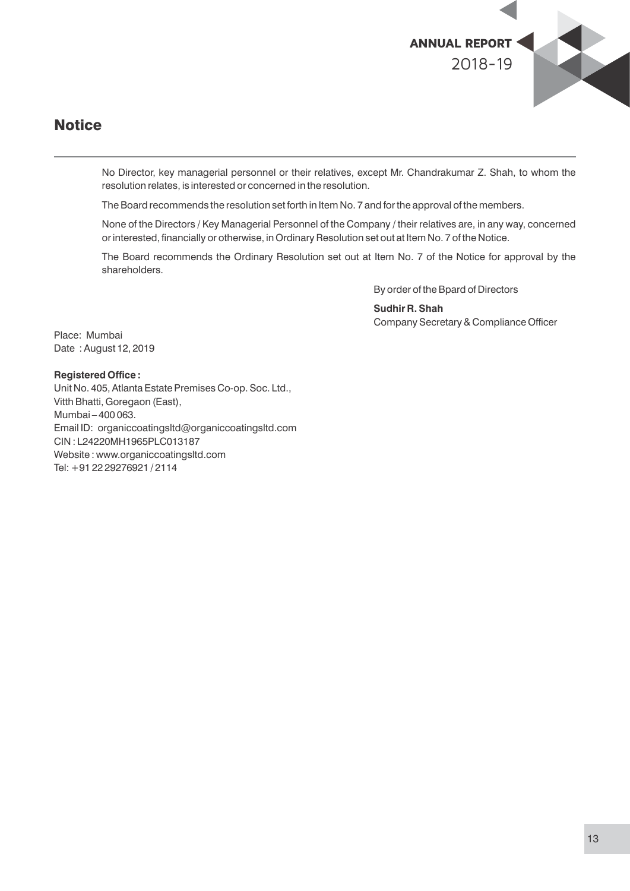## Notice

No Director, key managerial personnel or their relatives, except Mr. Chandrakumar Z. Shah, to whom the resolution relates, is interested or concerned in the resolution.

The Board recommends the resolution set forth in Item No. 7 and for the approval of the members.

None of the Directors / Key Managerial Personnel of the Company / their relatives are, in any way, concerned or interested, financially or otherwise, in Ordinary Resolution set out at Item No. 7 of the Notice.

The Board recommends the Ordinary Resolution set out at Item No. 7 of the Notice for approval by the shareholders.

By order of the Bpard of Directors

**Sudhir R. Shah**
Company Secretary & Compliance Officer

Place: Mumbai
Date : August 12, 2019

**Registered Office :**
Unit No. 405, Atlanta Estate Premises Co-op. Soc. Ltd.,
Vitth Bhatti, Goregaon (East),
Mumbai – 400 063.
Email ID: organiccoatingsltd@organiccoatingsltd.com
CIN : L24220MH1965PLC013187
Website : www.organiccoatingsltd.com
Tel: +91 22 29276921 / 2114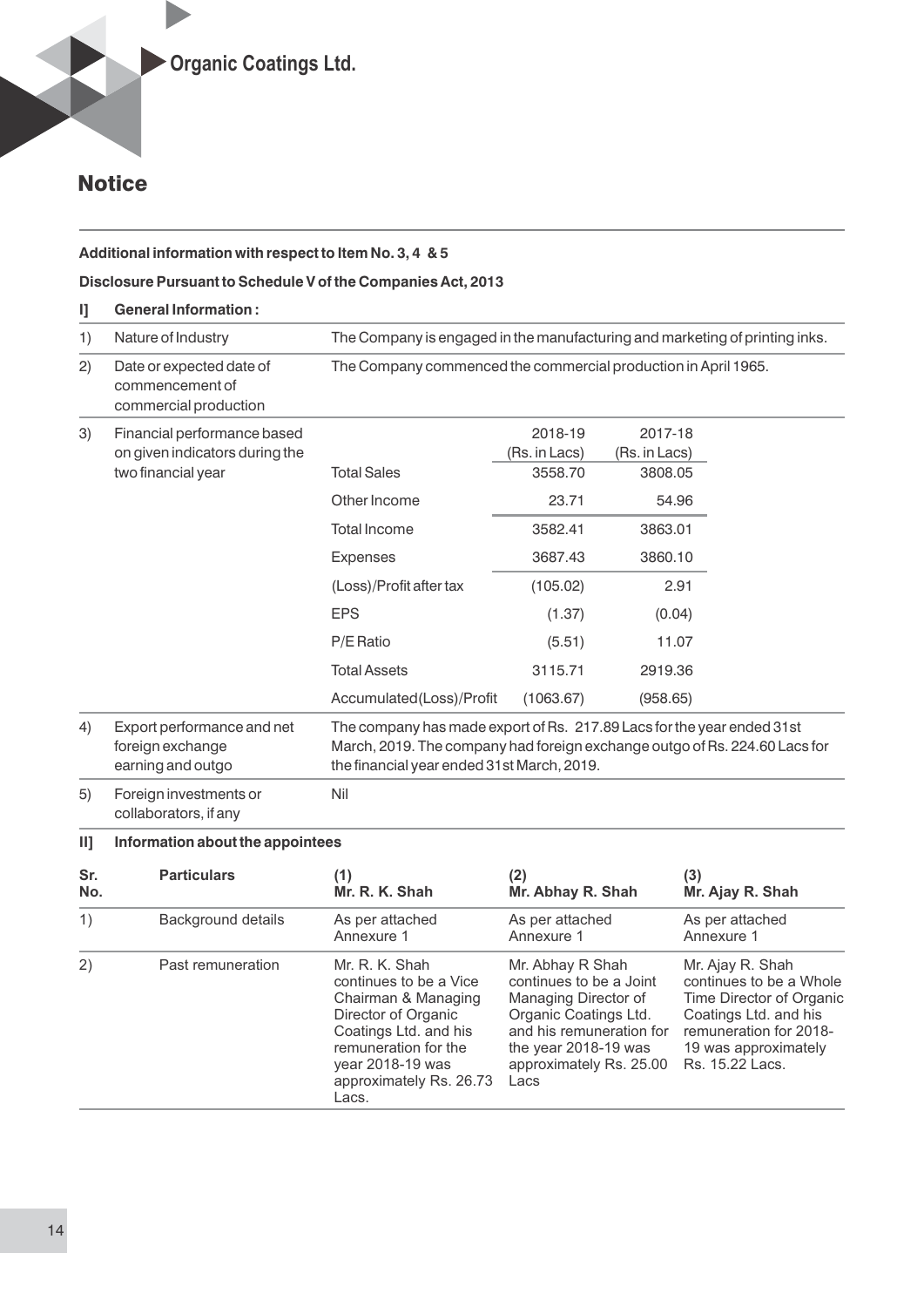## Notice

**Additional information with respect to Item No. 3, 4 & 5**

**Disclosure Pursuant to Schedule V of the Companies Act, 2013**

**I] General Information :**

| | | | | |
|---|---|---|---|---|
| 1) | Nature of Industry | The Company is engaged in the manufacturing and marketing of printing inks. | | |
| 2) | Date or expected date of commencement of commercial production | The Company commenced the commercial production in April 1965. | | |
| 3) | Financial performance based on given indicators during the two financial year | | 2018-19 (Rs. in Lacs) | 2017-18 (Rs. in Lacs) |
| | | Total Sales | 3558.70 | 3808.05 |
| | | Other Income | 23.71 | 54.96 |
| | | Total Income | 3582.41 | 3863.01 |
| | | Expenses | 3687.43 | 3860.10 |
| | | (Loss)/Profit after tax | (105.02) | 2.91 |
| | | EPS | (1.37) | (0.04) |
| | | P/E Ratio | (5.51) | 11.07 |
| | | Total Assets | 3115.71 | 2919.36 |
| | | Accumulated(Loss)/Profit | (1063.67) | (958.65) |
| 4) | Export performance and net foreign exchange earning and outgo | The company has made export of Rs. 217.89 Lacs for the year ended 31st March, 2019. The company had foreign exchange outgo of Rs. 224.60 Lacs for the financial year ended 31st March, 2019. | | |
| 5) | Foreign investments or collaborators, if any | Nil | | |

**II] Information about the appointees**

| Sr. No. | Particulars | (1) Mr. R. K. Shah | (2) Mr. Abhay R. Shah | (3) Mr. Ajay R. Shah |
|---|---|---|---|---|
| 1) | Background details | As per attached Annexure 1 | As per attached Annexure 1 | As per attached Annexure 1 |
| 2) | Past remuneration | Mr. R. K. Shah continues to be a Vice Chairman & Managing Director of Organic Coatings Ltd. and his remuneration for the year 2018-19 was approximately Rs. 26.73 Lacs. | Mr. Abhay R Shah continues to be a Joint Managing Director of Organic Coatings Ltd. and his remuneration for the year 2018-19 was approximately Rs. 25.00 Lacs | Mr. Ajay R. Shah continues to be a Whole Time Director of Organic Coatings Ltd. and his remuneration for 2018-19 was approximately Rs. 15.22 Lacs. |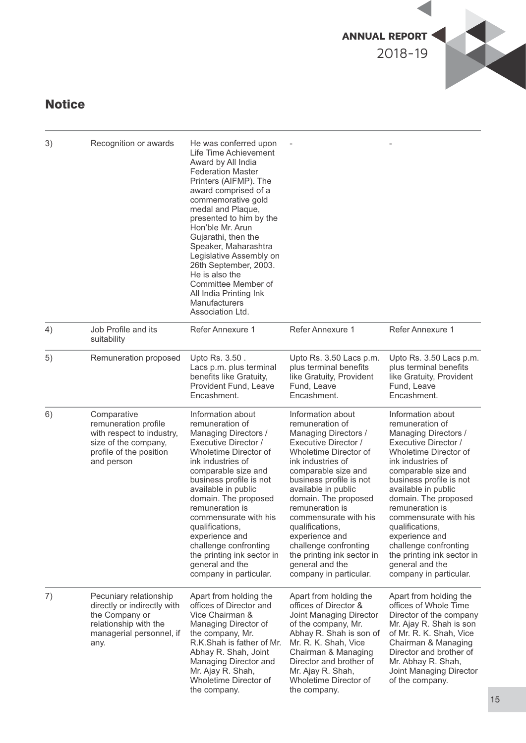## Notice

| | | | | |
|---|---|---|---|---|
| 3) | Recognition or awards | He was conferred upon Life Time Achievement Award by All India Federation Master Printers (AIFMP). The award comprised of a commemorative gold medal and Plaque, presented to him by the Hon'ble Mr. Arun Gujarathi, then the Speaker, Maharashtra Legislative Assembly on 26th September, 2003. He is also the Committee Member of All India Printing Ink Manufacturers Association Ltd. | - | - |
| 4) | Job Profile and its suitability | Refer Annexure 1 | Refer Annexure 1 | Refer Annexure 1 |
| 5) | Remuneration proposed | Upto Rs. 3.50 . Lacs p.m. plus terminal benefits like Gratuity, Provident Fund, Leave Encashment. | Upto Rs. 3.50 Lacs p.m. plus terminal benefits like Gratuity, Provident Fund, Leave Encashment. | Upto Rs. 3.50 Lacs p.m. plus terminal benefits like Gratuity, Provident Fund, Leave Encashment. |
| 6) | Comparative remuneration profile with respect to industry, size of the company, profile of the position and person | Information about remuneration of Managing Directors / Executive Director / Wholetime Director of ink industries of comparable size and business profile is not available in public domain. The proposed remuneration is commensurate with his qualifications, experience and challenge confronting the printing ink sector in general and the company in particular. | Information about remuneration of Managing Directors / Executive Director / Wholetime Director of ink industries of comparable size and business profile is not available in public domain. The proposed remuneration is commensurate with his qualifications, experience and challenge confronting the printing ink sector in general and the company in particular. | Information about remuneration of Managing Directors / Executive Director / Wholetime Director of ink industries of comparable size and business profile is not available in public domain. The proposed remuneration is commensurate with his qualifications, experience and challenge confronting the printing ink sector in general and the company in particular. |
| 7) | Pecuniary relationship directly or indirectly with the Company or relationship with the managerial personnel, if any. | Apart from holding the offices of Director and Vice Chairman & Managing Director of the company, Mr. R.K.Shah is father of Mr. Abhay R. Shah, Joint Managing Director and Mr. Ajay R. Shah, Wholetime Director of the company. | Apart from holding the offices of Director & Joint Managing Director of the company, Mr. Abhay R. Shah is son of Mr. R. K. Shah, Vice Chairman & Managing Director and brother of Mr. Ajay R. Shah, Wholetime Director of the company. | Apart from holding the offices of Whole Time Director of the company Mr. Ajay R. Shah is son of Mr. R. K. Shah, Vice Chairman & Managing Director and brother of Mr. Abhay R. Shah, Joint Managing Director of the company. |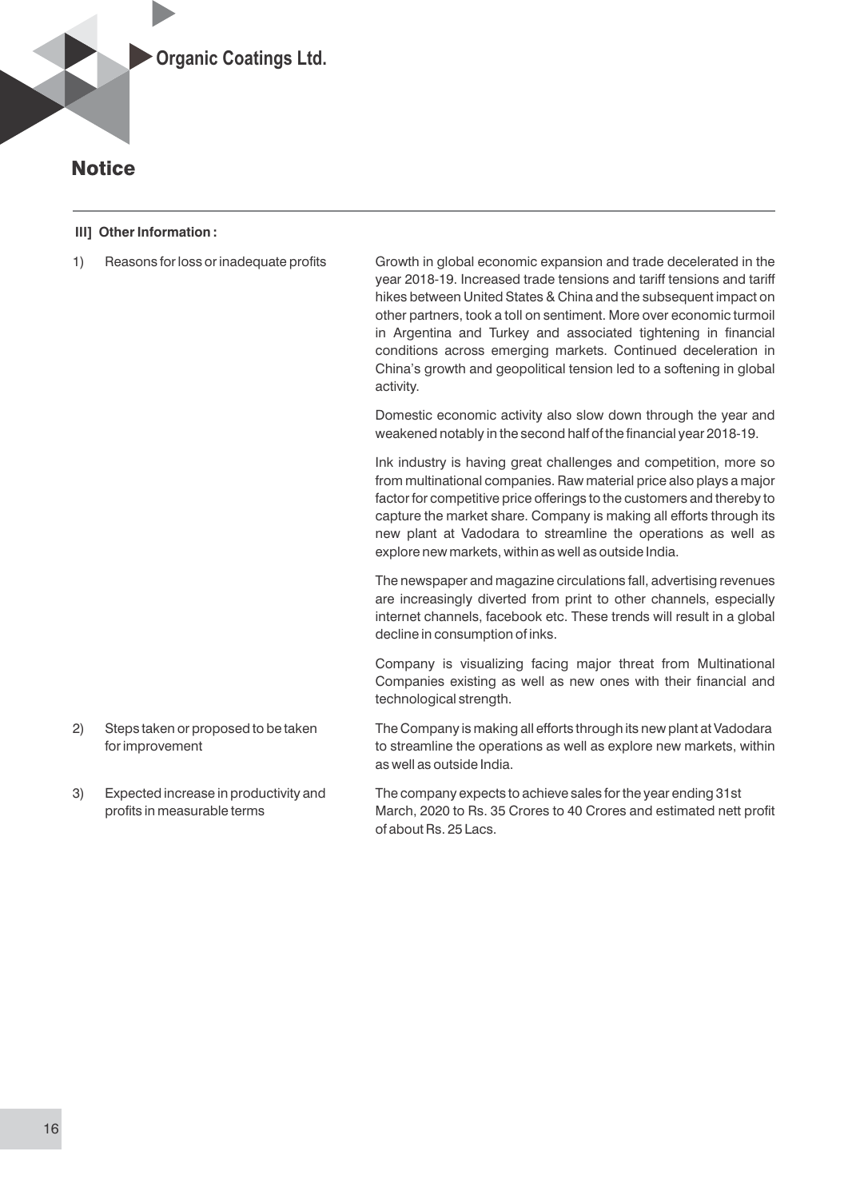## Notice

**III] Other Information :**

| | | |
|---|---|---|
| 1) | Reasons for loss or inadequate profits | Growth in global economic expansion and trade decelerated in the year 2018-19. Increased trade tensions and tariff tensions and tariff hikes between United States & China and the subsequent impact on other partners, took a toll on sentiment. More over economic turmoil in Argentina and Turkey and associated tightening in financial conditions across emerging markets. Continued deceleration in China's growth and geopolitical tension led to a softening in global activity.<br><br>Domestic economic activity also slow down through the year and weakened notably in the second half of the financial year 2018-19.<br><br>Ink industry is having great challenges and competition, more so from multinational companies. Raw material price also plays a major factor for competitive price offerings to the customers and thereby to capture the market share. Company is making all efforts through its new plant at Vadodara to streamline the operations as well as explore new markets, within as well as outside India.<br><br>The newspaper and magazine circulations fall, advertising revenues are increasingly diverted from print to other channels, especially internet channels, facebook etc. These trends will result in a global decline in consumption of inks.<br><br>Company is visualizing facing major threat from Multinational Companies existing as well as new ones with their financial and technological strength. |
| 2) | Steps taken or proposed to be taken for improvement | The Company is making all efforts through its new plant at Vadodara to streamline the operations as well as explore new markets, within as well as outside India. |
| 3) | Expected increase in productivity and profits in measurable terms | The company expects to achieve sales for the year ending 31st March, 2020 to Rs. 35 Crores to 40 Crores and estimated nett profit of about Rs. 25 Lacs. |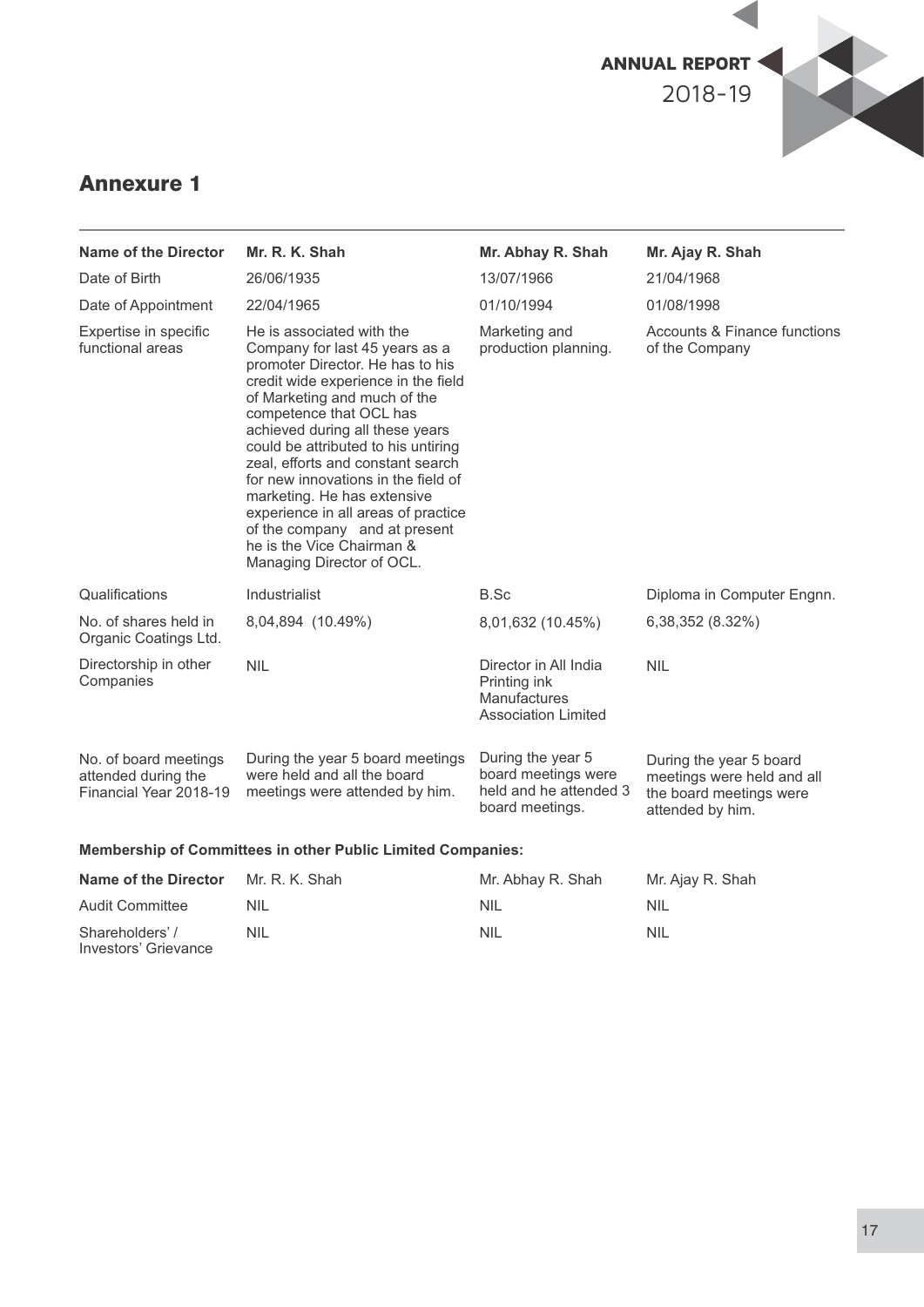# Annexure 1

| Name of the Director | Mr. R. K. Shah | Mr. Abhay R. Shah | Mr. Ajay R. Shah |
|---|---|---|---|
| Date of Birth | 26/06/1935 | 13/07/1966 | 21/04/1968 |
| Date of Appointment | 22/04/1965 | 01/10/1994 | 01/08/1998 |
| Expertise in specific functional areas | He is associated with the Company for last 45 years as a promoter Director. He has to his credit wide experience in the field of Marketing and much of the competence that OCL has achieved during all these years could be attributed to his untiring zeal, efforts and constant search for new innovations in the field of marketing. He has extensive experience in all areas of practice of the company and at present he is the Vice Chairman & Managing Director of OCL. | Marketing and production planning. | Accounts & Finance functions of the Company |
| Qualifications | Industrialist | B.Sc | Diploma in Computer Engnn. |
| No. of shares held in Organic Coatings Ltd. | 8,04,894 (10.49%) | 8,01,632 (10.45%) | 6,38,352 (8.32%) |
| Directorship in other Companies | NIL | Director in All India Printing ink Manufactures Association Limited | NIL |
| No. of board meetings attended during the Financial Year 2018-19 | During the year 5 board meetings were held and all the board meetings were attended by him. | During the year 5 board meetings were held and he attended 3 board meetings. | During the year 5 board meetings were held and all the board meetings were attended by him. |

**Membership of Committees in other Public Limited Companies:**

| Name of the Director | Mr. R. K. Shah | Mr. Abhay R. Shah | Mr. Ajay R. Shah |
|---|---|---|---|
| Audit Committee | NIL | NIL | NIL |
| Shareholders' / Investors' Grievance | NIL | NIL | NIL |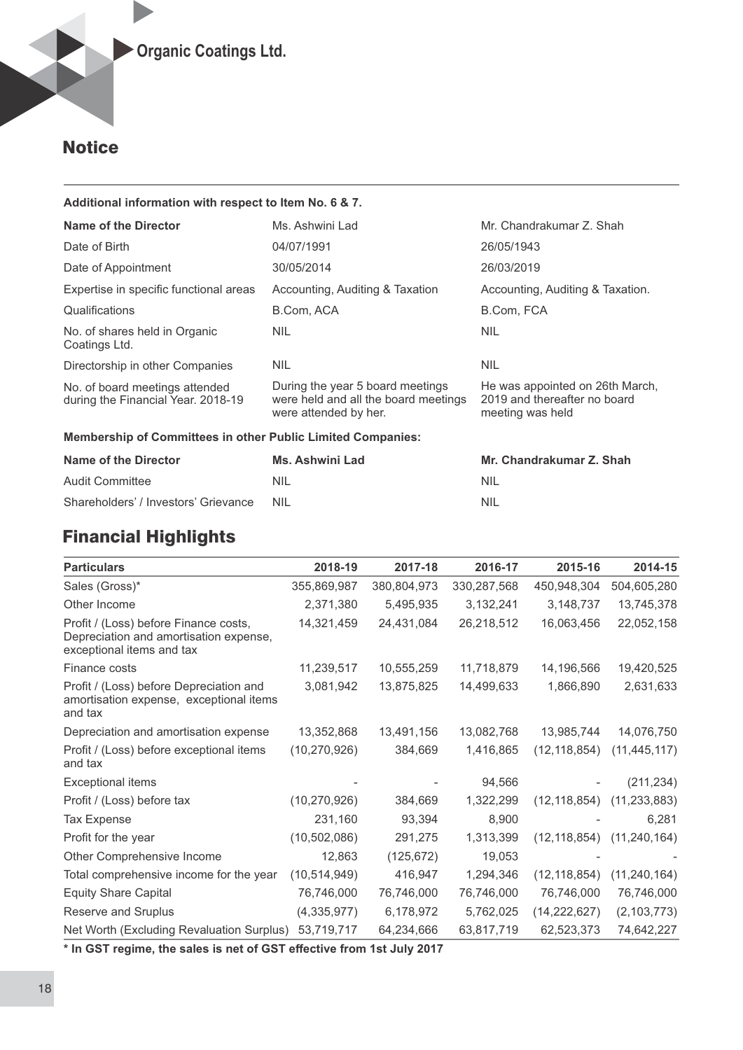## Notice

**Additional information with respect to Item No. 6 & 7.**

| Name of the Director | Ms. Ashwini Lad | Mr. Chandrakumar Z. Shah |
|---|---|---|
| Date of Birth | 04/07/1991 | 26/05/1943 |
| Date of Appointment | 30/05/2014 | 26/03/2019 |
| Expertise in specific functional areas | Accounting, Auditing & Taxation | Accounting, Auditing & Taxation. |
| Qualifications | B.Com, ACA | B.Com, FCA |
| No. of shares held in Organic Coatings Ltd. | NIL | NIL |
| Directorship in other Companies | NIL | NIL |
| No. of board meetings attended during the Financial Year. 2018-19 | During the year 5 board meetings were held and all the board meetings were attended by her. | He was appointed on 26th March, 2019 and thereafter no board meeting was held |

**Membership of Committees in other Public Limited Companies:**

| Name of the Director | Ms. Ashwini Lad | Mr. Chandrakumar Z. Shah |
|---|---|---|
| Audit Committee | NIL | NIL |
| Shareholders' / Investors' Grievance | NIL | NIL |

## Financial Highlights

| Particulars | 2018-19 | 2017-18 | 2016-17 | 2015-16 | 2014-15 |
|---|---|---|---|---|---|
| Sales (Gross)* | 355,869,987 | 380,804,973 | 330,287,568 | 450,948,304 | 504,605,280 |
| Other Income | 2,371,380 | 5,495,935 | 3,132,241 | 3,148,737 | 13,745,378 |
| Profit / (Loss) before Finance costs, Depreciation and amortisation expense, exceptional items and tax | 14,321,459 | 24,431,084 | 26,218,512 | 16,063,456 | 22,052,158 |
| Finance costs | 11,239,517 | 10,555,259 | 11,718,879 | 14,196,566 | 19,420,525 |
| Profit / (Loss) before Depreciation and amortisation expense, exceptional items and tax | 3,081,942 | 13,875,825 | 14,499,633 | 1,866,890 | 2,631,633 |
| Depreciation and amortisation expense | 13,352,868 | 13,491,156 | 13,082,768 | 13,985,744 | 14,076,750 |
| Profit / (Loss) before exceptional items and tax | (10,270,926) | 384,669 | 1,416,865 | (12,118,854) | (11,445,117) |
| Exceptional items | - | - | 94,566 | - | (211,234) |
| Profit / (Loss) before tax | (10,270,926) | 384,669 | 1,322,299 | (12,118,854) | (11,233,883) |
| Tax Expense | 231,160 | 93,394 | 8,900 | - | 6,281 |
| Profit for the year | (10,502,086) | 291,275 | 1,313,399 | (12,118,854) | (11,240,164) |
| Other Comprehensive Income | 12,863 | (125,672) | 19,053 | - | - |
| Total comprehensive income for the year | (10,514,949) | 416,947 | 1,294,346 | (12,118,854) | (11,240,164) |
| Equity Share Capital | 76,746,000 | 76,746,000 | 76,746,000 | 76,746,000 | 76,746,000 |
| Reserve and Sruplus | (4,335,977) | 6,178,972 | 5,762,025 | (14,222,627) | (2,103,773) |
| Net Worth (Excluding Revaluation Surplus) | 53,719,717 | 64,234,666 | 63,817,719 | 62,523,373 | 74,642,227 |

**\* In GST regime, the sales is net of GST effective from 1st July 2017**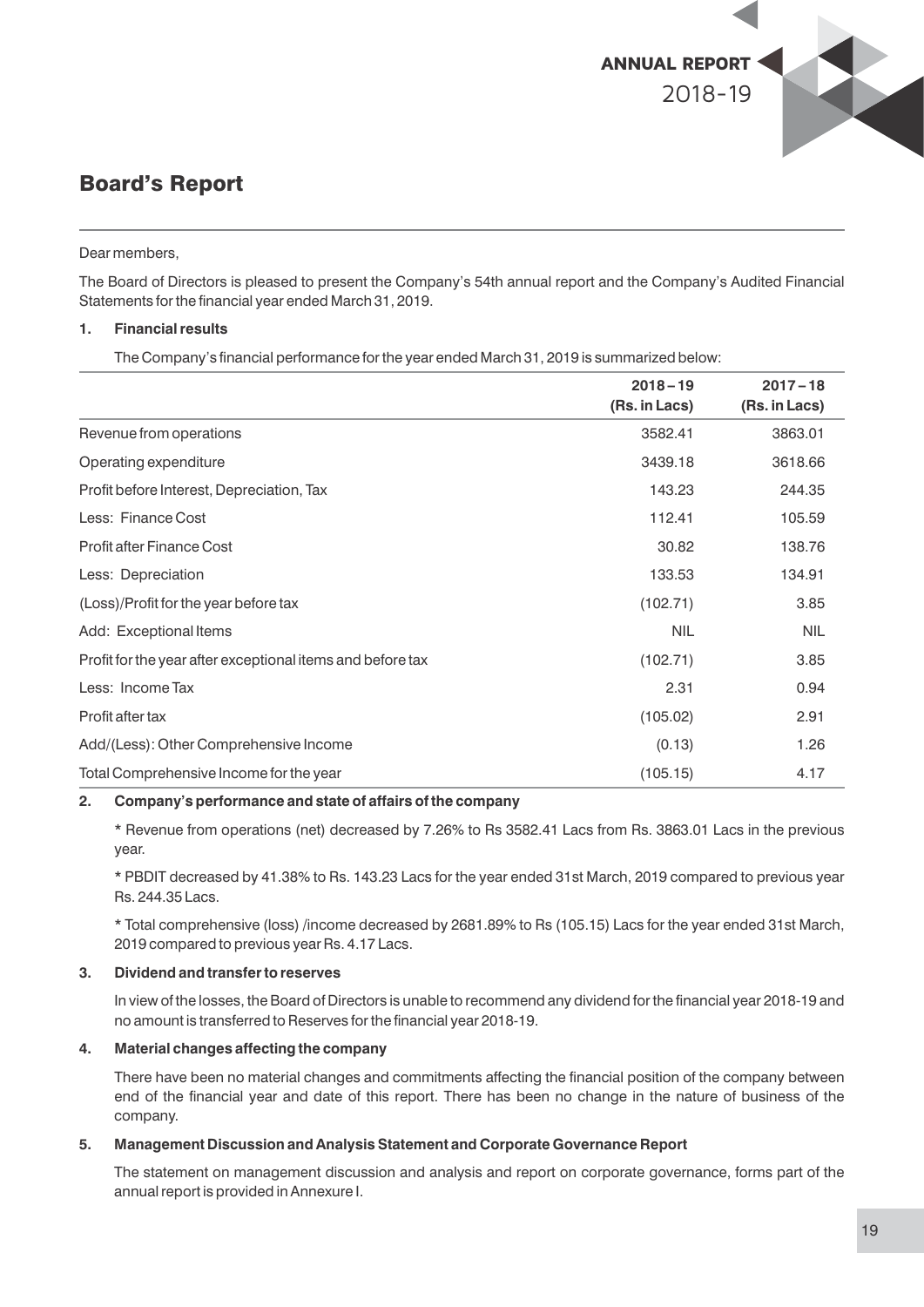## Board's Report

Dear members,

The Board of Directors is pleased to present the Company's 54th annual report and the Company's Audited Financial Statements for the financial year ended March 31, 2019.

### 1. Financial results

The Company's financial performance for the year ended March 31, 2019 is summarized below:

| | 2018 – 19 (Rs. in Lacs) | 2017 – 18 (Rs. in Lacs) |
|---|---|---|
| Revenue from operations | 3582.41 | 3863.01 |
| Operating expenditure | 3439.18 | 3618.66 |
| Profit before Interest, Depreciation, Tax | 143.23 | 244.35 |
| Less: Finance Cost | 112.41 | 105.59 |
| Profit after Finance Cost | 30.82 | 138.76 |
| Less: Depreciation | 133.53 | 134.91 |
| (Loss)/Profit for the year before tax | (102.71) | 3.85 |
| Add: Exceptional Items | NIL | NIL |
| Profit for the year after exceptional items and before tax | (102.71) | 3.85 |
| Less: Income Tax | 2.31 | 0.94 |
| Profit after tax | (105.02) | 2.91 |
| Add/(Less): Other Comprehensive Income | (0.13) | 1.26 |
| Total Comprehensive Income for the year | (105.15) | 4.17 |

### 2. Company's performance and state of affairs of the company

* Revenue from operations (net) decreased by 7.26% to Rs 3582.41 Lacs from Rs. 3863.01 Lacs in the previous year.

* PBDIT decreased by 41.38% to Rs. 143.23 Lacs for the year ended 31st March, 2019 compared to previous year Rs. 244.35 Lacs.

* Total comprehensive (loss) /income decreased by 2681.89% to Rs (105.15) Lacs for the year ended 31st March, 2019 compared to previous year Rs. 4.17 Lacs.

### 3. Dividend and transfer to reserves

In view of the losses, the Board of Directors is unable to recommend any dividend for the financial year 2018-19 and no amount is transferred to Reserves for the financial year 2018-19.

### 4. Material changes affecting the company

There have been no material changes and commitments affecting the financial position of the company between end of the financial year and date of this report. There has been no change in the nature of business of the company.

### 5. Management Discussion and Analysis Statement and Corporate Governance Report

The statement on management discussion and analysis and report on corporate governance, forms part of the annual report is provided in Annexure I.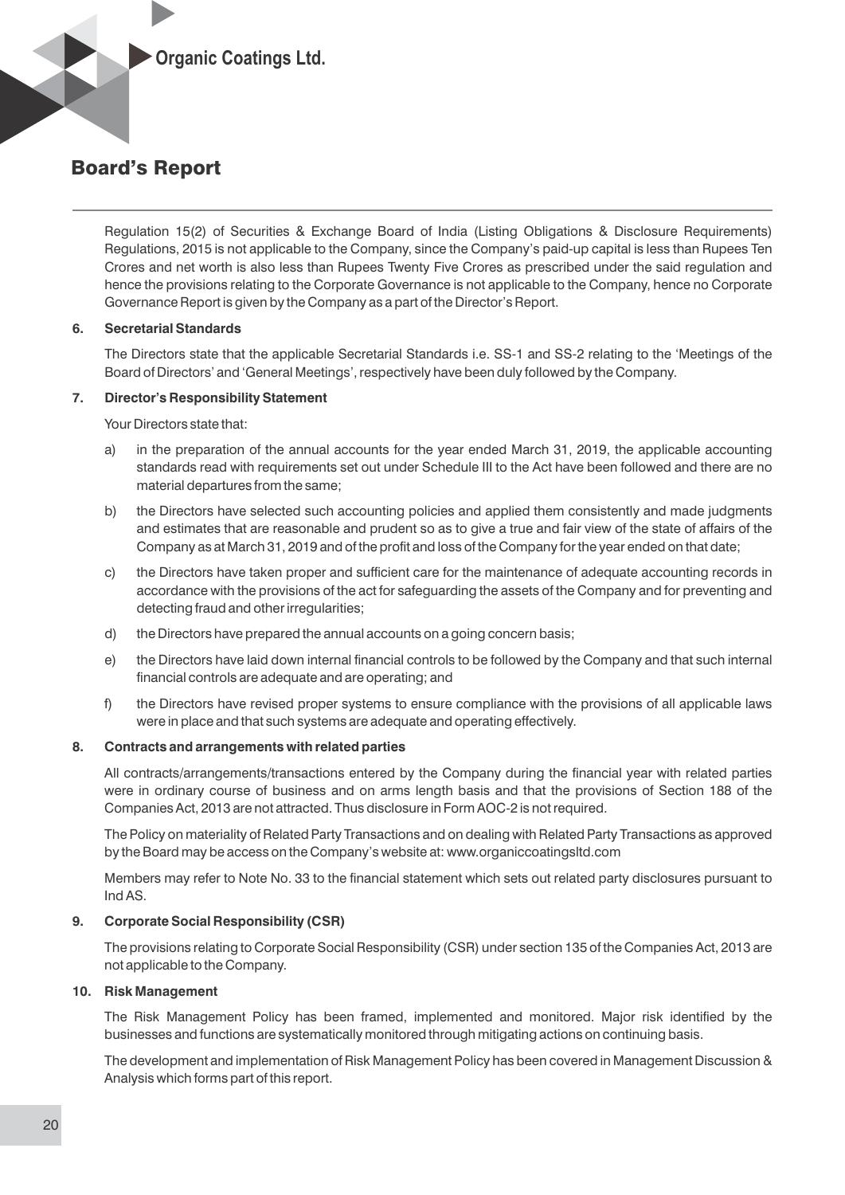## Board's Report

Regulation 15(2) of Securities & Exchange Board of India (Listing Obligations & Disclosure Requirements) Regulations, 2015 is not applicable to the Company, since the Company's paid-up capital is less than Rupees Ten Crores and net worth is also less than Rupees Twenty Five Crores as prescribed under the said regulation and hence the provisions relating to the Corporate Governance is not applicable to the Company, hence no Corporate Governance Report is given by the Company as a part of the Director's Report.

**6. Secretarial Standards**

The Directors state that the applicable Secretarial Standards i.e. SS-1 and SS-2 relating to the 'Meetings of the Board of Directors' and 'General Meetings', respectively have been duly followed by the Company.

**7. Director's Responsibility Statement**

Your Directors state that:

a) in the preparation of the annual accounts for the year ended March 31, 2019, the applicable accounting standards read with requirements set out under Schedule III to the Act have been followed and there are no material departures from the same;

b) the Directors have selected such accounting policies and applied them consistently and made judgments and estimates that are reasonable and prudent so as to give a true and fair view of the state of affairs of the Company as at March 31, 2019 and of the profit and loss of the Company for the year ended on that date;

c) the Directors have taken proper and sufficient care for the maintenance of adequate accounting records in accordance with the provisions of the act for safeguarding the assets of the Company and for preventing and detecting fraud and other irregularities;

d) the Directors have prepared the annual accounts on a going concern basis;

e) the Directors have laid down internal financial controls to be followed by the Company and that such internal financial controls are adequate and are operating; and

f) the Directors have revised proper systems to ensure compliance with the provisions of all applicable laws were in place and that such systems are adequate and operating effectively.

**8. Contracts and arrangements with related parties**

All contracts/arrangements/transactions entered by the Company during the financial year with related parties were in ordinary course of business and on arms length basis and that the provisions of Section 188 of the Companies Act, 2013 are not attracted. Thus disclosure in Form AOC-2 is not required.

The Policy on materiality of Related Party Transactions and on dealing with Related Party Transactions as approved by the Board may be access on the Company's website at: www.organiccoatingsltd.com

Members may refer to Note No. 33 to the financial statement which sets out related party disclosures pursuant to Ind AS.

**9. Corporate Social Responsibility (CSR)**

The provisions relating to Corporate Social Responsibility (CSR) under section 135 of the Companies Act, 2013 are not applicable to the Company.

**10. Risk Management**

The Risk Management Policy has been framed, implemented and monitored. Major risk identified by the businesses and functions are systematically monitored through mitigating actions on continuing basis.

The development and implementation of Risk Management Policy has been covered in Management Discussion & Analysis which forms part of this report.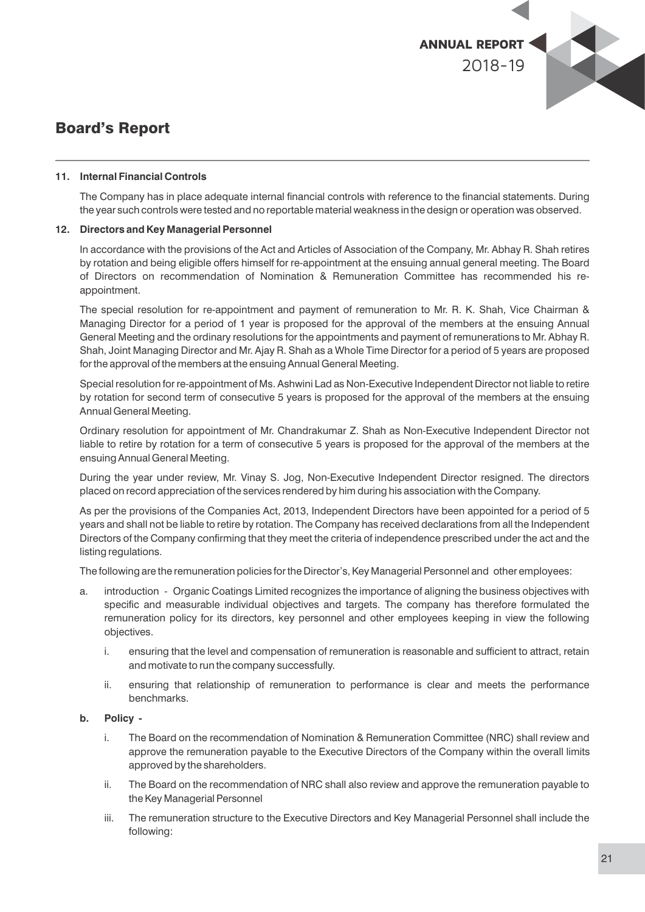## Board's Report

**11. Internal Financial Controls**

The Company has in place adequate internal financial controls with reference to the financial statements. During the year such controls were tested and no reportable material weakness in the design or operation was observed.

**12. Directors and Key Managerial Personnel**

In accordance with the provisions of the Act and Articles of Association of the Company, Mr. Abhay R. Shah retires by rotation and being eligible offers himself for re-appointment at the ensuing annual general meeting. The Board of Directors on recommendation of Nomination & Remuneration Committee has recommended his re-appointment.

The special resolution for re-appointment and payment of remuneration to Mr. R. K. Shah, Vice Chairman & Managing Director for a period of 1 year is proposed for the approval of the members at the ensuing Annual General Meeting and the ordinary resolutions for the appointments and payment of remunerations to Mr. Abhay R. Shah, Joint Managing Director and Mr. Ajay R. Shah as a Whole Time Director for a period of 5 years are proposed for the approval of the members at the ensuing Annual General Meeting.

Special resolution for re-appointment of Ms. Ashwini Lad as Non-Executive Independent Director not liable to retire by rotation for second term of consecutive 5 years is proposed for the approval of the members at the ensuing Annual General Meeting.

Ordinary resolution for appointment of Mr. Chandrakumar Z. Shah as Non-Executive Independent Director not liable to retire by rotation for a term of consecutive 5 years is proposed for the approval of the members at the ensuing Annual General Meeting.

During the year under review, Mr. Vinay S. Jog, Non-Executive Independent Director resigned. The directors placed on record appreciation of the services rendered by him during his association with the Company.

As per the provisions of the Companies Act, 2013, Independent Directors have been appointed for a period of 5 years and shall not be liable to retire by rotation. The Company has received declarations from all the Independent Directors of the Company confirming that they meet the criteria of independence prescribed under the act and the listing regulations.

The following are the remuneration policies for the Director's, Key Managerial Personnel and other employees:

a. introduction - Organic Coatings Limited recognizes the importance of aligning the business objectives with specific and measurable individual objectives and targets. The company has therefore formulated the remuneration policy for its directors, key personnel and other employees keeping in view the following objectives.

   i. ensuring that the level and compensation of remuneration is reasonable and sufficient to attract, retain and motivate to run the company successfully.

   ii. ensuring that relationship of remuneration to performance is clear and meets the performance benchmarks.

**b. Policy -**

   i. The Board on the recommendation of Nomination & Remuneration Committee (NRC) shall review and approve the remuneration payable to the Executive Directors of the Company within the overall limits approved by the shareholders.

   ii. The Board on the recommendation of NRC shall also review and approve the remuneration payable to the Key Managerial Personnel

   iii. The remuneration structure to the Executive Directors and Key Managerial Personnel shall include the following: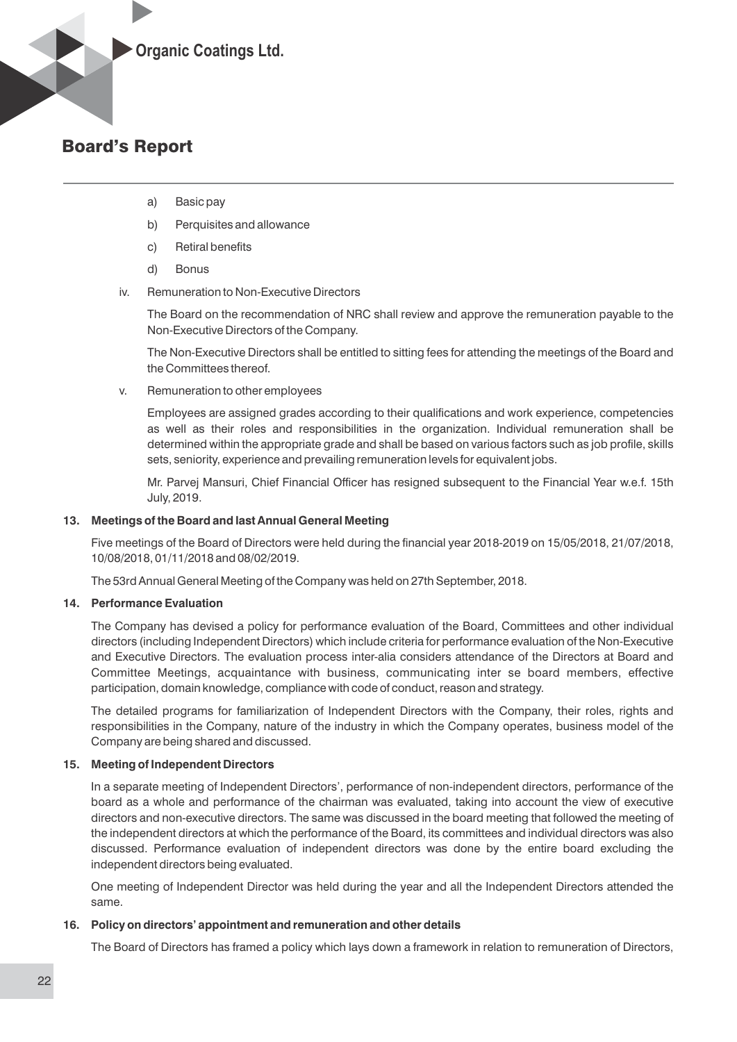a) Basic pay

b) Perquisites and allowance

c) Retiral benefits

d) Bonus

iv. Remuneration to Non-Executive Directors

The Board on the recommendation of NRC shall review and approve the remuneration payable to the Non-Executive Directors of the Company.

The Non-Executive Directors shall be entitled to sitting fees for attending the meetings of the Board and the Committees thereof.

v. Remuneration to other employees

Employees are assigned grades according to their qualifications and work experience, competencies as well as their roles and responsibilities in the organization. Individual remuneration shall be determined within the appropriate grade and shall be based on various factors such as job profile, skills sets, seniority, experience and prevailing remuneration levels for equivalent jobs.

Mr. Parvej Mansuri, Chief Financial Officer has resigned subsequent to the Financial Year w.e.f. 15th July, 2019.

**13. Meetings of the Board and last Annual General Meeting**

Five meetings of the Board of Directors were held during the financial year 2018-2019 on 15/05/2018, 21/07/2018, 10/08/2018, 01/11/2018 and 08/02/2019.

The 53rd Annual General Meeting of the Company was held on 27th September, 2018.

**14. Performance Evaluation**

The Company has devised a policy for performance evaluation of the Board, Committees and other individual directors (including Independent Directors) which include criteria for performance evaluation of the Non-Executive and Executive Directors. The evaluation process inter-alia considers attendance of the Directors at Board and Committee Meetings, acquaintance with business, communicating inter se board members, effective participation, domain knowledge, compliance with code of conduct, reason and strategy.

The detailed programs for familiarization of Independent Directors with the Company, their roles, rights and responsibilities in the Company, nature of the industry in which the Company operates, business model of the Company are being shared and discussed.

**15. Meeting of Independent Directors**

In a separate meeting of Independent Directors', performance of non-independent directors, performance of the board as a whole and performance of the chairman was evaluated, taking into account the view of executive directors and non-executive directors. The same was discussed in the board meeting that followed the meeting of the independent directors at which the performance of the Board, its committees and individual directors was also discussed. Performance evaluation of independent directors was done by the entire board excluding the independent directors being evaluated.

One meeting of Independent Director was held during the year and all the Independent Directors attended the same.

**16. Policy on directors' appointment and remuneration and other details**

The Board of Directors has framed a policy which lays down a framework in relation to remuneration of Directors,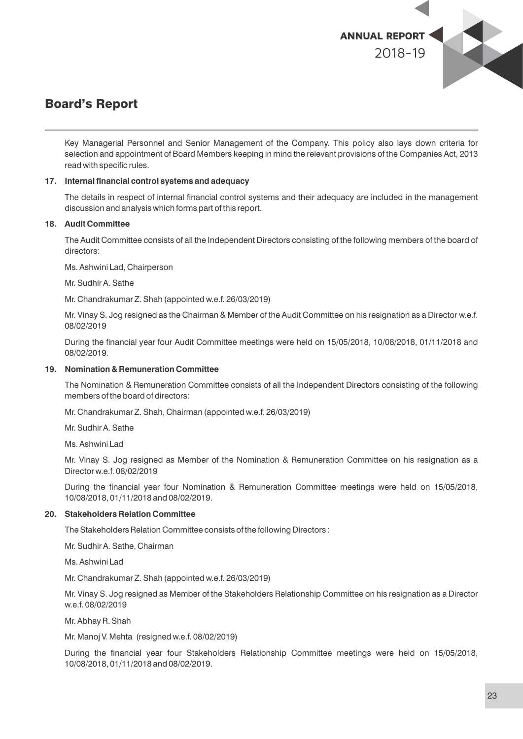## Board's Report

Key Managerial Personnel and Senior Management of the Company. This policy also lays down criteria for selection and appointment of Board Members keeping in mind the relevant provisions of the Companies Act, 2013 read with specific rules.

**17. Internal financial control systems and adequacy**

The details in respect of internal financial control systems and their adequacy are included in the management discussion and analysis which forms part of this report.

**18. Audit Committee**

The Audit Committee consists of all the Independent Directors consisting of the following members of the board of directors:

Ms. Ashwini Lad, Chairperson

Mr. Sudhir A. Sathe

Mr. Chandrakumar Z. Shah (appointed w.e.f. 26/03/2019)

Mr. Vinay S. Jog resigned as the Chairman & Member of the Audit Committee on his resignation as a Director w.e.f. 08/02/2019

During the financial year four Audit Committee meetings were held on 15/05/2018, 10/08/2018, 01/11/2018 and 08/02/2019.

**19. Nomination & Remuneration Committee**

The Nomination & Remuneration Committee consists of all the Independent Directors consisting of the following members of the board of directors:

Mr. Chandrakumar Z. Shah, Chairman (appointed w.e.f. 26/03/2019)

Mr. Sudhir A. Sathe

Ms. Ashwini Lad

Mr. Vinay S. Jog resigned as Member of the Nomination & Remuneration Committee on his resignation as a Director w.e.f. 08/02/2019

During the financial year four Nomination & Remuneration Committee meetings were held on 15/05/2018, 10/08/2018, 01/11/2018 and 08/02/2019.

**20. Stakeholders Relation Committee**

The Stakeholders Relation Committee consists of the following Directors :

Mr. Sudhir A. Sathe, Chairman

Ms. Ashwini Lad

Mr. Chandrakumar Z. Shah (appointed w.e.f. 26/03/2019)

Mr. Vinay S. Jog resigned as Member of the Stakeholders Relationship Committee on his resignation as a Director w.e.f. 08/02/2019

Mr. Abhay R. Shah

Mr. Manoj V. Mehta (resigned w.e.f. 08/02/2019)

During the financial year four Stakeholders Relationship Committee meetings were held on 15/05/2018, 10/08/2018, 01/11/2018 and 08/02/2019.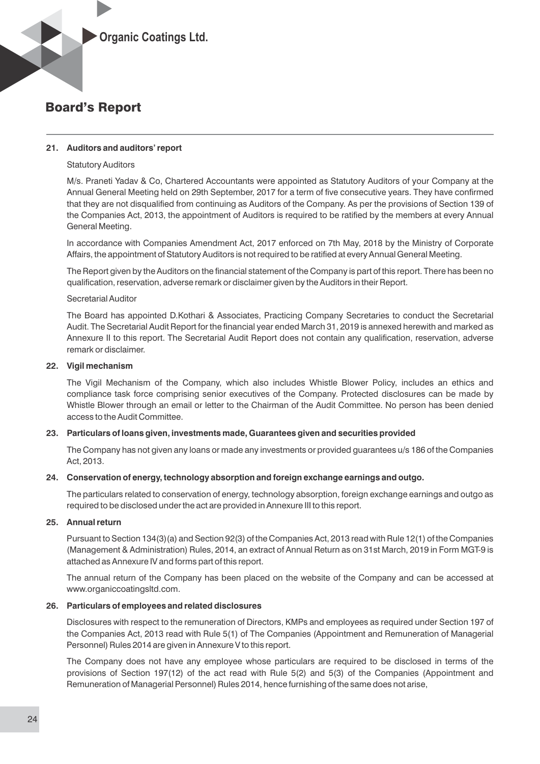## Board's Report

**21. Auditors and auditors' report**

Statutory Auditors

M/s. Praneti Yadav & Co, Chartered Accountants were appointed as Statutory Auditors of your Company at the Annual General Meeting held on 29th September, 2017 for a term of five consecutive years. They have confirmed that they are not disqualified from continuing as Auditors of the Company. As per the provisions of Section 139 of the Companies Act, 2013, the appointment of Auditors is required to be ratified by the members at every Annual General Meeting.

In accordance with Companies Amendment Act, 2017 enforced on 7th May, 2018 by the Ministry of Corporate Affairs, the appointment of Statutory Auditors is not required to be ratified at every Annual General Meeting.

The Report given by the Auditors on the financial statement of the Company is part of this report. There has been no qualification, reservation, adverse remark or disclaimer given by the Auditors in their Report.

Secretarial Auditor

The Board has appointed D.Kothari & Associates, Practicing Company Secretaries to conduct the Secretarial Audit. The Secretarial Audit Report for the financial year ended March 31, 2019 is annexed herewith and marked as Annexure II to this report. The Secretarial Audit Report does not contain any qualification, reservation, adverse remark or disclaimer.

**22. Vigil mechanism**

The Vigil Mechanism of the Company, which also includes Whistle Blower Policy, includes an ethics and compliance task force comprising senior executives of the Company. Protected disclosures can be made by Whistle Blower through an email or letter to the Chairman of the Audit Committee. No person has been denied access to the Audit Committee.

**23. Particulars of loans given, investments made, Guarantees given and securities provided**

The Company has not given any loans or made any investments or provided guarantees u/s 186 of the Companies Act, 2013.

**24. Conservation of energy, technology absorption and foreign exchange earnings and outgo.**

The particulars related to conservation of energy, technology absorption, foreign exchange earnings and outgo as required to be disclosed under the act are provided in Annexure III to this report.

**25. Annual return**

Pursuant to Section 134(3)(a) and Section 92(3) of the Companies Act, 2013 read with Rule 12(1) of the Companies (Management & Administration) Rules, 2014, an extract of Annual Return as on 31st March, 2019 in Form MGT-9 is attached as Annexure IV and forms part of this report.

The annual return of the Company has been placed on the website of the Company and can be accessed at www.organiccoatingsltd.com.

**26. Particulars of employees and related disclosures**

Disclosures with respect to the remuneration of Directors, KMPs and employees as required under Section 197 of the Companies Act, 2013 read with Rule 5(1) of The Companies (Appointment and Remuneration of Managerial Personnel) Rules 2014 are given in Annexure V to this report.

The Company does not have any employee whose particulars are required to be disclosed in terms of the provisions of Section 197(12) of the act read with Rule 5(2) and 5(3) of the Companies (Appointment and Remuneration of Managerial Personnel) Rules 2014, hence furnishing of the same does not arise,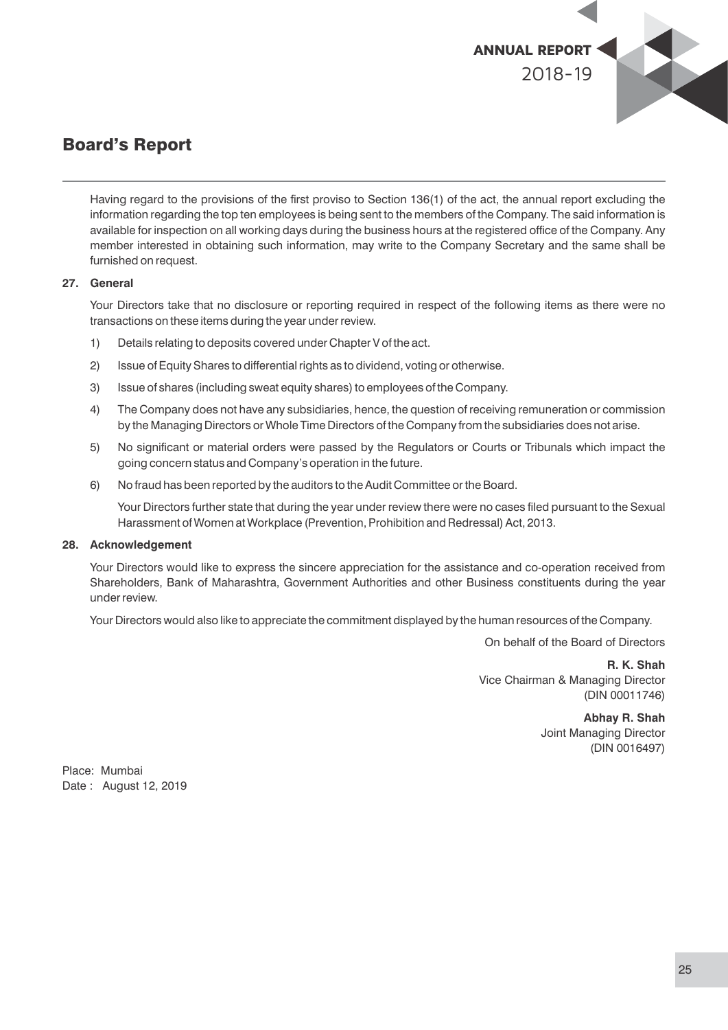## Board's Report

Having regard to the provisions of the first proviso to Section 136(1) of the act, the annual report excluding the information regarding the top ten employees is being sent to the members of the Company. The said information is available for inspection on all working days during the business hours at the registered office of the Company. Any member interested in obtaining such information, may write to the Company Secretary and the same shall be furnished on request.

**27. General**

Your Directors take that no disclosure or reporting required in respect of the following items as there were no transactions on these items during the year under review.

1) Details relating to deposits covered under Chapter V of the act.
2) Issue of Equity Shares to differential rights as to dividend, voting or otherwise.
3) Issue of shares (including sweat equity shares) to employees of the Company.
4) The Company does not have any subsidiaries, hence, the question of receiving remuneration or commission by the Managing Directors or Whole Time Directors of the Company from the subsidiaries does not arise.
5) No significant or material orders were passed by the Regulators or Courts or Tribunals which impact the going concern status and Company's operation in the future.
6) No fraud has been reported by the auditors to the Audit Committee or the Board.

   Your Directors further state that during the year under review there were no cases filed pursuant to the Sexual Harassment of Women at Workplace (Prevention, Prohibition and Redressal) Act, 2013.

**28. Acknowledgement**

Your Directors would like to express the sincere appreciation for the assistance and co-operation received from Shareholders, Bank of Maharashtra, Government Authorities and other Business constituents during the year under review.

Your Directors would also like to appreciate the commitment displayed by the human resources of the Company.

On behalf of the Board of Directors

**R. K. Shah**
Vice Chairman & Managing Director
(DIN 00011746)

**Abhay R. Shah**
Joint Managing Director
(DIN 0016497)

Place: Mumbai
Date : August 12, 2019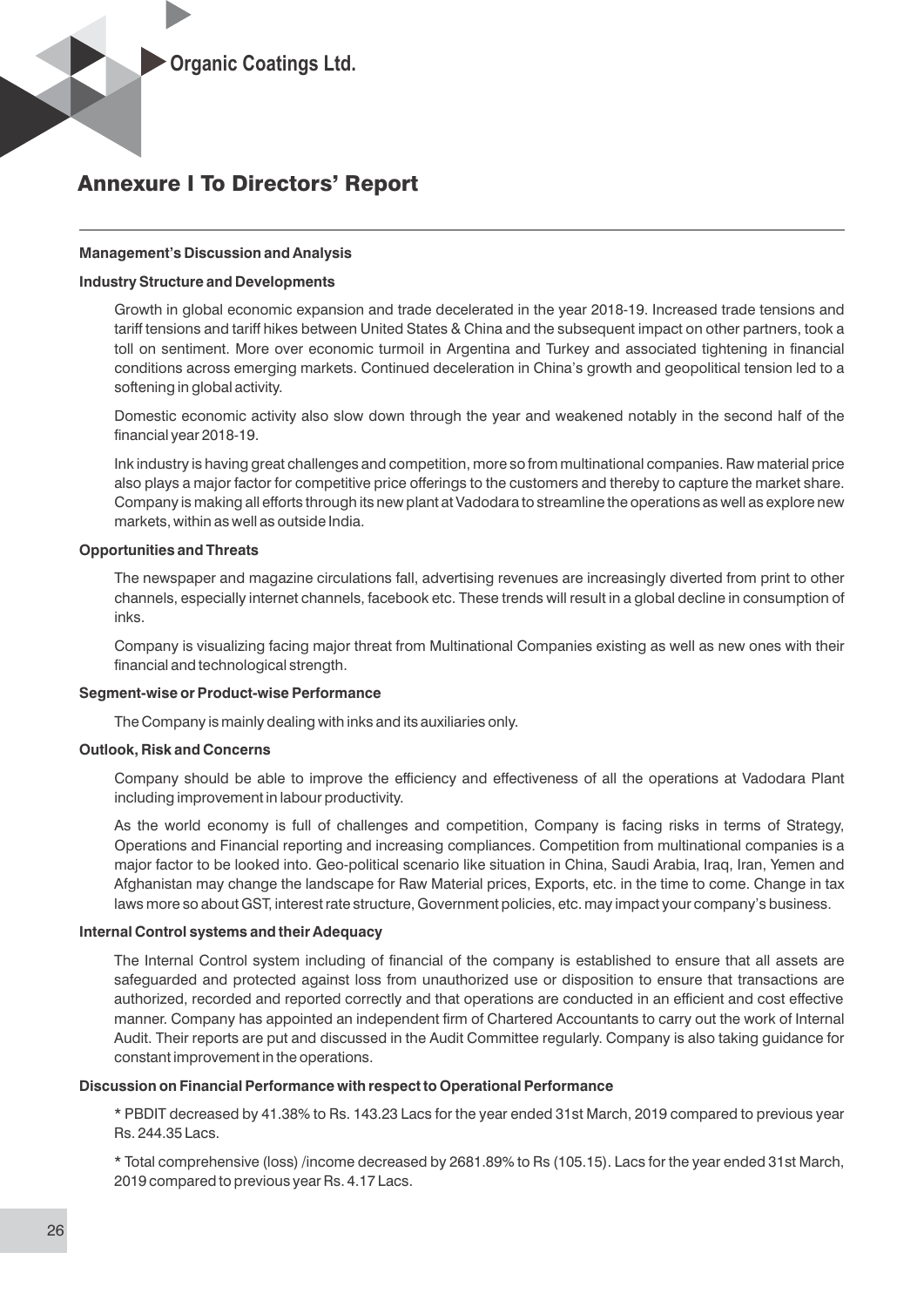# Annexure I To Directors' Report

**Management's Discussion and Analysis**

**Industry Structure and Developments**

Growth in global economic expansion and trade decelerated in the year 2018-19. Increased trade tensions and tariff tensions and tariff hikes between United States & China and the subsequent impact on other partners, took a toll on sentiment. More over economic turmoil in Argentina and Turkey and associated tightening in financial conditions across emerging markets. Continued deceleration in China's growth and geopolitical tension led to a softening in global activity.

Domestic economic activity also slow down through the year and weakened notably in the second half of the financial year 2018-19.

Ink industry is having great challenges and competition, more so from multinational companies. Raw material price also plays a major factor for competitive price offerings to the customers and thereby to capture the market share. Company is making all efforts through its new plant at Vadodara to streamline the operations as well as explore new markets, within as well as outside India.

**Opportunities and Threats**

The newspaper and magazine circulations fall, advertising revenues are increasingly diverted from print to other channels, especially internet channels, facebook etc. These trends will result in a global decline in consumption of inks.

Company is visualizing facing major threat from Multinational Companies existing as well as new ones with their financial and technological strength.

**Segment-wise or Product-wise Performance**

The Company is mainly dealing with inks and its auxiliaries only.

**Outlook, Risk and Concerns**

Company should be able to improve the efficiency and effectiveness of all the operations at Vadodara Plant including improvement in labour productivity.

As the world economy is full of challenges and competition, Company is facing risks in terms of Strategy, Operations and Financial reporting and increasing compliances. Competition from multinational companies is a major factor to be looked into. Geo-political scenario like situation in China, Saudi Arabia, Iraq, Iran, Yemen and Afghanistan may change the landscape for Raw Material prices, Exports, etc. in the time to come. Change in tax laws more so about GST, interest rate structure, Government policies, etc. may impact your company's business.

**Internal Control systems and their Adequacy**

The Internal Control system including of financial of the company is established to ensure that all assets are safeguarded and protected against loss from unauthorized use or disposition to ensure that transactions are authorized, recorded and reported correctly and that operations are conducted in an efficient and cost effective manner. Company has appointed an independent firm of Chartered Accountants to carry out the work of Internal Audit. Their reports are put and discussed in the Audit Committee regularly. Company is also taking guidance for constant improvement in the operations.

**Discussion on Financial Performance with respect to Operational Performance**

* PBDIT decreased by 41.38% to Rs. 143.23 Lacs for the year ended 31st March, 2019 compared to previous year Rs. 244.35 Lacs.

* Total comprehensive (loss) /income decreased by 2681.89% to Rs (105.15). Lacs for the year ended 31st March, 2019 compared to previous year Rs. 4.17 Lacs.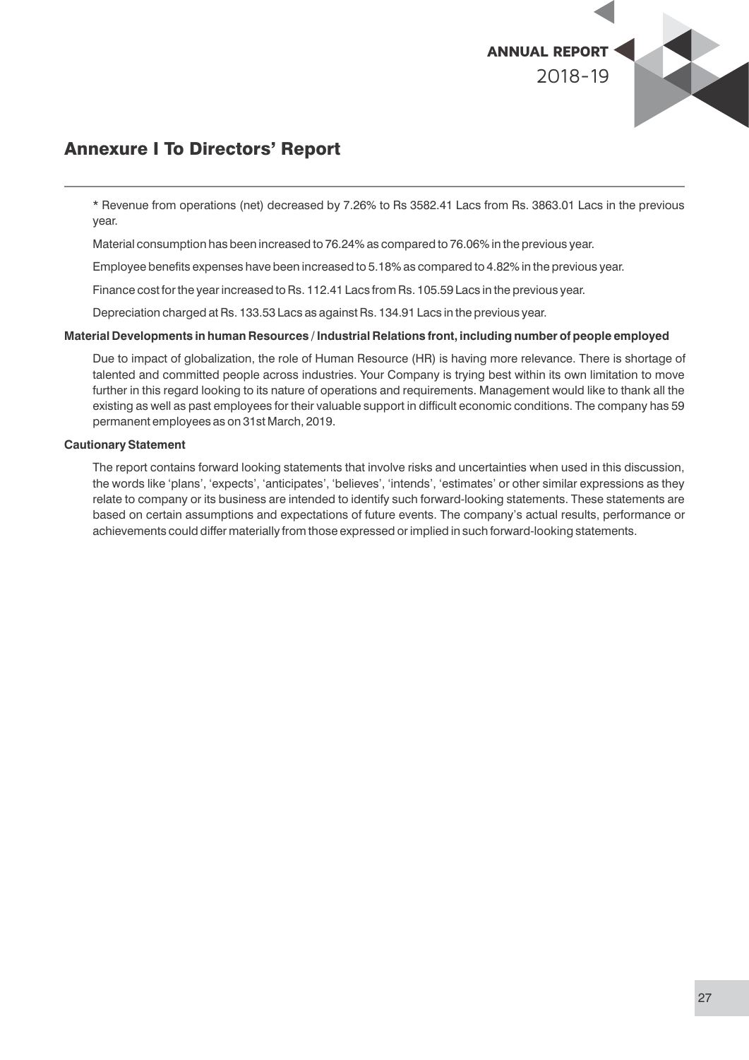## Annexure I To Directors' Report

* Revenue from operations (net) decreased by 7.26% to Rs 3582.41 Lacs from Rs. 3863.01 Lacs in the previous year.

Material consumption has been increased to 76.24% as compared to 76.06% in the previous year.

Employee benefits expenses have been increased to 5.18% as compared to 4.82% in the previous year.

Finance cost for the year increased to Rs. 112.41 Lacs from Rs. 105.59 Lacs in the previous year.

Depreciation charged at Rs. 133.53 Lacs as against Rs. 134.91 Lacs in the previous year.

**Material Developments in human Resources / Industrial Relations front, including number of people employed**

Due to impact of globalization, the role of Human Resource (HR) is having more relevance. There is shortage of talented and committed people across industries. Your Company is trying best within its own limitation to move further in this regard looking to its nature of operations and requirements. Management would like to thank all the existing as well as past employees for their valuable support in difficult economic conditions. The company has 59 permanent employees as on 31st March, 2019.

**Cautionary Statement**

The report contains forward looking statements that involve risks and uncertainties when used in this discussion, the words like 'plans', 'expects', 'anticipates', 'believes', 'intends', 'estimates' or other similar expressions as they relate to company or its business are intended to identify such forward-looking statements. These statements are based on certain assumptions and expectations of future events. The company's actual results, performance or achievements could differ materially from those expressed or implied in such forward-looking statements.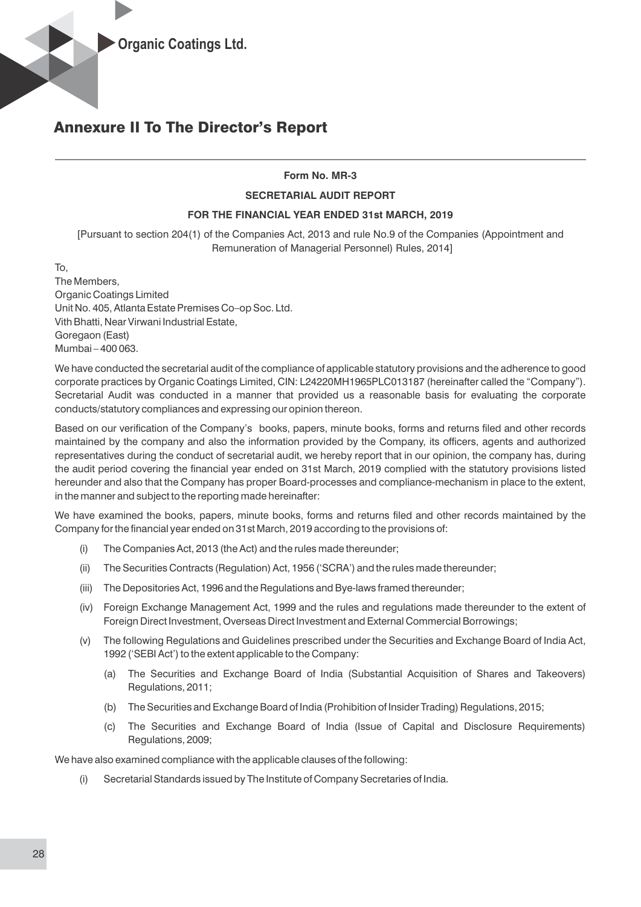# Annexure II To The Director's Report

**Form No. MR-3**

**SECRETARIAL AUDIT REPORT**

**FOR THE FINANCIAL YEAR ENDED 31st MARCH, 2019**

[Pursuant to section 204(1) of the Companies Act, 2013 and rule No.9 of the Companies (Appointment and Remuneration of Managerial Personnel) Rules, 2014]

To,
The Members,
Organic Coatings Limited
Unit No. 405, Atlanta Estate Premises Co–op Soc. Ltd.
Vith Bhatti, Near Virwani Industrial Estate,
Goregaon (East)
Mumbai – 400 063.

We have conducted the secretarial audit of the compliance of applicable statutory provisions and the adherence to good corporate practices by Organic Coatings Limited, CIN: L24220MH1965PLC013187 (hereinafter called the "Company"). Secretarial Audit was conducted in a manner that provided us a reasonable basis for evaluating the corporate conducts/statutory compliances and expressing our opinion thereon.

Based on our verification of the Company's books, papers, minute books, forms and returns filed and other records maintained by the company and also the information provided by the Company, its officers, agents and authorized representatives during the conduct of secretarial audit, we hereby report that in our opinion, the company has, during the audit period covering the financial year ended on 31st March, 2019 complied with the statutory provisions listed hereunder and also that the Company has proper Board-processes and compliance-mechanism in place to the extent, in the manner and subject to the reporting made hereinafter:

We have examined the books, papers, minute books, forms and returns filed and other records maintained by the Company for the financial year ended on 31st March, 2019 according to the provisions of:

(i) The Companies Act, 2013 (the Act) and the rules made thereunder;

(ii) The Securities Contracts (Regulation) Act, 1956 ('SCRA') and the rules made thereunder;

(iii) The Depositories Act, 1996 and the Regulations and Bye-laws framed thereunder;

(iv) Foreign Exchange Management Act, 1999 and the rules and regulations made thereunder to the extent of Foreign Direct Investment, Overseas Direct Investment and External Commercial Borrowings;

(v) The following Regulations and Guidelines prescribed under the Securities and Exchange Board of India Act, 1992 ('SEBI Act') to the extent applicable to the Company:

  (a) The Securities and Exchange Board of India (Substantial Acquisition of Shares and Takeovers) Regulations, 2011;

  (b) The Securities and Exchange Board of India (Prohibition of Insider Trading) Regulations, 2015;

  (c) The Securities and Exchange Board of India (Issue of Capital and Disclosure Requirements) Regulations, 2009;

We have also examined compliance with the applicable clauses of the following:

(i) Secretarial Standards issued by The Institute of Company Secretaries of India.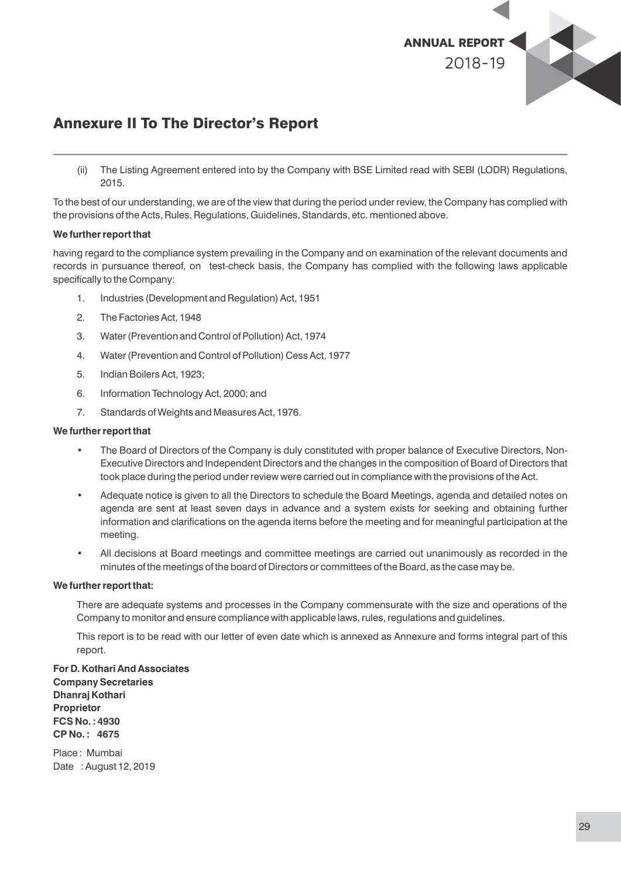## Annexure II To The Director's Report

(ii) The Listing Agreement entered into by the Company with BSE Limited read with SEBI (LODR) Regulations, 2015.

To the best of our understanding, we are of the view that during the period under review, the Company has complied with the provisions of the Acts, Rules, Regulations, Guidelines, Standards, etc. mentioned above.

**We further report that**

having regard to the compliance system prevailing in the Company and on examination of the relevant documents and records in pursuance thereof, on test-check basis, the Company has complied with the following laws applicable specifically to the Company:

1. Industries (Development and Regulation) Act, 1951
2. The Factories Act, 1948
3. Water (Prevention and Control of Pollution) Act, 1974
4. Water (Prevention and Control of Pollution) Cess Act, 1977
5. Indian Boilers Act, 1923;
6. Information Technology Act, 2000; and
7. Standards of Weights and Measures Act, 1976.

**We further report that**

- The Board of Directors of the Company is duly constituted with proper balance of Executive Directors, Non-Executive Directors and Independent Directors and the changes in the composition of Board of Directors that took place during the period under review were carried out in compliance with the provisions of the Act.
- Adequate notice is given to all the Directors to schedule the Board Meetings, agenda and detailed notes on agenda are sent at least seven days in advance and a system exists for seeking and obtaining further information and clarifications on the agenda items before the meeting and for meaningful participation at the meeting.
- All decisions at Board meetings and committee meetings are carried out unanimously as recorded in the minutes of the meetings of the board of Directors or committees of the Board, as the case may be.

**We further report that:**

There are adequate systems and processes in the Company commensurate with the size and operations of the Company to monitor and ensure compliance with applicable laws, rules, regulations and guidelines.

This report is to be read with our letter of even date which is annexed as Annexure and forms integral part of this report.

**For D. Kothari And Associates**
**Company Secretaries**
**Dhanraj Kothari**
**Proprietor**
**FCS No. : 4930**
**CP No. : 4675**

Place : Mumbai
Date : August 12, 2019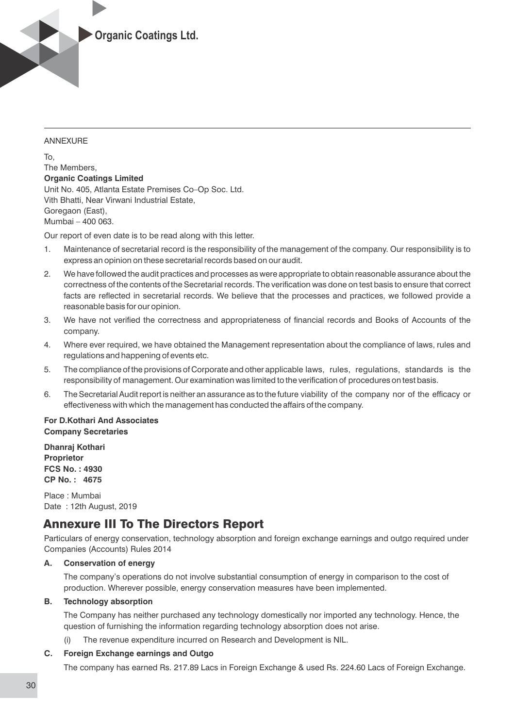ANNEXURE

To,
The Members,
**Organic Coatings Limited**
Unit No. 405, Atlanta Estate Premises Co–Op Soc. Ltd.
Vith Bhatti, Near Virwani Industrial Estate,
Goregaon (East),
Mumbai – 400 063.

Our report of even date is to be read along with this letter.

1. Maintenance of secretarial record is the responsibility of the management of the company. Our responsibility is to express an opinion on these secretarial records based on our audit.
2. We have followed the audit practices and processes as were appropriate to obtain reasonable assurance about the correctness of the contents of the Secretarial records. The verification was done on test basis to ensure that correct facts are reflected in secretarial records. We believe that the processes and practices, we followed provide a reasonable basis for our opinion.
3. We have not verified the correctness and appropriateness of financial records and Books of Accounts of the company.
4. Where ever required, we have obtained the Management representation about the compliance of laws, rules and regulations and happening of events etc.
5. The compliance of the provisions of Corporate and other applicable laws, rules, regulations, standards is the responsibility of management. Our examination was limited to the verification of procedures on test basis.
6. The Secretarial Audit report is neither an assurance as to the future viability of the company nor of the efficacy or effectiveness with which the management has conducted the affairs of the company.

**For D.Kothari And Associates**
**Company Secretaries**

**Dhanraj Kothari**
**Proprietor**
**FCS No. : 4930**
**CP No. : 4675**

Place : Mumbai
Date : 12th August, 2019

## Annexure III To The Directors Report

Particulars of energy conservation, technology absorption and foreign exchange earnings and outgo required under Companies (Accounts) Rules 2014

**A. Conservation of energy**

The company's operations do not involve substantial consumption of energy in comparison to the cost of production. Wherever possible, energy conservation measures have been implemented.

**B. Technology absorption**

The Company has neither purchased any technology domestically nor imported any technology. Hence, the question of furnishing the information regarding technology absorption does not arise.

(i) The revenue expenditure incurred on Research and Development is NIL.

**C. Foreign Exchange earnings and Outgo**

The company has earned Rs. 217.89 Lacs in Foreign Exchange & used Rs. 224.60 Lacs of Foreign Exchange.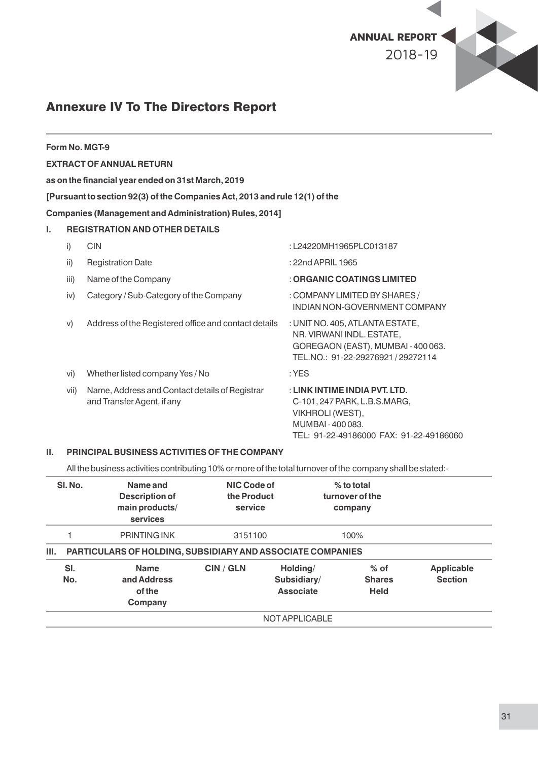# Annexure IV To The Directors Report

**Form No. MGT-9**

**EXTRACT OF ANNUAL RETURN**

**as on the financial year ended on 31st March, 2019**

**[Pursuant to section 92(3) of the Companies Act, 2013 and rule 12(1) of the**

**Companies (Management and Administration) Rules, 2014]**

## I. REGISTRATION AND OTHER DETAILS

| | | |
|---|---|---|
| i) | CIN | : L24220MH1965PLC013187 |
| ii) | Registration Date | : 22nd APRIL 1965 |
| iii) | Name of the Company | : **ORGANIC COATINGS LIMITED** |
| iv) | Category / Sub-Category of the Company | : COMPANY LIMITED BY SHARES / INDIAN NON-GOVERNMENT COMPANY |
| v) | Address of the Registered office and contact details | : UNIT NO. 405, ATLANTA ESTATE, NR. VIRWANI INDL. ESTATE, GOREGAON (EAST), MUMBAI - 400 063. TEL.NO.: 91-22-29276921 / 29272114 |
| vi) | Whether listed company Yes / No | : YES |
| vii) | Name, Address and Contact details of Registrar and Transfer Agent, if any | : **LINK INTIME INDIA PVT. LTD.** C-101, 247 PARK, L.B.S.MARG, VIKHROLI (WEST), MUMBAI - 400 083. TEL: 91-22-49186000 FAX: 91-22-49186060 |

## II. PRINCIPAL BUSINESS ACTIVITIES OF THE COMPANY

All the business activities contributing 10% or more of the total turnover of the company shall be stated:-

| Sl. No. | Name and Description of main products/ services | NIC Code of the Product service | % to total turnover of the company |
|---|---|---|---|
| 1 | PRINTING INK | 3151100 | 100% |

## III. PARTICULARS OF HOLDING, SUBSIDIARY AND ASSOCIATE COMPANIES

| Sl. No. | Name and Address of the Company | CIN / GLN | Holding/ Subsidiary/ Associate | % of Shares Held | Applicable Section |
|---|---|---|---|---|---|
| | | | NOT APPLICABLE | | |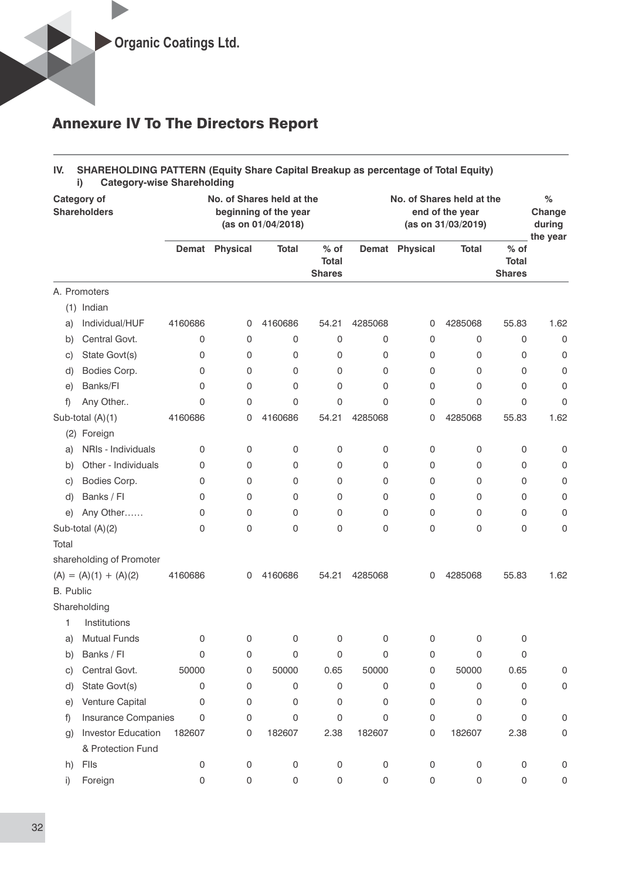## Annexure IV To The Directors Report

**IV. SHAREHOLDING PATTERN (Equity Share Capital Breakup as percentage of Total Equity)**

**i) Category-wise Shareholding**

| Category of Shareholders | No. of Shares held at the beginning of the year (as on 01/04/2018) | | | | No. of Shares held at the end of the year (as on 31/03/2019) | | | | % Change during the year |
|---|---|---|---|---|---|---|---|---|---|
| | Demat | Physical | Total | % of Total Shares | Demat | Physical | Total | % of Total Shares | |
| A. Promoters | | | | | | | | | |
| (1) Indian | | | | | | | | | |
| a) Individual/HUF | 4160686 | 0 | 4160686 | 54.21 | 4285068 | 0 | 4285068 | 55.83 | 1.62 |
| b) Central Govt. | 0 | 0 | 0 | 0 | 0 | 0 | 0 | 0 | 0 |
| c) State Govt(s) | 0 | 0 | 0 | 0 | 0 | 0 | 0 | 0 | 0 |
| d) Bodies Corp. | 0 | 0 | 0 | 0 | 0 | 0 | 0 | 0 | 0 |
| e) Banks/FI | 0 | 0 | 0 | 0 | 0 | 0 | 0 | 0 | 0 |
| f) Any Other.. | 0 | 0 | 0 | 0 | 0 | 0 | 0 | 0 | 0 |
| Sub-total (A)(1) | 4160686 | 0 | 4160686 | 54.21 | 4285068 | 0 | 4285068 | 55.83 | 1.62 |
| (2) Foreign | | | | | | | | | |
| a) NRIs - Individuals | 0 | 0 | 0 | 0 | 0 | 0 | 0 | 0 | 0 |
| b) Other - Individuals | 0 | 0 | 0 | 0 | 0 | 0 | 0 | 0 | 0 |
| c) Bodies Corp. | 0 | 0 | 0 | 0 | 0 | 0 | 0 | 0 | 0 |
| d) Banks / FI | 0 | 0 | 0 | 0 | 0 | 0 | 0 | 0 | 0 |
| e) Any Other…… | 0 | 0 | 0 | 0 | 0 | 0 | 0 | 0 | 0 |
| Sub-total (A)(2) | 0 | 0 | 0 | 0 | 0 | 0 | 0 | 0 | 0 |
| Total shareholding of Promoter (A) = (A)(1) + (A)(2) | 4160686 | 0 | 4160686 | 54.21 | 4285068 | 0 | 4285068 | 55.83 | 1.62 |
| B. Public Shareholding | | | | | | | | | |
| 1 Institutions | | | | | | | | | |
| a) Mutual Funds | 0 | 0 | 0 | 0 | 0 | 0 | 0 | 0 | |
| b) Banks / FI | 0 | 0 | 0 | 0 | 0 | 0 | 0 | 0 | |
| c) Central Govt. | 50000 | 0 | 50000 | 0.65 | 50000 | 0 | 50000 | 0.65 | 0 |
| d) State Govt(s) | 0 | 0 | 0 | 0 | 0 | 0 | 0 | 0 | 0 |
| e) Venture Capital | 0 | 0 | 0 | 0 | 0 | 0 | 0 | 0 | |
| f) Insurance Companies | 0 | 0 | 0 | 0 | 0 | 0 | 0 | 0 | 0 |
| g) Investor Education & Protection Fund | 182607 | 0 | 182607 | 2.38 | 182607 | 0 | 182607 | 2.38 | 0 |
| h) FIIs | 0 | 0 | 0 | 0 | 0 | 0 | 0 | 0 | 0 |
| i) Foreign | 0 | 0 | 0 | 0 | 0 | 0 | 0 | 0 | 0 |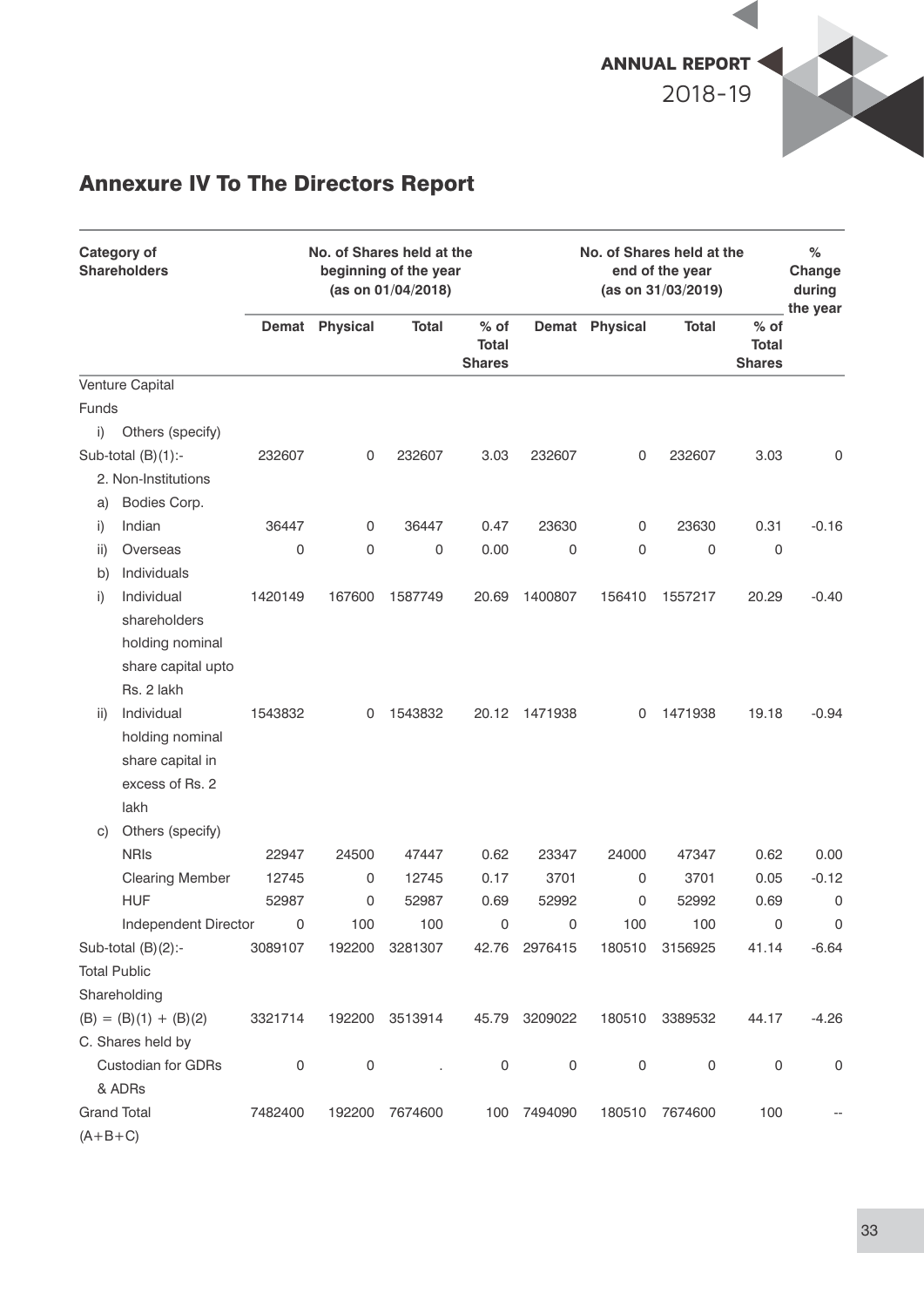## Annexure IV To The Directors Report

| Category of Shareholders | No. of Shares held at the beginning of the year (as on 01/04/2018) | | | | No. of Shares held at the end of the year (as on 31/03/2019) | | | | % Change during the year |
|---|---|---|---|---|---|---|---|---|---|
| | Demat | Physical | Total | % of Total Shares | Demat | Physical | Total | % of Total Shares | |
| Venture Capital Funds | | | | | | | | | |
| i) Others (specify) | | | | | | | | | |
| Sub-total (B)(1):- | 232607 | 0 | 232607 | 3.03 | 232607 | 0 | 232607 | 3.03 | 0 |
| 2. Non-Institutions | | | | | | | | | |
| a) Bodies Corp. | | | | | | | | | |
| i) Indian | 36447 | 0 | 36447 | 0.47 | 23630 | 0 | 23630 | 0.31 | -0.16 |
| ii) Overseas | 0 | 0 | 0 | 0.00 | 0 | 0 | 0 | 0 | |
| b) Individuals | | | | | | | | | |
| i) Individual shareholders holding nominal share capital upto Rs. 2 lakh | 1420149 | 167600 | 1587749 | 20.69 | 1400807 | 156410 | 1557217 | 20.29 | -0.40 |
| ii) Individual holding nominal share capital in excess of Rs. 2 lakh | 1543832 | 0 | 1543832 | 20.12 | 1471938 | 0 | 1471938 | 19.18 | -0.94 |
| c) Others (specify) | | | | | | | | | |
| NRIs | 22947 | 24500 | 47447 | 0.62 | 23347 | 24000 | 47347 | 0.62 | 0.00 |
| Clearing Member | 12745 | 0 | 12745 | 0.17 | 3701 | 0 | 3701 | 0.05 | -0.12 |
| HUF | 52987 | 0 | 52987 | 0.69 | 52992 | 0 | 52992 | 0.69 | 0 |
| Independent Director | 0 | 100 | 100 | 0 | 0 | 100 | 100 | 0 | 0 |
| Sub-total (B)(2):- | 3089107 | 192200 | 3281307 | 42.76 | 2976415 | 180510 | 3156925 | 41.14 | -6.64 |
| Total Public Shareholding (B) = (B)(1) + (B)(2) | 3321714 | 192200 | 3513914 | 45.79 | 3209022 | 180510 | 3389532 | 44.17 | -4.26 |
| C. Shares held by Custodian for GDRs & ADRs | 0 | 0 | . | 0 | 0 | 0 | 0 | 0 | 0 |
| Grand Total (A+B+C) | 7482400 | 192200 | 7674600 | 100 | 7494090 | 180510 | 7674600 | 100 | -- |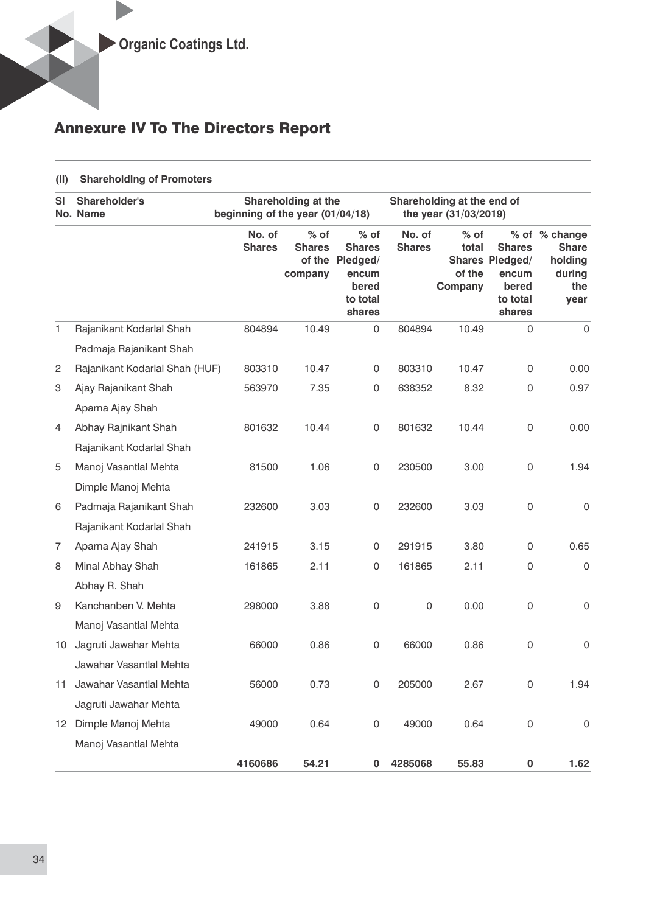# Annexure IV To The Directors Report

**(ii) Shareholding of Promoters**

| Sl No. | Shareholder's Name | Shareholding at the beginning of the year (01/04/18) | | | Shareholding at the end of the year (31/03/2019) | | | |
|---|---|---|---|---|---|---|---|---|
| | | No. of Shares | % of Shares of the company | % of Shares Pledged/ encumbered to total shares | No. of Shares | % of total Shares of the Company | % of Shares Pledged/ encumbered to total shares | % change Share holding during the year |
| 1 | Rajanikant Kodarlal Shah<br>Padmaja Rajanikant Shah | 804894 | 10.49 | 0 | 804894 | 10.49 | 0 | 0 |
| 2 | Rajanikant Kodarlal Shah (HUF) | 803310 | 10.47 | 0 | 803310 | 10.47 | 0 | 0.00 |
| 3 | Ajay Rajanikant Shah<br>Aparna Ajay Shah | 563970 | 7.35 | 0 | 638352 | 8.32 | 0 | 0.97 |
| 4 | Abhay Rajnikant Shah<br>Rajanikant Kodarlal Shah | 801632 | 10.44 | 0 | 801632 | 10.44 | 0 | 0.00 |
| 5 | Manoj Vasantlal Mehta<br>Dimple Manoj Mehta | 81500 | 1.06 | 0 | 230500 | 3.00 | 0 | 1.94 |
| 6 | Padmaja Rajanikant Shah<br>Rajanikant Kodarlal Shah | 232600 | 3.03 | 0 | 232600 | 3.03 | 0 | 0 |
| 7 | Aparna Ajay Shah | 241915 | 3.15 | 0 | 291915 | 3.80 | 0 | 0.65 |
| 8 | Minal Abhay Shah<br>Abhay R. Shah | 161865 | 2.11 | 0 | 161865 | 2.11 | 0 | 0 |
| 9 | Kanchanben V. Mehta<br>Manoj Vasantlal Mehta | 298000 | 3.88 | 0 | 0 | 0.00 | 0 | 0 |
| 10 | Jagruti Jawahar Mehta<br>Jawahar Vasantlal Mehta | 66000 | 0.86 | 0 | 66000 | 0.86 | 0 | 0 |
| 11 | Jawahar Vasantlal Mehta<br>Jagruti Jawahar Mehta | 56000 | 0.73 | 0 | 205000 | 2.67 | 0 | 1.94 |
| 12 | Dimple Manoj Mehta<br>Manoj Vasantlal Mehta | 49000 | 0.64 | 0 | 49000 | 0.64 | 0 | 0 |
| | | **4160686** | **54.21** | **0** | **4285068** | **55.83** | **0** | **1.62** |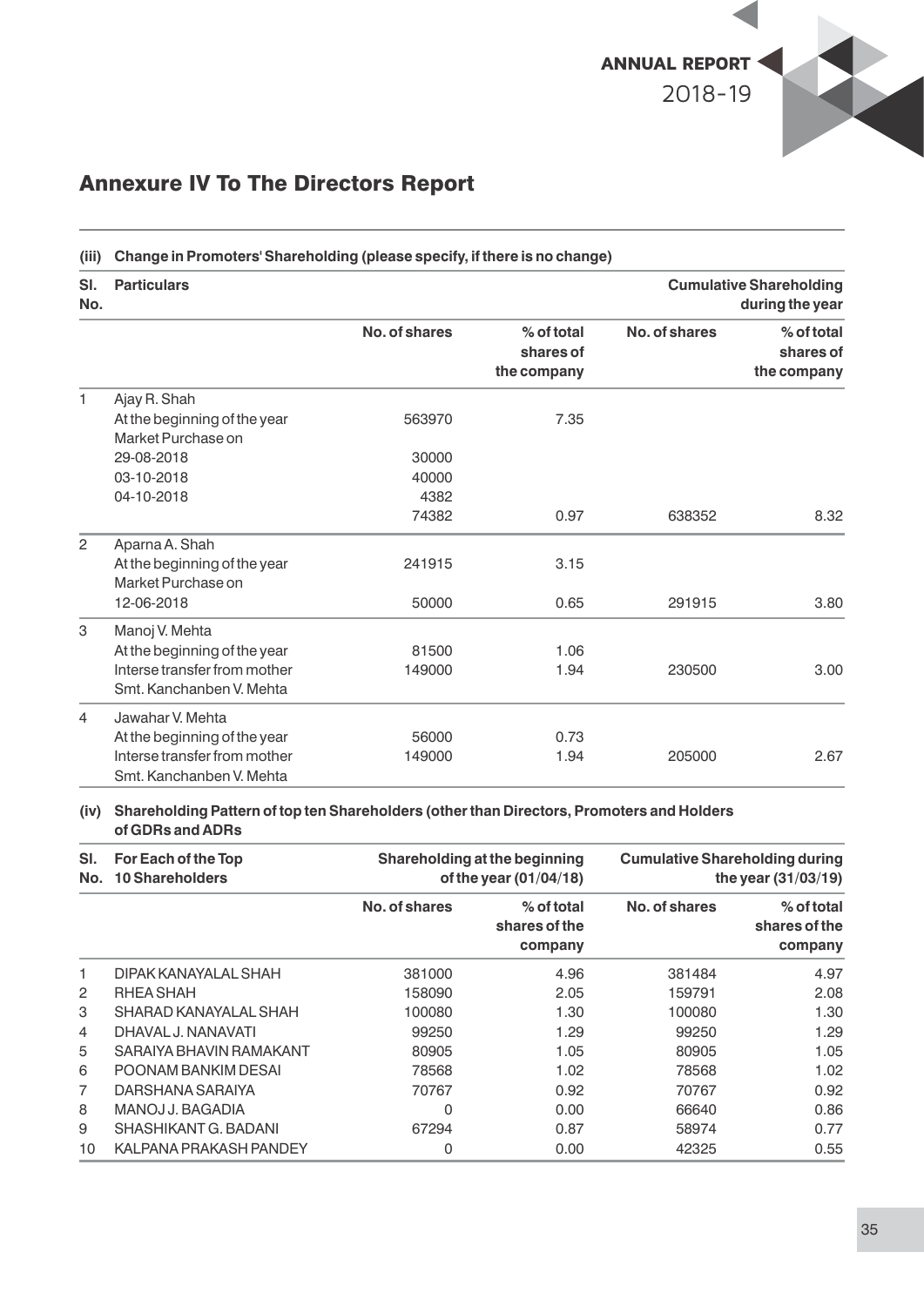## Annexure IV To The Directors Report

**(iii) Change in Promoters' Shareholding (please specify, if there is no change)**

| Sl. No. | Particulars | | | Cumulative Shareholding during the year | |
|---|---|---|---|---|---|
| | | No. of shares | % of total shares of the company | No. of shares | % of total shares of the company |
| 1 | Ajay R. Shah | | | | |
| | At the beginning of the year | 563970 | 7.35 | | |
| | Market Purchase on | | | | |
| | 29-08-2018 | 30000 | | | |
| | 03-10-2018 | 40000 | | | |
| | 04-10-2018 | 4382 | | | |
| | | 74382 | 0.97 | 638352 | 8.32 |
| 2 | Aparna A. Shah | | | | |
| | At the beginning of the year | 241915 | 3.15 | | |
| | Market Purchase on | | | | |
| | 12-06-2018 | 50000 | 0.65 | 291915 | 3.80 |
| 3 | Manoj V. Mehta | | | | |
| | At the beginning of the year | 81500 | 1.06 | | |
| | Interse transfer from mother Smt. Kanchanben V. Mehta | 149000 | 1.94 | 230500 | 3.00 |
| 4 | Jawahar V. Mehta | | | | |
| | At the beginning of the year | 56000 | 0.73 | | |
| | Interse transfer from mother Smt. Kanchanben V. Mehta | 149000 | 1.94 | 205000 | 2.67 |

**(iv) Shareholding Pattern of top ten Shareholders (other than Directors, Promoters and Holders of GDRs and ADRs**

| Sl. No. | For Each of the Top 10 Shareholders | Shareholding at the beginning of the year (01/04/18) | | Cumulative Shareholding during the year (31/03/19) | |
|---|---|---|---|---|---|
| | | No. of shares | % of total shares of the company | No. of shares | % of total shares of the company |
| 1 | DIPAK KANAYALAL SHAH | 381000 | 4.96 | 381484 | 4.97 |
| 2 | RHEA SHAH | 158090 | 2.05 | 159791 | 2.08 |
| 3 | SHARAD KANAYALAL SHAH | 100080 | 1.30 | 100080 | 1.30 |
| 4 | DHAVAL J. NANAVATI | 99250 | 1.29 | 99250 | 1.29 |
| 5 | SARAIYA BHAVIN RAMAKANT | 80905 | 1.05 | 80905 | 1.05 |
| 6 | POONAM BANKIM DESAI | 78568 | 1.02 | 78568 | 1.02 |
| 7 | DARSHANA SARAIYA | 70767 | 0.92 | 70767 | 0.92 |
| 8 | MANOJ J. BAGADIA | 0 | 0.00 | 66640 | 0.86 |
| 9 | SHASHIKANT G. BADANI | 67294 | 0.87 | 58974 | 0.77 |
| 10 | KALPANA PRAKASH PANDEY | 0 | 0.00 | 42325 | 0.55 |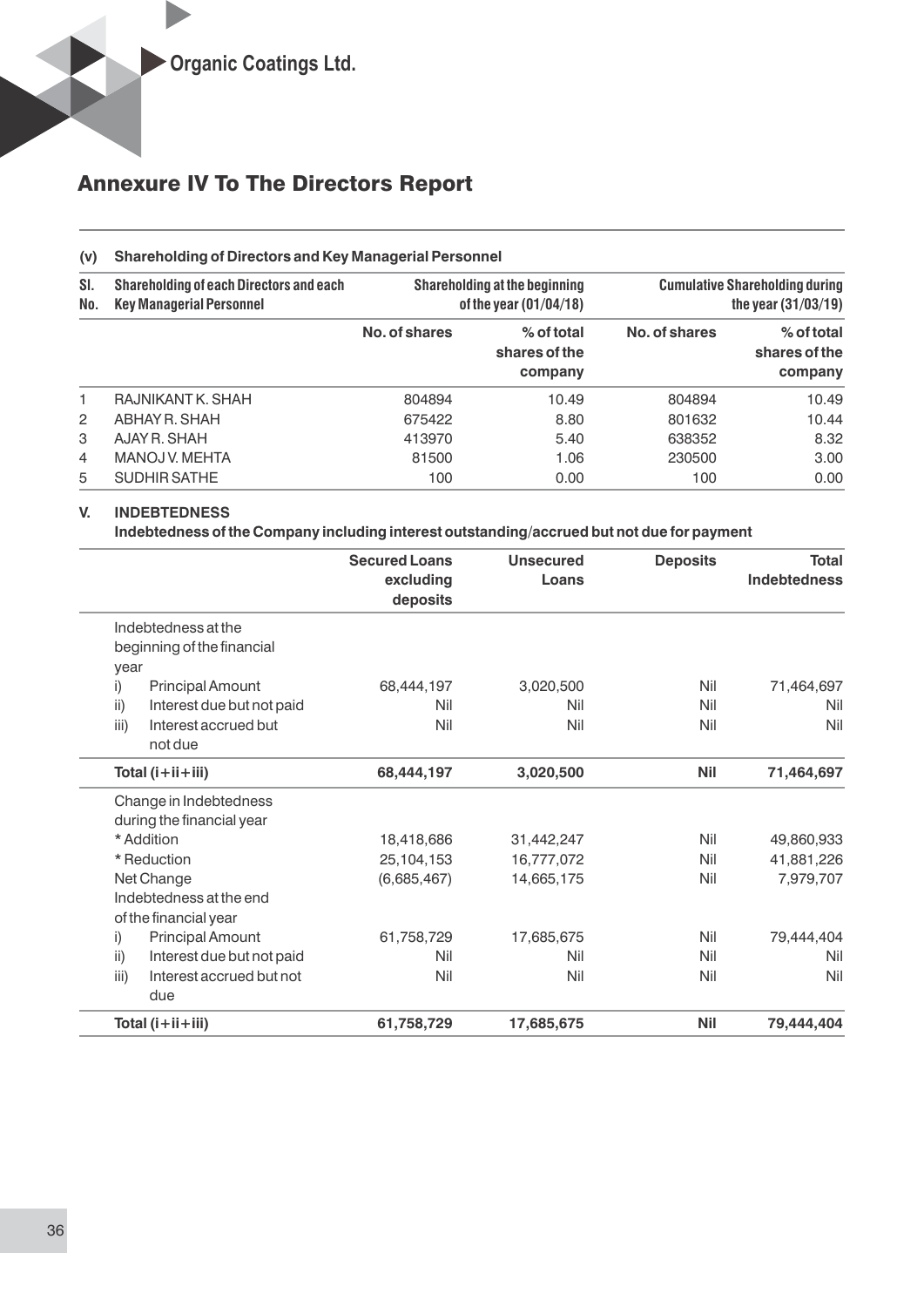## Annexure IV To The Directors Report

**(v) Shareholding of Directors and Key Managerial Personnel**

| Sl. No. | Shareholding of each Directors and each Key Managerial Personnel | Shareholding at the beginning of the year (01/04/18) | | Cumulative Shareholding during the year (31/03/19) | |
|---|---|---|---|---|---|
| | | No. of shares | % of total shares of the company | No. of shares | % of total shares of the company |
| 1 | RAJNIKANT K. SHAH | 804894 | 10.49 | 804894 | 10.49 |
| 2 | ABHAY R. SHAH | 675422 | 8.80 | 801632 | 10.44 |
| 3 | AJAY R. SHAH | 413970 | 5.40 | 638352 | 8.32 |
| 4 | MANOJ V. MEHTA | 81500 | 1.06 | 230500 | 3.00 |
| 5 | SUDHIR SATHE | 100 | 0.00 | 100 | 0.00 |

**V. INDEBTEDNESS**

**Indebtedness of the Company including interest outstanding/accrued but not due for payment**

| | Secured Loans excluding deposits | Unsecured Loans | Deposits | Total Indebtedness |
|---|---|---|---|---|
| Indebtedness at the beginning of the financial year | | | | |
| i) Principal Amount | 68,444,197 | 3,020,500 | Nil | 71,464,697 |
| ii) Interest due but not paid | Nil | Nil | Nil | Nil |
| iii) Interest accrued but not due | Nil | Nil | Nil | Nil |
| **Total (i+ii+iii)** | **68,444,197** | **3,020,500** | **Nil** | **71,464,697** |
| Change in Indebtedness during the financial year | | | | |
| * Addition | 18,418,686 | 31,442,247 | Nil | 49,860,933 |
| * Reduction | 25,104,153 | 16,777,072 | Nil | 41,881,226 |
| Net Change | (6,685,467) | 14,665,175 | Nil | 7,979,707 |
| Indebtedness at the end of the financial year | | | | |
| i) Principal Amount | 61,758,729 | 17,685,675 | Nil | 79,444,404 |
| ii) Interest due but not paid | Nil | Nil | Nil | Nil |
| iii) Interest accrued but not due | Nil | Nil | Nil | Nil |
| **Total (i+ii+iii)** | **61,758,729** | **17,685,675** | **Nil** | **79,444,404** |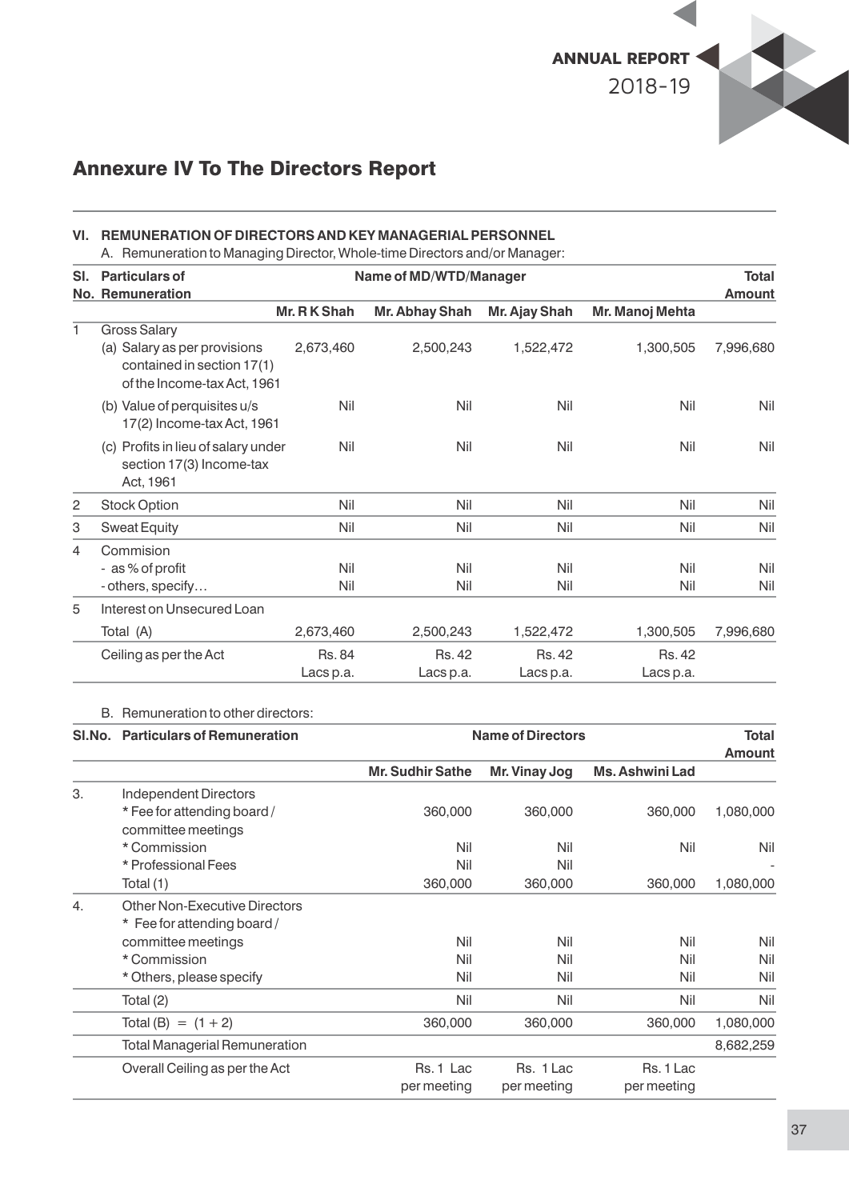## Annexure IV To The Directors Report

**VI. REMUNERATION OF DIRECTORS AND KEY MANAGERIAL PERSONNEL**

A. Remuneration to Managing Director, Whole-time Directors and/or Manager:

| Sl. No. | Particulars of Remuneration | Name of MD/WTD/Manager | | | | Total Amount |
|---|---|---|---|---|---|---|
| | | **Mr. R K Shah** | **Mr. Abhay Shah** | **Mr. Ajay Shah** | **Mr. Manoj Mehta** | |
| 1 | Gross Salary | | | | | |
| | (a) Salary as per provisions contained in section 17(1) of the Income-tax Act, 1961 | 2,673,460 | 2,500,243 | 1,522,472 | 1,300,505 | 7,996,680 |
| | (b) Value of perquisites u/s 17(2) Income-tax Act, 1961 | Nil | Nil | Nil | Nil | Nil |
| | (c) Profits in lieu of salary under section 17(3) Income-tax Act, 1961 | Nil | Nil | Nil | Nil | Nil |
| 2 | Stock Option | Nil | Nil | Nil | Nil | Nil |
| 3 | Sweat Equity | Nil | Nil | Nil | Nil | Nil |
| 4 | Commision | | | | | |
| | - as % of profit | Nil | Nil | Nil | Nil | Nil |
| | - others, specify… | Nil | Nil | Nil | Nil | Nil |
| 5 | Interest on Unsecured Loan | | | | | |
| | Total (A) | 2,673,460 | 2,500,243 | 1,522,472 | 1,300,505 | 7,996,680 |
| | Ceiling as per the Act | Rs. 84 Lacs p.a. | Rs. 42 Lacs p.a. | Rs. 42 Lacs p.a. | Rs. 42 Lacs p.a. | |

B. Remuneration to other directors:

| Sl.No. | Particulars of Remuneration | Name of Directors | | | Total Amount |
|---|---|---|---|---|---|
| | | **Mr. Sudhir Sathe** | **Mr. Vinay Jog** | **Ms. Ashwini Lad** | |
| 3. | Independent Directors | | | | |
| | * Fee for attending board / committee meetings | 360,000 | 360,000 | 360,000 | 1,080,000 |
| | * Commission | Nil | Nil | Nil | Nil |
| | * Professional Fees | Nil | Nil | | - |
| | Total (1) | 360,000 | 360,000 | 360,000 | 1,080,000 |
| 4. | Other Non-Executive Directors | | | | |
| | * Fee for attending board / committee meetings | Nil | Nil | Nil | Nil |
| | * Commission | Nil | Nil | Nil | Nil |
| | * Others, please specify | Nil | Nil | Nil | Nil |
| | Total (2) | Nil | Nil | Nil | Nil |
| | Total (B) = (1 + 2) | 360,000 | 360,000 | 360,000 | 1,080,000 |
| | Total Managerial Remuneration | | | | 8,682,259 |
| | Overall Ceiling as per the Act | Rs. 1 Lac per meeting | Rs. 1 Lac per meeting | Rs. 1 Lac per meeting | |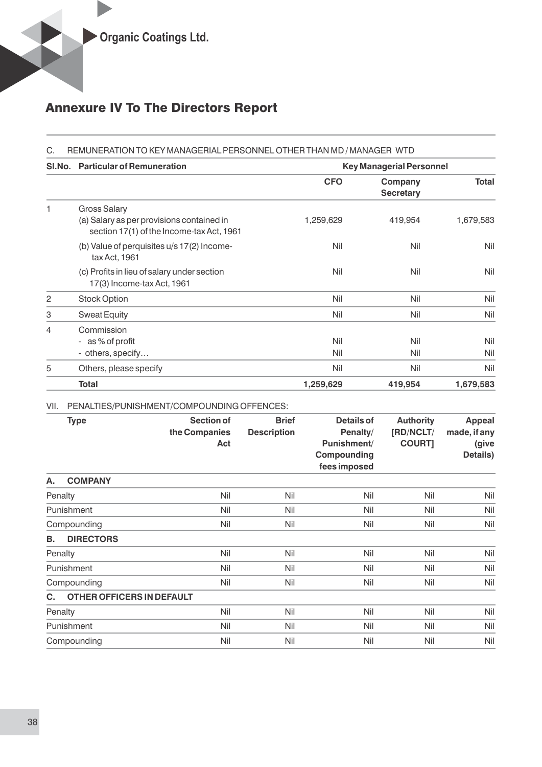## Annexure IV To The Directors Report

C. REMUNERATION TO KEY MANAGERIAL PERSONNEL OTHER THAN MD / MANAGER WTD

| Sl.No. | Particular of Remuneration | Key Managerial Personnel | | |
|---|---|---|---|---|
| | | CFO | Company Secretary | Total |
| 1 | Gross Salary<br>(a) Salary as per provisions contained in section 17(1) of the Income-tax Act, 1961 | 1,259,629 | 419,954 | 1,679,583 |
| | (b) Value of perquisites u/s 17(2) Income-tax Act, 1961 | Nil | Nil | Nil |
| | (c) Profits in lieu of salary under section 17(3) Income-tax Act, 1961 | Nil | Nil | Nil |
| 2 | Stock Option | Nil | Nil | Nil |
| 3 | Sweat Equity | Nil | Nil | Nil |
| 4 | Commission<br>- as % of profit<br>- others, specify… | <br>Nil<br>Nil | <br>Nil<br>Nil | <br>Nil<br>Nil |
| 5 | Others, please specify | Nil | Nil | Nil |
| | **Total** | **1,259,629** | **419,954** | **1,679,583** |

VII. PENALTIES/PUNISHMENT/COMPOUNDING OFFENCES:

| Type | Section of the Companies Act | Brief Description | Details of Penalty/ Punishment/ Compounding fees imposed | Authority [RD/NCLT/ COURT] | Appeal made, if any (give Details) |
|---|---|---|---|---|---|
| **A. COMPANY** | | | | | |
| Penalty | Nil | Nil | Nil | Nil | Nil |
| Punishment | Nil | Nil | Nil | Nil | Nil |
| Compounding | Nil | Nil | Nil | Nil | Nil |
| **B. DIRECTORS** | | | | | |
| Penalty | Nil | Nil | Nil | Nil | Nil |
| Punishment | Nil | Nil | Nil | Nil | Nil |
| Compounding | Nil | Nil | Nil | Nil | Nil |
| **C. OTHER OFFICERS IN DEFAULT** | | | | | |
| Penalty | Nil | Nil | Nil | Nil | Nil |
| Punishment | Nil | Nil | Nil | Nil | Nil |
| Compounding | Nil | Nil | Nil | Nil | Nil |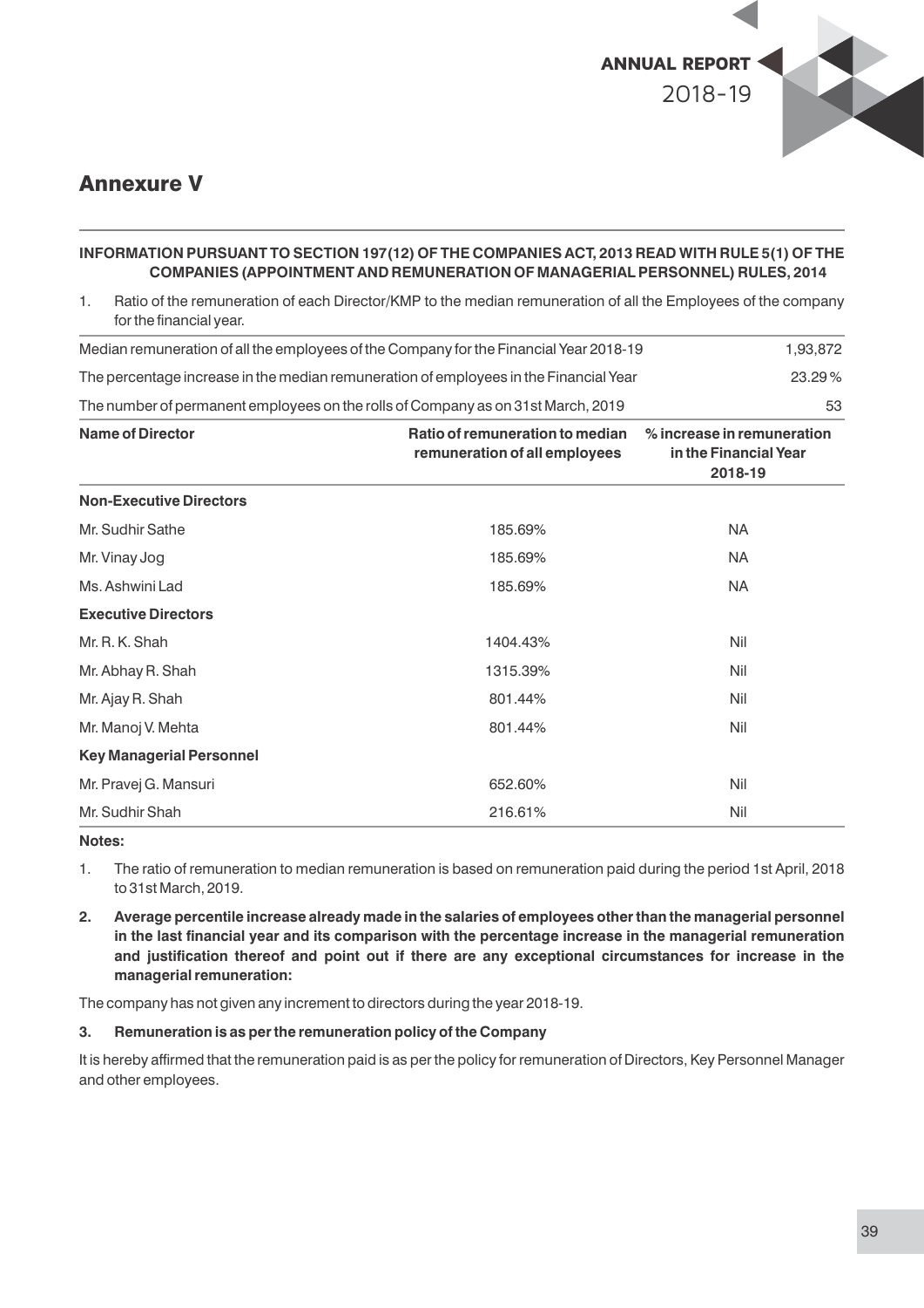# Annexure V

**INFORMATION PURSUANT TO SECTION 197(12) OF THE COMPANIES ACT, 2013 READ WITH RULE 5(1) OF THE COMPANIES (APPOINTMENT AND REMUNERATION OF MANAGERIAL PERSONNEL) RULES, 2014**

1. Ratio of the remuneration of each Director/KMP to the median remuneration of all the Employees of the company for the financial year.

| | |
|---|---|
| Median remuneration of all the employees of the Company for the Financial Year 2018-19 | 1,93,872 |
| The percentage increase in the median remuneration of employees in the Financial Year | 23.29 % |
| The number of permanent employees on the rolls of Company as on 31st March, 2019 | 53 |

| Name of Director | Ratio of remuneration to median remuneration of all employees | % increase in remuneration in the Financial Year 2018-19 |
|---|---|---|
| **Non-Executive Directors** | | |
| Mr. Sudhir Sathe | 185.69% | NA |
| Mr. Vinay Jog | 185.69% | NA |
| Ms. Ashwini Lad | 185.69% | NA |
| **Executive Directors** | | |
| Mr. R. K. Shah | 1404.43% | Nil |
| Mr. Abhay R. Shah | 1315.39% | Nil |
| Mr. Ajay R. Shah | 801.44% | Nil |
| Mr. Manoj V. Mehta | 801.44% | Nil |
| **Key Managerial Personnel** | | |
| Mr. Pravej G. Mansuri | 652.60% | Nil |
| Mr. Sudhir Shah | 216.61% | Nil |

**Notes:**

1. The ratio of remuneration to median remuneration is based on remuneration paid during the period 1st April, 2018 to 31st March, 2019.

2. **Average percentile increase already made in the salaries of employees other than the managerial personnel in the last financial year and its comparison with the percentage increase in the managerial remuneration and justification thereof and point out if there are any exceptional circumstances for increase in the managerial remuneration:**

The company has not given any increment to directors during the year 2018-19.

3. **Remuneration is as per the remuneration policy of the Company**

It is hereby affirmed that the remuneration paid is as per the policy for remuneration of Directors, Key Personnel Manager and other employees.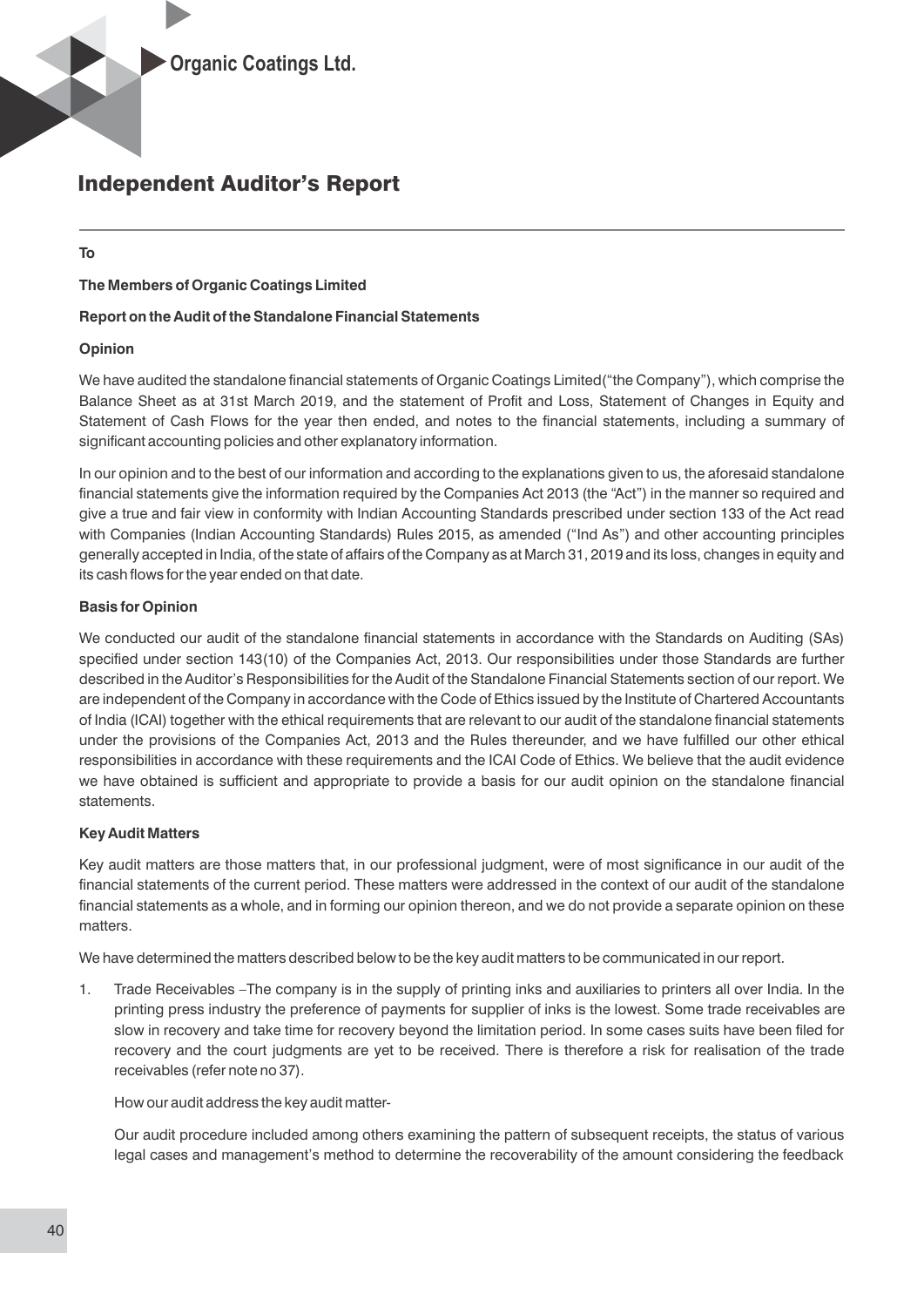# Independent Auditor's Report

**To**

**The Members of Organic Coatings Limited**

**Report on the Audit of the Standalone Financial Statements**

**Opinion**

We have audited the standalone financial statements of Organic Coatings Limited("the Company"), which comprise the Balance Sheet as at 31st March 2019, and the statement of Profit and Loss, Statement of Changes in Equity and Statement of Cash Flows for the year then ended, and notes to the financial statements, including a summary of significant accounting policies and other explanatory information.

In our opinion and to the best of our information and according to the explanations given to us, the aforesaid standalone financial statements give the information required by the Companies Act 2013 (the "Act") in the manner so required and give a true and fair view in conformity with Indian Accounting Standards prescribed under section 133 of the Act read with Companies (Indian Accounting Standards) Rules 2015, as amended ("Ind As") and other accounting principles generally accepted in India, of the state of affairs of the Company as at March 31, 2019 and its loss, changes in equity and its cash flows for the year ended on that date.

**Basis for Opinion**

We conducted our audit of the standalone financial statements in accordance with the Standards on Auditing (SAs) specified under section 143(10) of the Companies Act, 2013. Our responsibilities under those Standards are further described in the Auditor's Responsibilities for the Audit of the Standalone Financial Statements section of our report. We are independent of the Company in accordance with the Code of Ethics issued by the Institute of Chartered Accountants of India (ICAI) together with the ethical requirements that are relevant to our audit of the standalone financial statements under the provisions of the Companies Act, 2013 and the Rules thereunder, and we have fulfilled our other ethical responsibilities in accordance with these requirements and the ICAI Code of Ethics. We believe that the audit evidence we have obtained is sufficient and appropriate to provide a basis for our audit opinion on the standalone financial statements.

**Key Audit Matters**

Key audit matters are those matters that, in our professional judgment, were of most significance in our audit of the financial statements of the current period. These matters were addressed in the context of our audit of the standalone financial statements as a whole, and in forming our opinion thereon, and we do not provide a separate opinion on these matters.

We have determined the matters described below to be the key audit matters to be communicated in our report.

1. Trade Receivables –The company is in the supply of printing inks and auxiliaries to printers all over India. In the printing press industry the preference of payments for supplier of inks is the lowest. Some trade receivables are slow in recovery and take time for recovery beyond the limitation period. In some cases suits have been filed for recovery and the court judgments are yet to be received. There is therefore a risk for realisation of the trade receivables (refer note no 37).

   How our audit address the key audit matter-

   Our audit procedure included among others examining the pattern of subsequent receipts, the status of various legal cases and management's method to determine the recoverability of the amount considering the feedback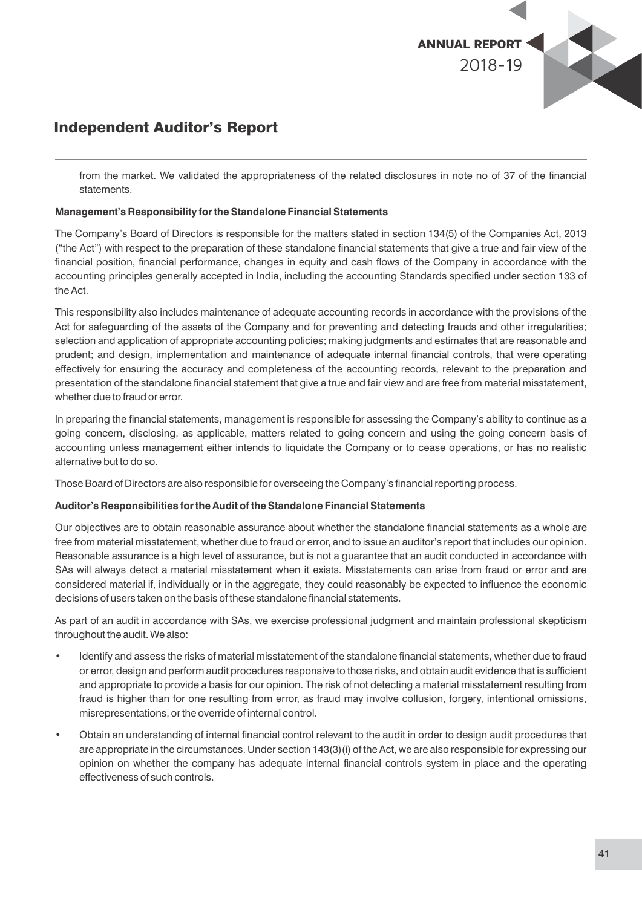from the market. We validated the appropriateness of the related disclosures in note no of 37 of the financial statements.

**Management's Responsibility for the Standalone Financial Statements**

The Company's Board of Directors is responsible for the matters stated in section 134(5) of the Companies Act, 2013 ("the Act") with respect to the preparation of these standalone financial statements that give a true and fair view of the financial position, financial performance, changes in equity and cash flows of the Company in accordance with the accounting principles generally accepted in India, including the accounting Standards specified under section 133 of the Act.

This responsibility also includes maintenance of adequate accounting records in accordance with the provisions of the Act for safeguarding of the assets of the Company and for preventing and detecting frauds and other irregularities; selection and application of appropriate accounting policies; making judgments and estimates that are reasonable and prudent; and design, implementation and maintenance of adequate internal financial controls, that were operating effectively for ensuring the accuracy and completeness of the accounting records, relevant to the preparation and presentation of the standalone financial statement that give a true and fair view and are free from material misstatement, whether due to fraud or error.

In preparing the financial statements, management is responsible for assessing the Company's ability to continue as a going concern, disclosing, as applicable, matters related to going concern and using the going concern basis of accounting unless management either intends to liquidate the Company or to cease operations, or has no realistic alternative but to do so.

Those Board of Directors are also responsible for overseeing the Company's financial reporting process.

**Auditor's Responsibilities for the Audit of the Standalone Financial Statements**

Our objectives are to obtain reasonable assurance about whether the standalone financial statements as a whole are free from material misstatement, whether due to fraud or error, and to issue an auditor's report that includes our opinion. Reasonable assurance is a high level of assurance, but is not a guarantee that an audit conducted in accordance with SAs will always detect a material misstatement when it exists. Misstatements can arise from fraud or error and are considered material if, individually or in the aggregate, they could reasonably be expected to influence the economic decisions of users taken on the basis of these standalone financial statements.

As part of an audit in accordance with SAs, we exercise professional judgment and maintain professional skepticism throughout the audit. We also:

- Identify and assess the risks of material misstatement of the standalone financial statements, whether due to fraud or error, design and perform audit procedures responsive to those risks, and obtain audit evidence that is sufficient and appropriate to provide a basis for our opinion. The risk of not detecting a material misstatement resulting from fraud is higher than for one resulting from error, as fraud may involve collusion, forgery, intentional omissions, misrepresentations, or the override of internal control.
- Obtain an understanding of internal financial control relevant to the audit in order to design audit procedures that are appropriate in the circumstances. Under section 143(3)(i) of the Act, we are also responsible for expressing our opinion on whether the company has adequate internal financial controls system in place and the operating effectiveness of such controls.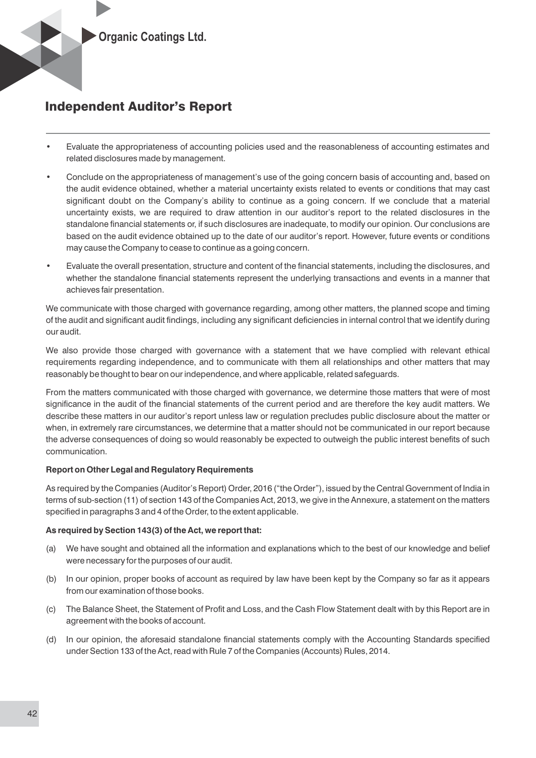## Independent Auditor's Report

- Evaluate the appropriateness of accounting policies used and the reasonableness of accounting estimates and related disclosures made by management.
- Conclude on the appropriateness of management's use of the going concern basis of accounting and, based on the audit evidence obtained, whether a material uncertainty exists related to events or conditions that may cast significant doubt on the Company's ability to continue as a going concern. If we conclude that a material uncertainty exists, we are required to draw attention in our auditor's report to the related disclosures in the standalone financial statements or, if such disclosures are inadequate, to modify our opinion. Our conclusions are based on the audit evidence obtained up to the date of our auditor's report. However, future events or conditions may cause the Company to cease to continue as a going concern.
- Evaluate the overall presentation, structure and content of the financial statements, including the disclosures, and whether the standalone financial statements represent the underlying transactions and events in a manner that achieves fair presentation.

We communicate with those charged with governance regarding, among other matters, the planned scope and timing of the audit and significant audit findings, including any significant deficiencies in internal control that we identify during our audit.

We also provide those charged with governance with a statement that we have complied with relevant ethical requirements regarding independence, and to communicate with them all relationships and other matters that may reasonably be thought to bear on our independence, and where applicable, related safeguards.

From the matters communicated with those charged with governance, we determine those matters that were of most significance in the audit of the financial statements of the current period and are therefore the key audit matters. We describe these matters in our auditor's report unless law or regulation precludes public disclosure about the matter or when, in extremely rare circumstances, we determine that a matter should not be communicated in our report because the adverse consequences of doing so would reasonably be expected to outweigh the public interest benefits of such communication.

**Report on Other Legal and Regulatory Requirements**

As required by the Companies (Auditor's Report) Order, 2016 ("the Order"), issued by the Central Government of India in terms of sub-section (11) of section 143 of the Companies Act, 2013, we give in the Annexure, a statement on the matters specified in paragraphs 3 and 4 of the Order, to the extent applicable.

**As required by Section 143(3) of the Act, we report that:**

(a) We have sought and obtained all the information and explanations which to the best of our knowledge and belief were necessary for the purposes of our audit.

(b) In our opinion, proper books of account as required by law have been kept by the Company so far as it appears from our examination of those books.

(c) The Balance Sheet, the Statement of Profit and Loss, and the Cash Flow Statement dealt with by this Report are in agreement with the books of account.

(d) In our opinion, the aforesaid standalone financial statements comply with the Accounting Standards specified under Section 133 of the Act, read with Rule 7 of the Companies (Accounts) Rules, 2014.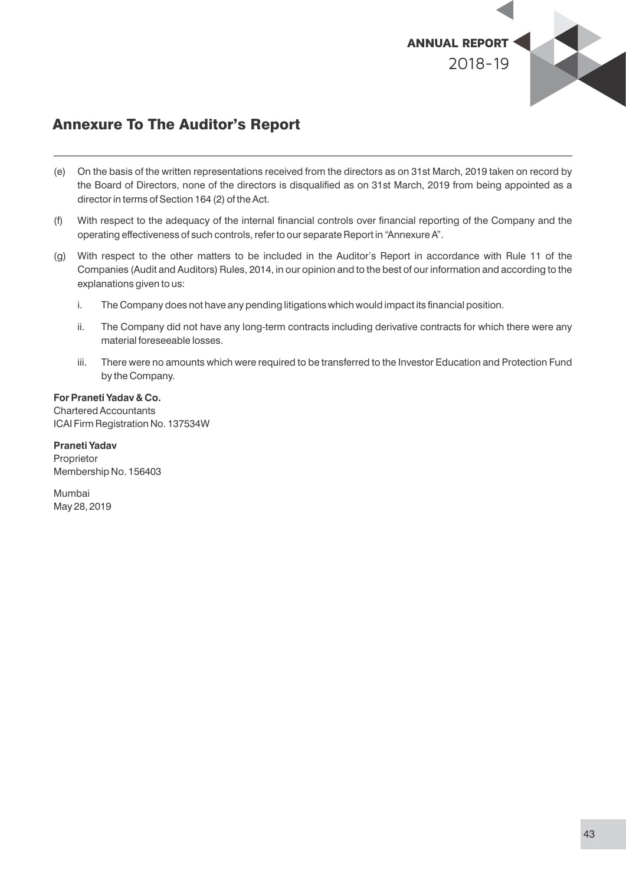## Annexure To The Auditor's Report

(e) On the basis of the written representations received from the directors as on 31st March, 2019 taken on record by the Board of Directors, none of the directors is disqualified as on 31st March, 2019 from being appointed as a director in terms of Section 164 (2) of the Act.

(f) With respect to the adequacy of the internal financial controls over financial reporting of the Company and the operating effectiveness of such controls, refer to our separate Report in "Annexure A".

(g) With respect to the other matters to be included in the Auditor's Report in accordance with Rule 11 of the Companies (Audit and Auditors) Rules, 2014, in our opinion and to the best of our information and according to the explanations given to us:

   i. The Company does not have any pending litigations which would impact its financial position.

   ii. The Company did not have any long-term contracts including derivative contracts for which there were any material foreseeable losses.

   iii. There were no amounts which were required to be transferred to the Investor Education and Protection Fund by the Company.

**For Praneti Yadav & Co.**
Chartered Accountants
ICAI Firm Registration No. 137534W

**Praneti Yadav**
Proprietor
Membership No. 156403

Mumbai
May 28, 2019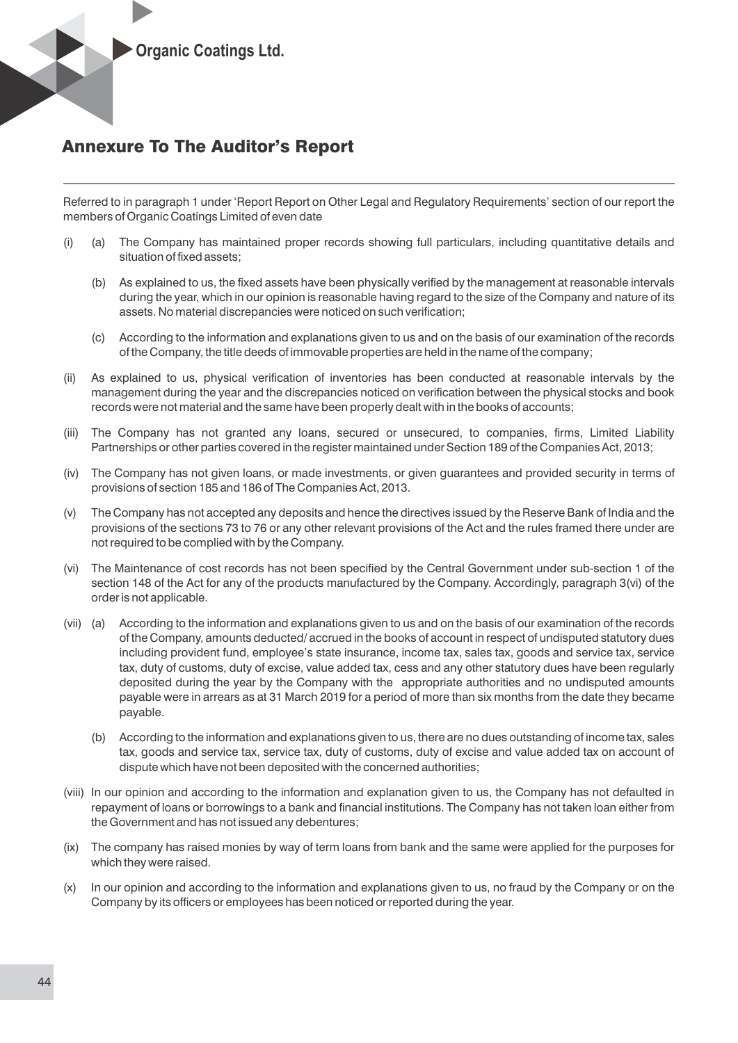## Annexure To The Auditor's Report

Referred to in paragraph 1 under 'Report Report on Other Legal and Regulatory Requirements' section of our report the members of Organic Coatings Limited of even date

(i) (a) The Company has maintained proper records showing full particulars, including quantitative details and situation of fixed assets;

(b) As explained to us, the fixed assets have been physically verified by the management at reasonable intervals during the year, which in our opinion is reasonable having regard to the size of the Company and nature of its assets. No material discrepancies were noticed on such verification;

(c) According to the information and explanations given to us and on the basis of our examination of the records of the Company, the title deeds of immovable properties are held in the name of the company;

(ii) As explained to us, physical verification of inventories has been conducted at reasonable intervals by the management during the year and the discrepancies noticed on verification between the physical stocks and book records were not material and the same have been properly dealt with in the books of accounts;

(iii) The Company has not granted any loans, secured or unsecured, to companies, firms, Limited Liability Partnerships or other parties covered in the register maintained under Section 189 of the Companies Act, 2013;

(iv) The Company has not given loans, or made investments, or given guarantees and provided security in terms of provisions of section 185 and 186 of The Companies Act, 2013.

(v) The Company has not accepted any deposits and hence the directives issued by the Reserve Bank of India and the provisions of the sections 73 to 76 or any other relevant provisions of the Act and the rules framed there under are not required to be complied with by the Company.

(vi) The Maintenance of cost records has not been specified by the Central Government under sub-section 1 of the section 148 of the Act for any of the products manufactured by the Company. Accordingly, paragraph 3(vi) of the order is not applicable.

(vii) (a) According to the information and explanations given to us and on the basis of our examination of the records of the Company, amounts deducted/ accrued in the books of account in respect of undisputed statutory dues including provident fund, employee's state insurance, income tax, sales tax, goods and service tax, service tax, duty of customs, duty of excise, value added tax, cess and any other statutory dues have been regularly deposited during the year by the Company with the appropriate authorities and no undisputed amounts payable were in arrears as at 31 March 2019 for a period of more than six months from the date they became payable.

(b) According to the information and explanations given to us, there are no dues outstanding of income tax, sales tax, goods and service tax, service tax, duty of customs, duty of excise and value added tax on account of dispute which have not been deposited with the concerned authorities;

(viii) In our opinion and according to the information and explanation given to us, the Company has not defaulted in repayment of loans or borrowings to a bank and financial institutions. The Company has not taken loan either from the Government and has not issued any debentures;

(ix) The company has raised monies by way of term loans from bank and the same were applied for the purposes for which they were raised.

(x) In our opinion and according to the information and explanations given to us, no fraud by the Company or on the Company by its officers or employees has been noticed or reported during the year.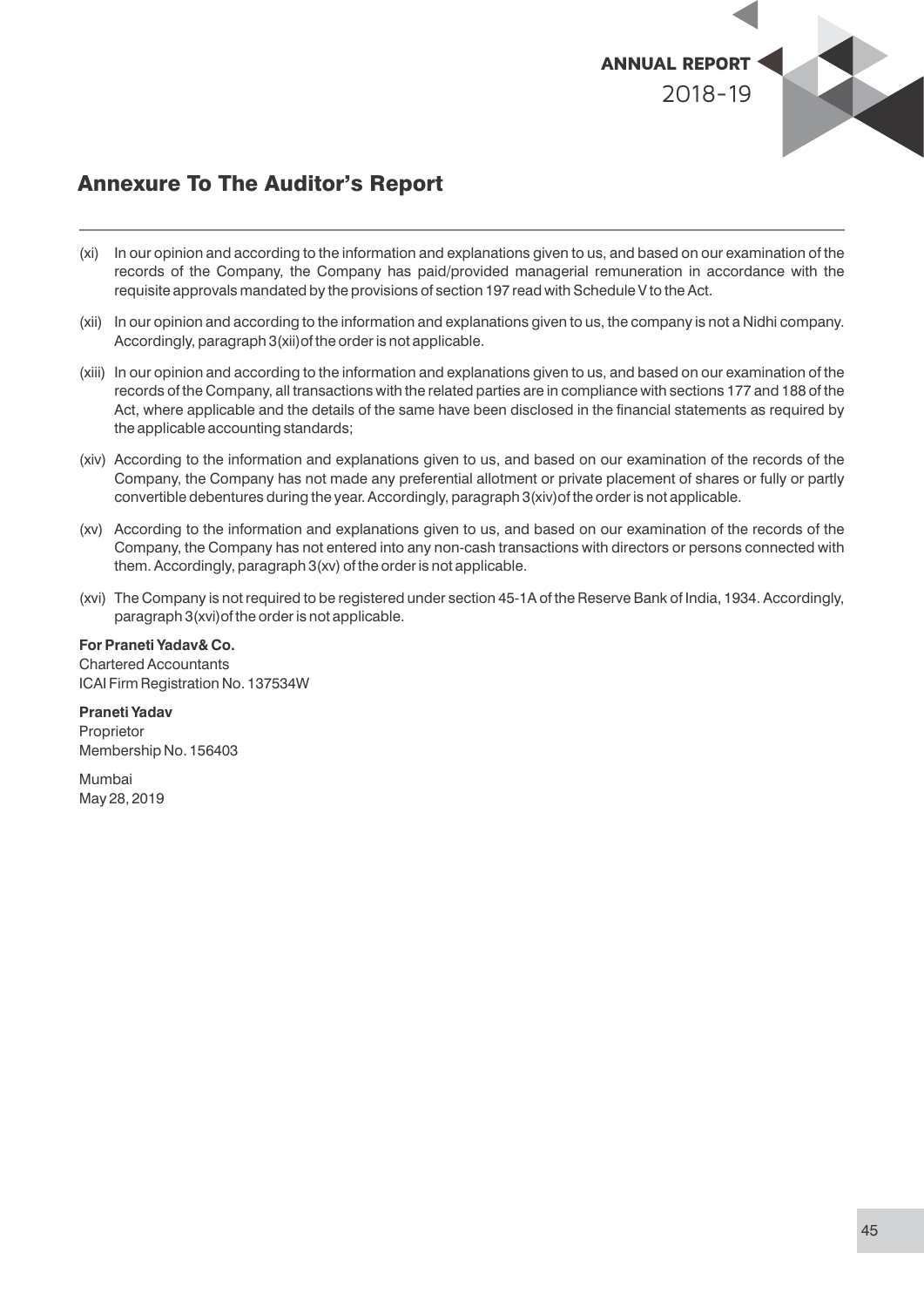## Annexure To The Auditor's Report

(xi) In our opinion and according to the information and explanations given to us, and based on our examination of the records of the Company, the Company has paid/provided managerial remuneration in accordance with the requisite approvals mandated by the provisions of section 197 read with Schedule V to the Act.

(xii) In our opinion and according to the information and explanations given to us, the company is not a Nidhi company. Accordingly, paragraph 3(xii)of the order is not applicable.

(xiii) In our opinion and according to the information and explanations given to us, and based on our examination of the records of the Company, all transactions with the related parties are in compliance with sections 177 and 188 of the Act, where applicable and the details of the same have been disclosed in the financial statements as required by the applicable accounting standards;

(xiv) According to the information and explanations given to us, and based on our examination of the records of the Company, the Company has not made any preferential allotment or private placement of shares or fully or partly convertible debentures during the year. Accordingly, paragraph 3(xiv)of the order is not applicable.

(xv) According to the information and explanations given to us, and based on our examination of the records of the Company, the Company has not entered into any non-cash transactions with directors or persons connected with them. Accordingly, paragraph 3(xv) of the order is not applicable.

(xvi) The Company is not required to be registered under section 45-1A of the Reserve Bank of India, 1934. Accordingly, paragraph 3(xvi)of the order is not applicable.

**For Praneti Yadav& Co.**
Chartered Accountants
ICAI Firm Registration No. 137534W

**Praneti Yadav**
Proprietor
Membership No. 156403

Mumbai
May 28, 2019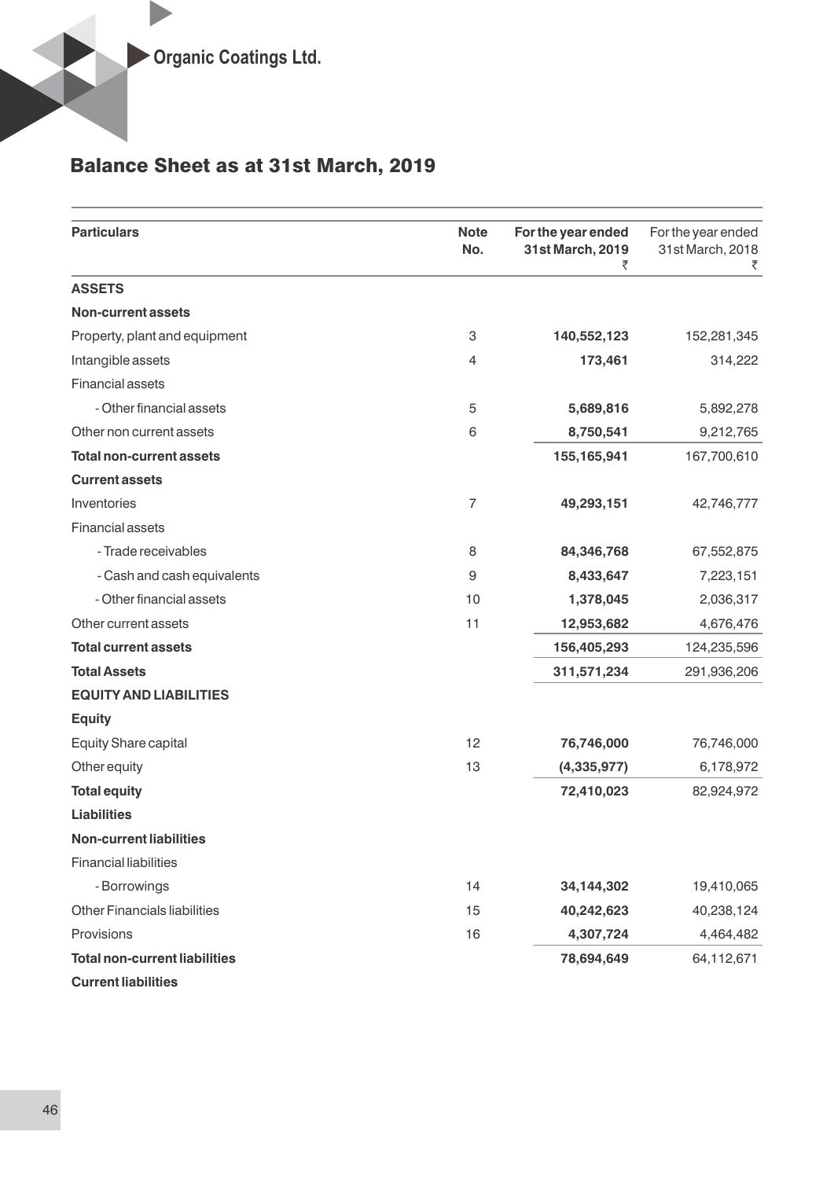# Balance Sheet as at 31st March, 2019

| Particulars | Note No. | For the year ended 31st March, 2019 ₹ | For the year ended 31st March, 2018 ₹ |
|---|---|---|---|
| **ASSETS** | | | |
| **Non-current assets** | | | |
| Property, plant and equipment | 3 | **140,552,123** | 152,281,345 |
| Intangible assets | 4 | **173,461** | 314,222 |
| Financial assets | | | |
| - Other financial assets | 5 | **5,689,816** | 5,892,278 |
| Other non current assets | 6 | **8,750,541** | 9,212,765 |
| **Total non-current assets** | | **155,165,941** | 167,700,610 |
| **Current assets** | | | |
| Inventories | 7 | **49,293,151** | 42,746,777 |
| Financial assets | | | |
| - Trade receivables | 8 | **84,346,768** | 67,552,875 |
| - Cash and cash equivalents | 9 | **8,433,647** | 7,223,151 |
| - Other financial assets | 10 | **1,378,045** | 2,036,317 |
| Other current assets | 11 | **12,953,682** | 4,676,476 |
| **Total current assets** | | **156,405,293** | 124,235,596 |
| **Total Assets** | | **311,571,234** | 291,936,206 |
| **EQUITY AND LIABILITIES** | | | |
| **Equity** | | | |
| Equity Share capital | 12 | **76,746,000** | 76,746,000 |
| Other equity | 13 | **(4,335,977)** | 6,178,972 |
| **Total equity** | | **72,410,023** | 82,924,972 |
| **Liabilities** | | | |
| **Non-current liabilities** | | | |
| Financial liabilities | | | |
| - Borrowings | 14 | **34,144,302** | 19,410,065 |
| Other Financials liabilities | 15 | **40,242,623** | 40,238,124 |
| Provisions | 16 | **4,307,724** | 4,464,482 |
| **Total non-current liabilities** | | **78,694,649** | 64,112,671 |
| **Current liabilities** | | | |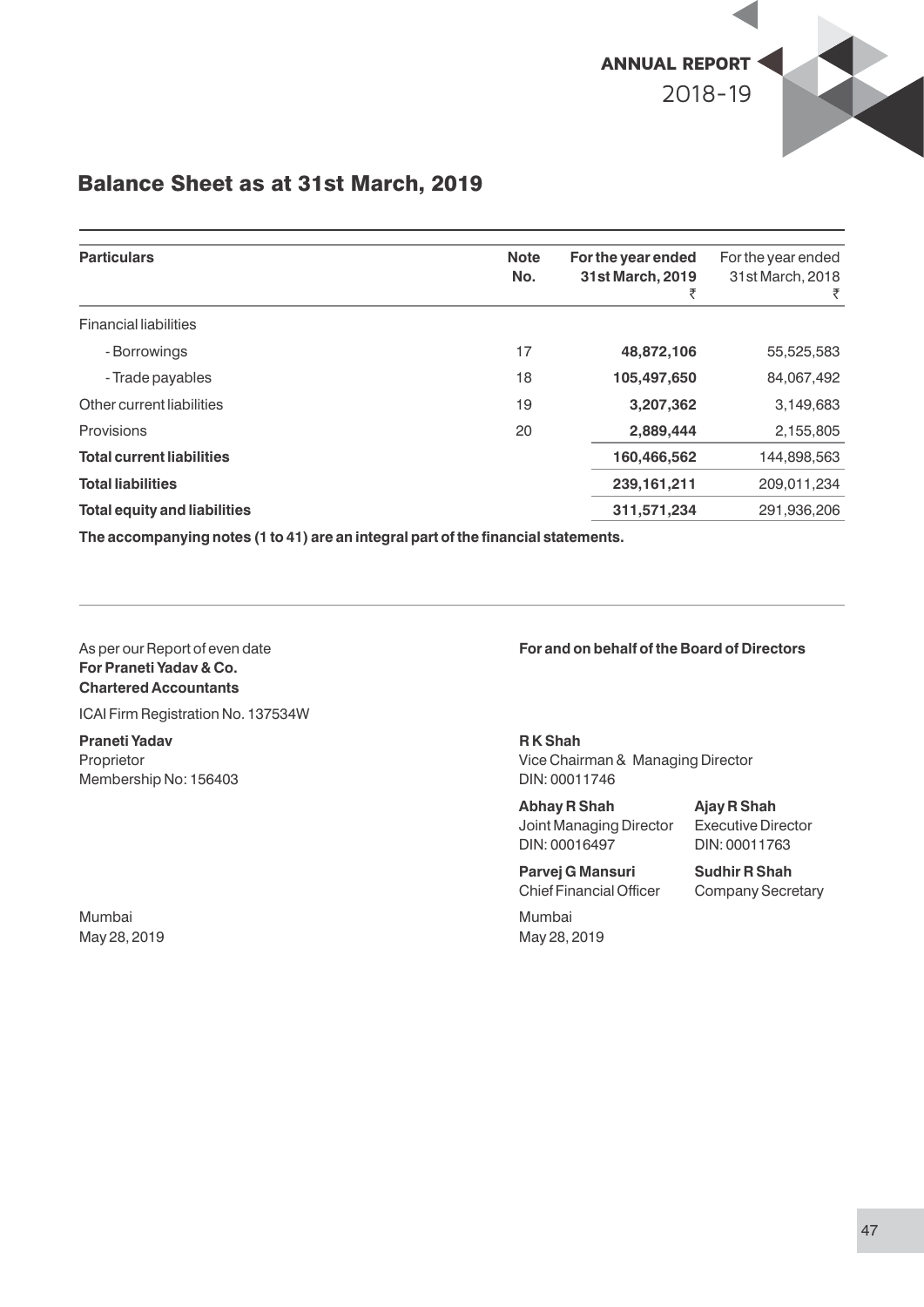## Balance Sheet as at 31st March, 2019

| Particulars | Note No. | For the year ended 31st March, 2019 ₹ | For the year ended 31st March, 2018 ₹ |
|---|---|---|---|
| Financial liabilities | | | |
| - Borrowings | 17 | **48,872,106** | 55,525,583 |
| - Trade payables | 18 | **105,497,650** | 84,067,492 |
| Other current liabilities | 19 | **3,207,362** | 3,149,683 |
| Provisions | 20 | **2,889,444** | 2,155,805 |
| **Total current liabilities** | | **160,466,562** | 144,898,563 |
| **Total liabilities** | | **239,161,211** | 209,011,234 |
| **Total equity and liabilities** | | **311,571,234** | 291,936,206 |

**The accompanying notes (1 to 41) are an integral part of the financial statements.**

As per our Report of even date
**For Praneti Yadav & Co.**
**Chartered Accountants**

ICAI Firm Registration No. 137534W

**Praneti Yadav**
Proprietor
Membership No: 156403

Mumbai
May 28, 2019

**For and on behalf of the Board of Directors**

**R K Shah**
Vice Chairman & Managing Director
DIN: 00011746

**Abhay R Shah**
Joint Managing Director
DIN: 00016497

**Ajay R Shah**
Executive Director
DIN: 00011763

**Parvej G Mansuri**
Chief Financial Officer

**Sudhir R Shah**
Company Secretary

Mumbai
May 28, 2019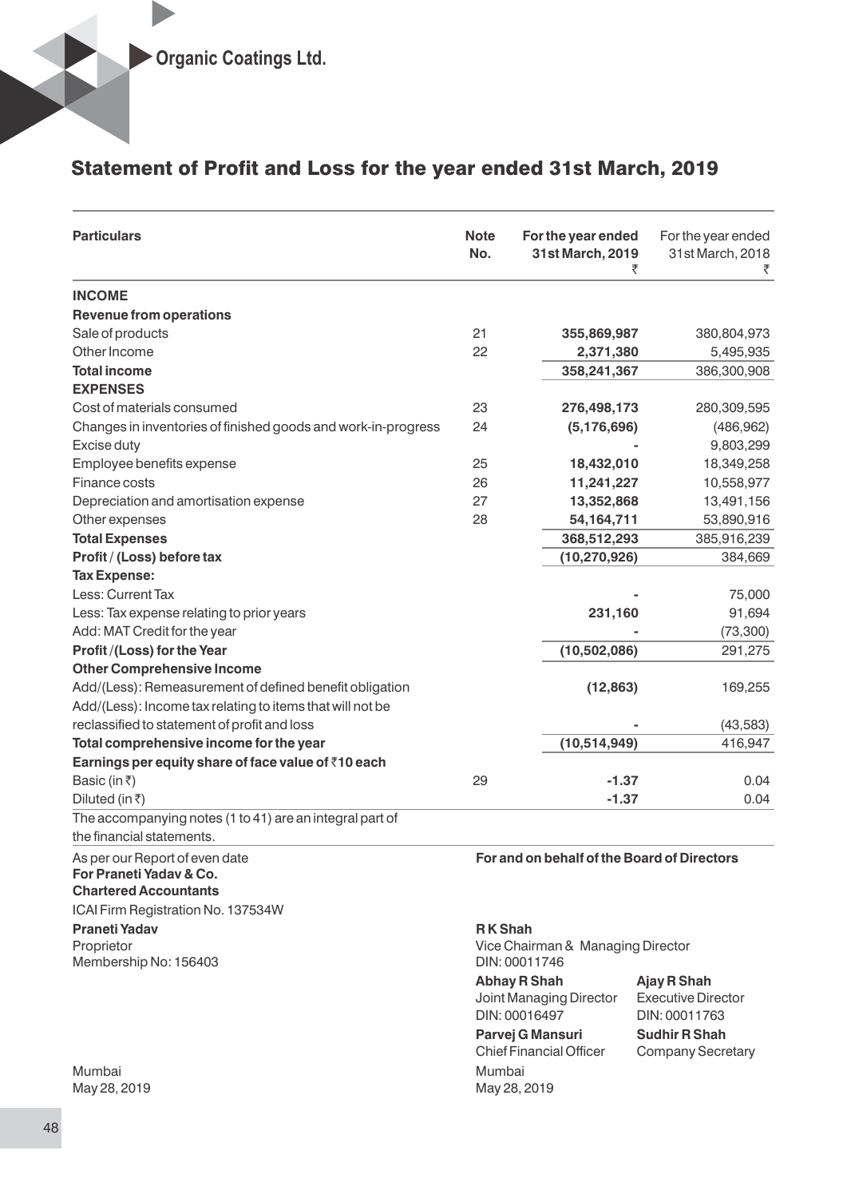# Statement of Profit and Loss for the year ended 31st March, 2019

| Particulars | Note No. | For the year ended 31st March, 2019 ₹ | For the year ended 31st March, 2018 ₹ |
|---|---|---|---|
| **INCOME** | | | |
| **Revenue from operations** | | | |
| Sale of products | 21 | **355,869,987** | 380,804,973 |
| Other Income | 22 | **2,371,380** | 5,495,935 |
| **Total income** | | **358,241,367** | 386,300,908 |
| **EXPENSES** | | | |
| Cost of materials consumed | 23 | **276,498,173** | 280,309,595 |
| Changes in inventories of finished goods and work-in-progress | 24 | **(5,176,696)** | (486,962) |
| Excise duty | | **-** | 9,803,299 |
| Employee benefits expense | 25 | **18,432,010** | 18,349,258 |
| Finance costs | 26 | **11,241,227** | 10,558,977 |
| Depreciation and amortisation expense | 27 | **13,352,868** | 13,491,156 |
| Other expenses | 28 | **54,164,711** | 53,890,916 |
| **Total Expenses** | | **368,512,293** | 385,916,239 |
| **Profit / (Loss) before tax** | | **(10,270,926)** | 384,669 |
| **Tax Expense:** | | | |
| Less: Current Tax | | **-** | 75,000 |
| Less: Tax expense relating to prior years | | **231,160** | 91,694 |
| Add: MAT Credit for the year | | **-** | (73,300) |
| **Profit /(Loss) for the Year** | | **(10,502,086)** | 291,275 |
| **Other Comprehensive Income** | | | |
| Add/(Less): Remeasurement of defined benefit obligation | | **(12,863)** | 169,255 |
| Add/(Less): Income tax relating to items that will not be reclassified to statement of profit and loss | | **-** | (43,583) |
| **Total comprehensive income for the year** | | **(10,514,949)** | 416,947 |
| **Earnings per equity share of face value of ₹10 each** | | | |
| Basic (in ₹) | 29 | **-1.37** | 0.04 |
| Diluted (in ₹) | | **-1.37** | 0.04 |

The accompanying notes (1 to 41) are an integral part of the financial statements.

As per our Report of even date
**For Praneti Yadav & Co.**
**Chartered Accountants**
ICAI Firm Registration No. 137534W

**Praneti Yadav**
Proprietor
Membership No: 156403

Mumbai
May 28, 2019

**For and on behalf of the Board of Directors**

**R K Shah**
Vice Chairman & Managing Director
DIN: 00011746

**Abhay R Shah**
Joint Managing Director
DIN: 00016497

**Ajay R Shah**
Executive Director
DIN: 00011763

**Parvej G Mansuri**
Chief Financial Officer

**Sudhir R Shah**
Company Secretary

Mumbai
May 28, 2019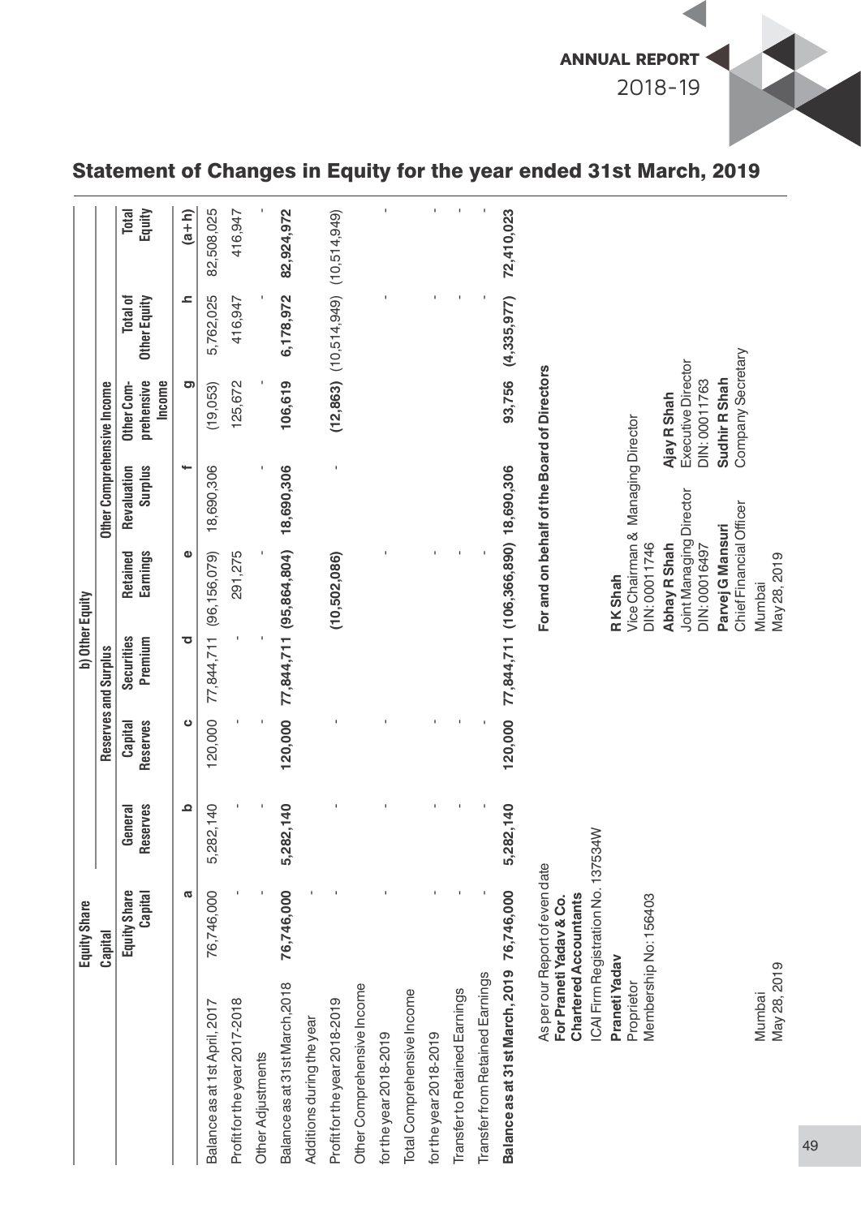# Statement of Changes in Equity for the year ended 31st March, 2019

| | Equity Share Capital | b) Other Equity | | | | | | | |
|---|---|---|---|---|---|---|---|---|---|
| | | | Reserves and Surplus | | | Other Comprehensive Income | | | |
| | Equity Share Capital | General Reserves | Capital Reserves | Securities Premium | Retained Earnings | Revaluation Surplus | Other Comprehensive Income | Total of Other Equity | Total Equity |
| | a | b | c | d | e | f | g | h | (a+h) |
| Balance as at 1st April, 2017 | 76,746,000 | 5,282,140 | 120,000 | 77,844,711 | (96,156,079) | 18,690,306 | (19,053) | 5,762,025 | 82,508,025 |
| Profit for the year 2017-2018 | - | - | - | - | 291,275 | | 125,672 | 416,947 | 416,947 |
| Other Adjustments | - | - | - | - | - | - | - | - | - |
| **Balance as at 31st March, 2018** | **76,746,000** | **5,282,140** | **120,000** | **77,844,711** | **(95,864,804)** | **18,690,306** | **106,619** | **6,178,972** | **82,924,972** |
| Additions during the year | - | | | | | | | | |
| Profit for the year 2018-2019 | - | - | - | | **(10,502,086)** | - | **(12,863)** | (10,514,949) | (10,514,949) |
| Other Comprehensive Income for the year 2018-2019 | - | - | - | | - | | | - | - |
| Total Comprehensive Income for the year 2018-2019 | - | - | - | | - | | | - | - |
| Transfer to Retained Earnings | - | - | - | | - | | | - | - |
| Transfer from Retained Earnings | - | - | - | | - | | | - | - |
| **Balance as at 31st March, 2019** | **76,746,000** | **5,282,140** | **120,000** | **77,844,711** | **(106,366,890)** | **18,690,306** | **93,756** | **(4,335,977)** | **72,410,023** |

As per our Report of even date
**For Praneti Yadav & Co.**
**Chartered Accountants**
ICAI Firm Registration No. 137534W

**Praneti Yadav**
Proprietor
Membership No: 156403

Mumbai
May 28, 2019

**For and on behalf of the Board of Directors**

**R K Shah**
Vice Chairman & Managing Director
DIN: 00011746

**Abhay R Shah**
Joint Managing Director
DIN: 00016497

**Ajay R Shah**
Executive Director
DIN: 00011763

**Parvej G Mansuri**
Chief Financial Officer

**Sudhir R Shah**
Company Secretary

Mumbai
May 28, 2019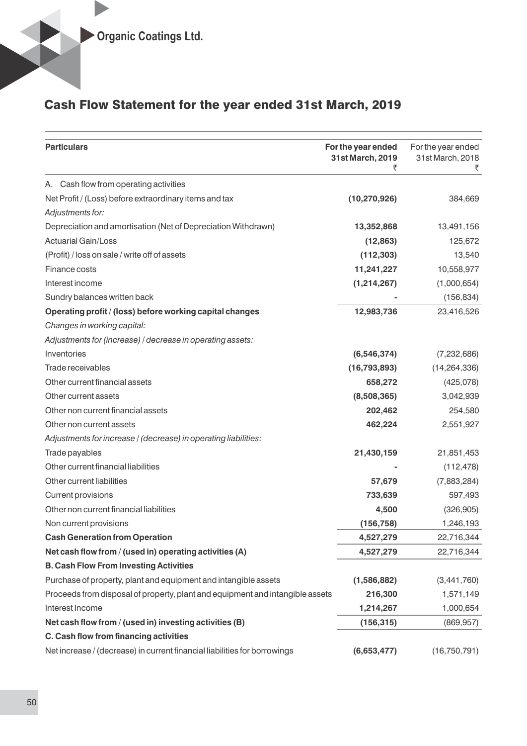## Cash Flow Statement for the year ended 31st March, 2019

| Particulars | For the year ended 31st March, 2019 ₹ | For the year ended 31st March, 2018 ₹ |
|---|---|---|
| A. Cash flow from operating activities | | |
| Net Profit / (Loss) before extraordinary items and tax | **(10,270,926)** | 384,669 |
| *Adjustments for:* | | |
| Depreciation and amortisation (Net of Depreciation Withdrawn) | **13,352,868** | 13,491,156 |
| Actuarial Gain/Loss | **(12,863)** | 125,672 |
| (Profit) / loss on sale / write off of assets | **(112,303)** | 13,540 |
| Finance costs | **11,241,227** | 10,558,977 |
| Interest income | **(1,214,267)** | (1,000,654) |
| Sundry balances written back | **-** | (156,834) |
| **Operating profit / (loss) before working capital changes** | **12,983,736** | 23,416,526 |
| *Changes in working capital:* | | |
| *Adjustments for (increase) / decrease in operating assets:* | | |
| Inventories | **(6,546,374)** | (7,232,686) |
| Trade receivables | **(16,793,893)** | (14,264,336) |
| Other current financial assets | **658,272** | (425,078) |
| Other current assets | **(8,508,365)** | 3,042,939 |
| Other non current financial assets | **202,462** | 254,580 |
| Other non current assets | **462,224** | 2,551,927 |
| *Adjustments for increase / (decrease) in operating liabilities:* | | |
| Trade payables | **21,430,159** | 21,851,453 |
| Other current financial liabilities | **-** | (112,478) |
| Other current liabilities | **57,679** | (7,883,284) |
| Current provisions | **733,639** | 597,493 |
| Other non current financial liabilities | **4,500** | (326,905) |
| Non current provisions | **(156,758)** | 1,246,193 |
| **Cash Generation from Operation** | **4,527,279** | 22,716,344 |
| **Net cash flow from / (used in) operating activities (A)** | **4,527,279** | 22,716,344 |
| **B. Cash Flow From Investing Activities** | | |
| Purchase of property, plant and equipment and intangible assets | **(1,586,882)** | (3,441,760) |
| Proceeds from disposal of property, plant and equipment and intangible assets | **216,300** | 1,571,149 |
| Interest Income | **1,214,267** | 1,000,654 |
| **Net cash flow from / (used in) investing activities (B)** | **(156,315)** | (869,957) |
| **C. Cash flow from financing activities** | | |
| Net increase / (decrease) in current financial liabilities for borrowings | **(6,653,477)** | (16,750,791) |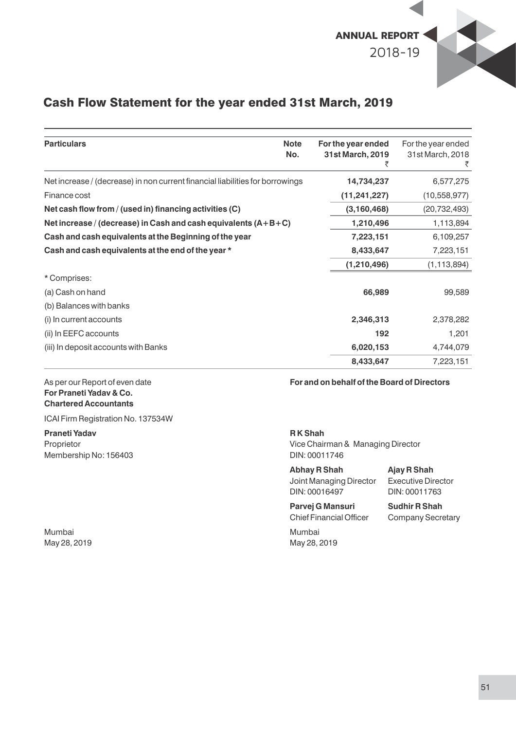## Cash Flow Statement for the year ended 31st March, 2019

| Particulars | Note No. | For the year ended 31st March, 2019 ₹ | For the year ended 31st March, 2018 ₹ |
|---|---|---|---|
| Net increase / (decrease) in non current financial liabilities for borrowings | | **14,734,237** | 6,577,275 |
| Finance cost | | **(11,241,227)** | (10,558,977) |
| **Net cash flow from / (used in) financing activities (C)** | | **(3,160,468)** | (20,732,493) |
| **Net increase / (decrease) in Cash and cash equivalents (A+B+C)** | | **1,210,496** | 1,113,894 |
| **Cash and cash equivalents at the Beginning of the year** | | **7,223,151** | 6,109,257 |
| **Cash and cash equivalents at the end of the year *** | | **8,433,647** | 7,223,151 |
| | | **(1,210,496)** | (1,113,894) |
| * Comprises: | | | |
| (a) Cash on hand | | **66,989** | 99,589 |
| (b) Balances with banks | | | |
| (i) In current accounts | | **2,346,313** | 2,378,282 |
| (ii) In EEFC accounts | | **192** | 1,201 |
| (iii) In deposit accounts with Banks | | **6,020,153** | 4,744,079 |
| | | **8,433,647** | 7,223,151 |

As per our Report of even date
**For Praneti Yadav & Co.**
**Chartered Accountants**

ICAI Firm Registration No. 137534W

**Praneti Yadav**
Proprietor
Membership No: 156403

Mumbai
May 28, 2019

**For and on behalf of the Board of Directors**

**R K Shah**
Vice Chairman & Managing Director
DIN: 00011746

**Abhay R Shah**
Joint Managing Director
DIN: 00016497

**Ajay R Shah**
Executive Director
DIN: 00011763

**Parvej G Mansuri**
Chief Financial Officer

**Sudhir R Shah**
Company Secretary

Mumbai
May 28, 2019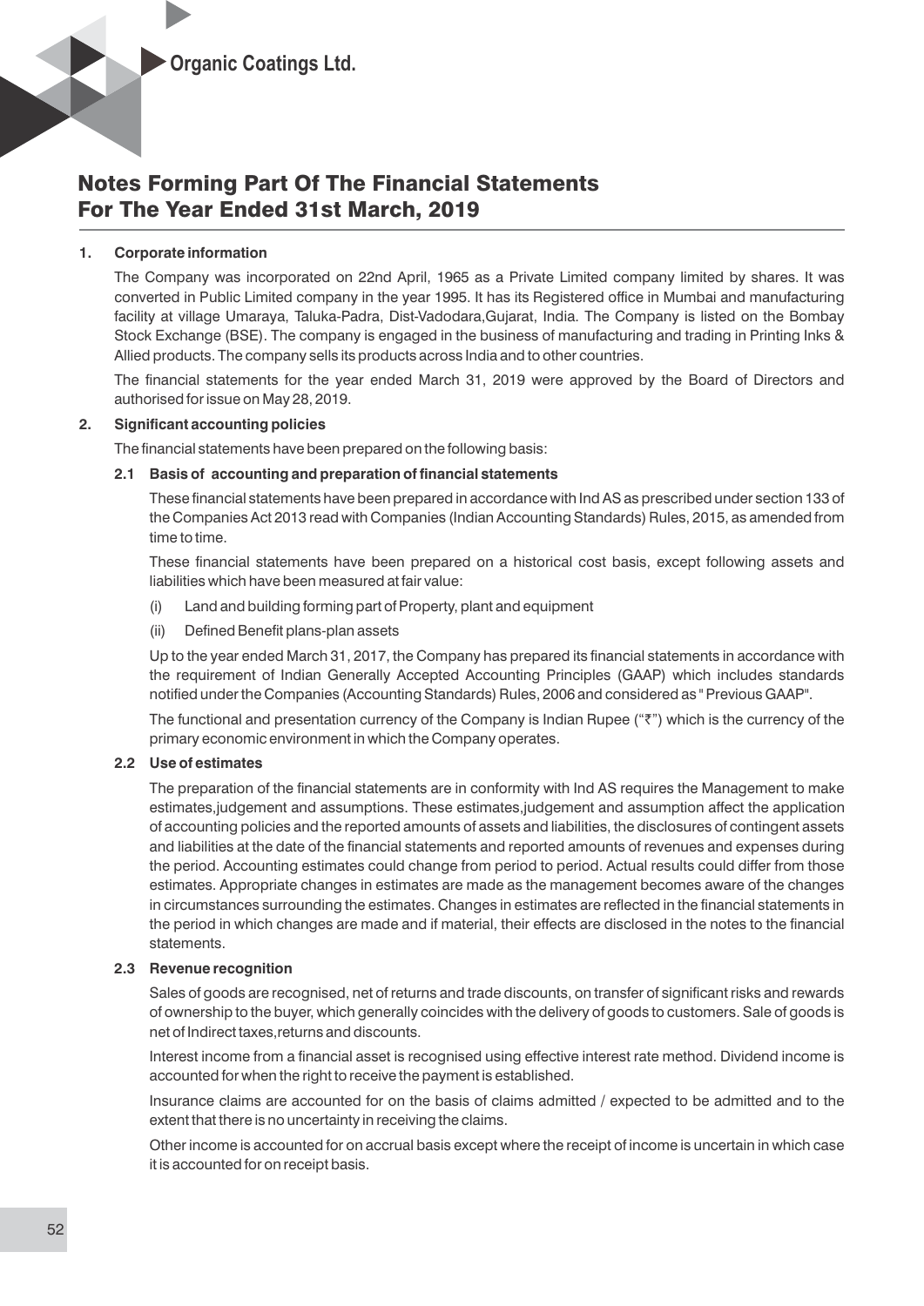# Notes Forming Part Of The Financial Statements For The Year Ended 31st March, 2019

**1. Corporate information**

The Company was incorporated on 22nd April, 1965 as a Private Limited company limited by shares. It was converted in Public Limited company in the year 1995. It has its Registered office in Mumbai and manufacturing facility at village Umaraya, Taluka-Padra, Dist-Vadodara,Gujarat, India. The Company is listed on the Bombay Stock Exchange (BSE). The company is engaged in the business of manufacturing and trading in Printing Inks & Allied products. The company sells its products across India and to other countries.

The financial statements for the year ended March 31, 2019 were approved by the Board of Directors and authorised for issue on May 28, 2019.

**2. Significant accounting policies**

The financial statements have been prepared on the following basis:

**2.1 Basis of accounting and preparation of financial statements**

These financial statements have been prepared in accordance with Ind AS as prescribed under section 133 of the Companies Act 2013 read with Companies (Indian Accounting Standards) Rules, 2015, as amended from time to time.

These financial statements have been prepared on a historical cost basis, except following assets and liabilities which have been measured at fair value:

(i) Land and building forming part of Property, plant and equipment

(ii) Defined Benefit plans-plan assets

Up to the year ended March 31, 2017, the Company has prepared its financial statements in accordance with the requirement of Indian Generally Accepted Accounting Principles (GAAP) which includes standards notified under the Companies (Accounting Standards) Rules, 2006 and considered as " Previous GAAP".

The functional and presentation currency of the Company is Indian Rupee ("₹") which is the currency of the primary economic environment in which the Company operates.

**2.2 Use of estimates**

The preparation of the financial statements are in conformity with Ind AS requires the Management to make estimates,judgement and assumptions. These estimates,judgement and assumption affect the application of accounting policies and the reported amounts of assets and liabilities, the disclosures of contingent assets and liabilities at the date of the financial statements and reported amounts of revenues and expenses during the period. Accounting estimates could change from period to period. Actual results could differ from those estimates. Appropriate changes in estimates are made as the management becomes aware of the changes in circumstances surrounding the estimates. Changes in estimates are reflected in the financial statements in the period in which changes are made and if material, their effects are disclosed in the notes to the financial statements.

**2.3 Revenue recognition**

Sales of goods are recognised, net of returns and trade discounts, on transfer of significant risks and rewards of ownership to the buyer, which generally coincides with the delivery of goods to customers. Sale of goods is net of Indirect taxes,returns and discounts.

Interest income from a financial asset is recognised using effective interest rate method. Dividend income is accounted for when the right to receive the payment is established.

Insurance claims are accounted for on the basis of claims admitted / expected to be admitted and to the extent that there is no uncertainty in receiving the claims.

Other income is accounted for on accrual basis except where the receipt of income is uncertain in which case it is accounted for on receipt basis.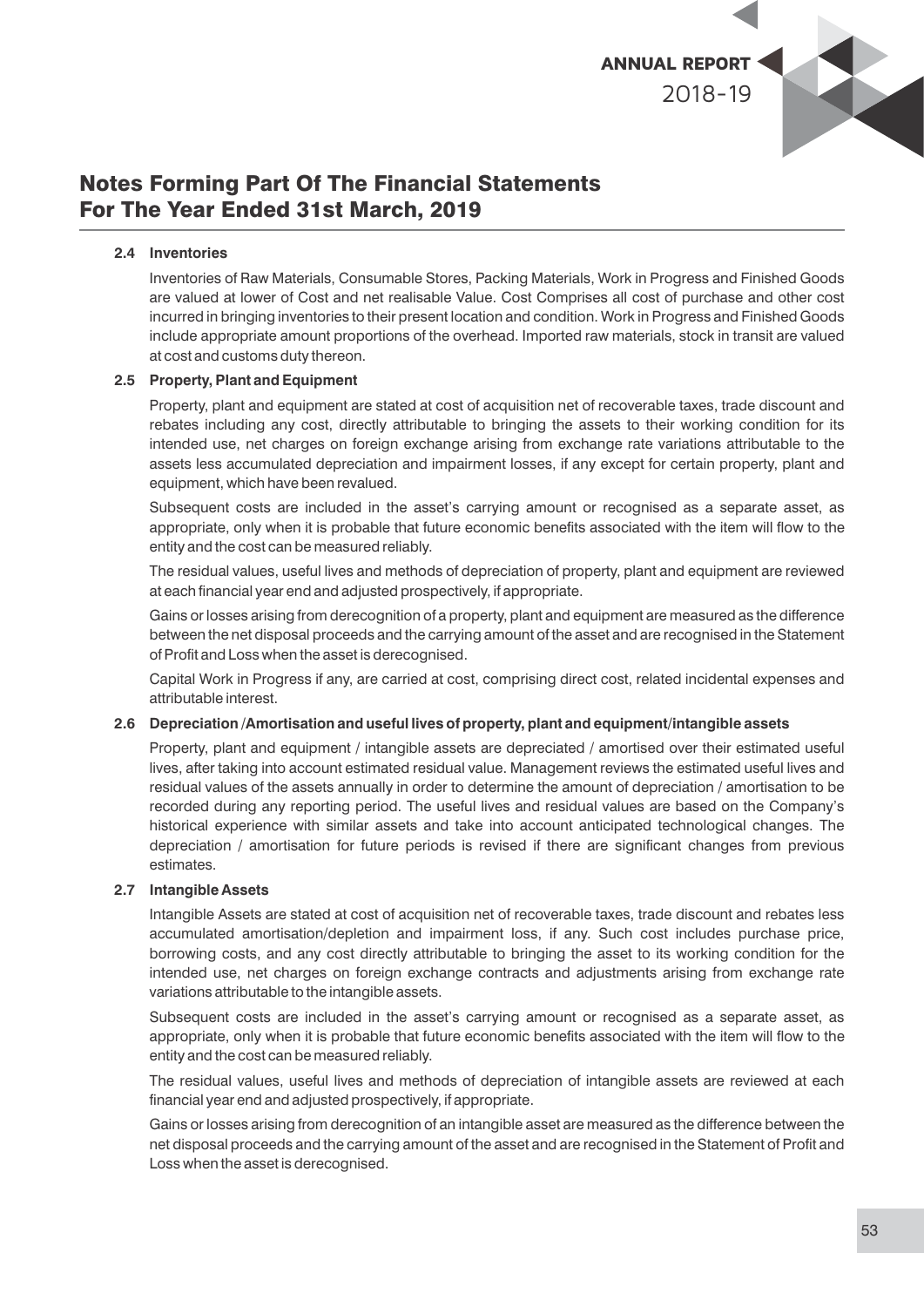## Notes Forming Part Of The Financial Statements For The Year Ended 31st March, 2019

**2.4 Inventories**

Inventories of Raw Materials, Consumable Stores, Packing Materials, Work in Progress and Finished Goods are valued at lower of Cost and net realisable Value. Cost Comprises all cost of purchase and other cost incurred in bringing inventories to their present location and condition. Work in Progress and Finished Goods include appropriate amount proportions of the overhead. Imported raw materials, stock in transit are valued at cost and customs duty thereon.

**2.5 Property, Plant and Equipment**

Property, plant and equipment are stated at cost of acquisition net of recoverable taxes, trade discount and rebates including any cost, directly attributable to bringing the assets to their working condition for its intended use, net charges on foreign exchange arising from exchange rate variations attributable to the assets less accumulated depreciation and impairment losses, if any except for certain property, plant and equipment, which have been revalued.

Subsequent costs are included in the asset's carrying amount or recognised as a separate asset, as appropriate, only when it is probable that future economic benefits associated with the item will flow to the entity and the cost can be measured reliably.

The residual values, useful lives and methods of depreciation of property, plant and equipment are reviewed at each financial year end and adjusted prospectively, if appropriate.

Gains or losses arising from derecognition of a property, plant and equipment are measured as the difference between the net disposal proceeds and the carrying amount of the asset and are recognised in the Statement of Profit and Loss when the asset is derecognised.

Capital Work in Progress if any, are carried at cost, comprising direct cost, related incidental expenses and attributable interest.

**2.6 Depreciation /Amortisation and useful lives of property, plant and equipment/intangible assets**

Property, plant and equipment / intangible assets are depreciated / amortised over their estimated useful lives, after taking into account estimated residual value. Management reviews the estimated useful lives and residual values of the assets annually in order to determine the amount of depreciation / amortisation to be recorded during any reporting period. The useful lives and residual values are based on the Company's historical experience with similar assets and take into account anticipated technological changes. The depreciation / amortisation for future periods is revised if there are significant changes from previous estimates.

**2.7 Intangible Assets**

Intangible Assets are stated at cost of acquisition net of recoverable taxes, trade discount and rebates less accumulated amortisation/depletion and impairment loss, if any. Such cost includes purchase price, borrowing costs, and any cost directly attributable to bringing the asset to its working condition for the intended use, net charges on foreign exchange contracts and adjustments arising from exchange rate variations attributable to the intangible assets.

Subsequent costs are included in the asset's carrying amount or recognised as a separate asset, as appropriate, only when it is probable that future economic benefits associated with the item will flow to the entity and the cost can be measured reliably.

The residual values, useful lives and methods of depreciation of intangible assets are reviewed at each financial year end and adjusted prospectively, if appropriate.

Gains or losses arising from derecognition of an intangible asset are measured as the difference between the net disposal proceeds and the carrying amount of the asset and are recognised in the Statement of Profit and Loss when the asset is derecognised.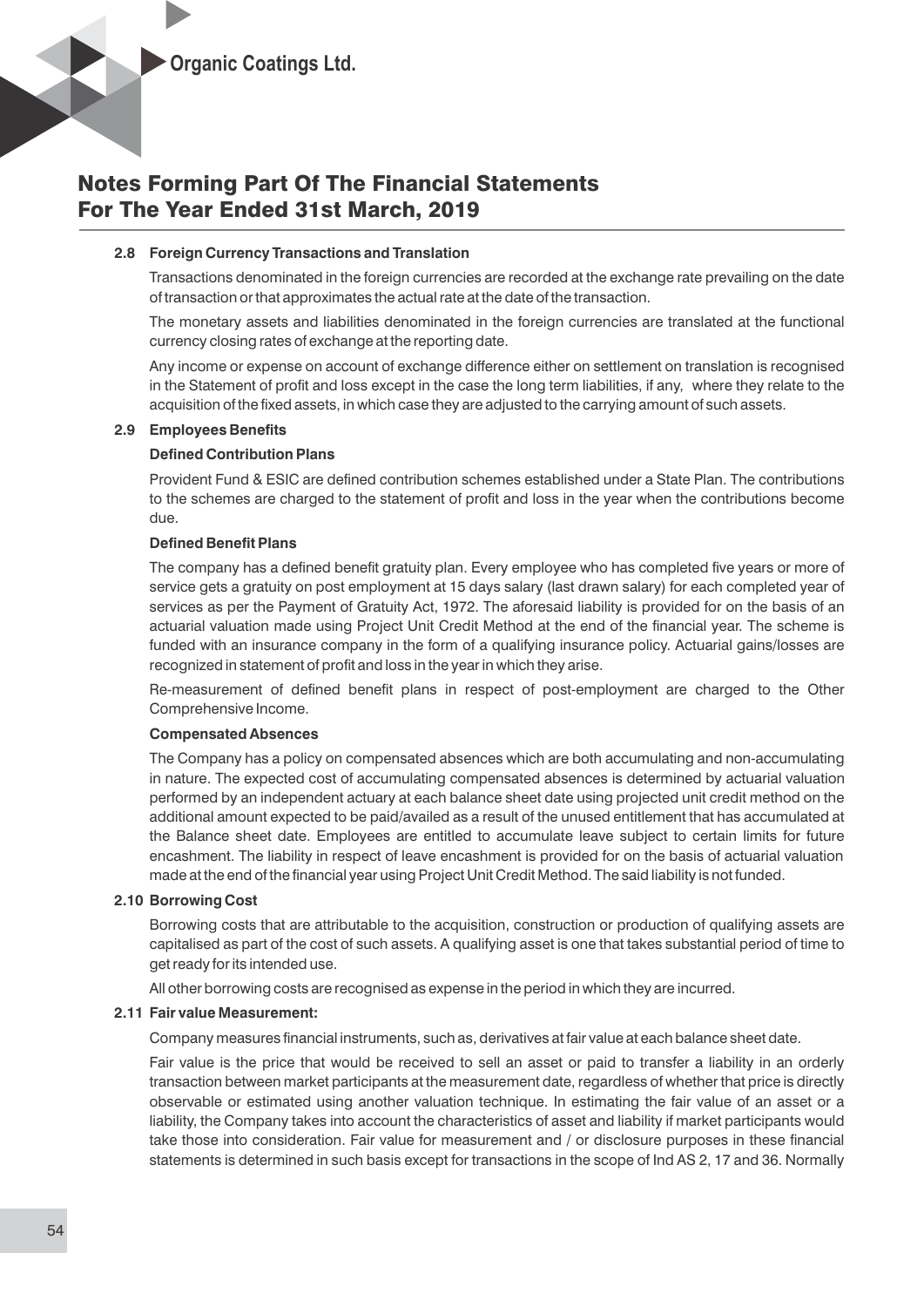## Notes Forming Part Of The Financial Statements For The Year Ended 31st March, 2019

**2.8 Foreign Currency Transactions and Translation**

Transactions denominated in the foreign currencies are recorded at the exchange rate prevailing on the date of transaction or that approximates the actual rate at the date of the transaction.

The monetary assets and liabilities denominated in the foreign currencies are translated at the functional currency closing rates of exchange at the reporting date.

Any income or expense on account of exchange difference either on settlement on translation is recognised in the Statement of profit and loss except in the case the long term liabilities, if any, where they relate to the acquisition of the fixed assets, in which case they are adjusted to the carrying amount of such assets.

**2.9 Employees Benefits**

**Defined Contribution Plans**

Provident Fund & ESIC are defined contribution schemes established under a State Plan. The contributions to the schemes are charged to the statement of profit and loss in the year when the contributions become due.

**Defined Benefit Plans**

The company has a defined benefit gratuity plan. Every employee who has completed five years or more of service gets a gratuity on post employment at 15 days salary (last drawn salary) for each completed year of services as per the Payment of Gratuity Act, 1972. The aforesaid liability is provided for on the basis of an actuarial valuation made using Project Unit Credit Method at the end of the financial year. The scheme is funded with an insurance company in the form of a qualifying insurance policy. Actuarial gains/losses are recognized in statement of profit and loss in the year in which they arise.

Re-measurement of defined benefit plans in respect of post-employment are charged to the Other Comprehensive Income.

**Compensated Absences**

The Company has a policy on compensated absences which are both accumulating and non-accumulating in nature. The expected cost of accumulating compensated absences is determined by actuarial valuation performed by an independent actuary at each balance sheet date using projected unit credit method on the additional amount expected to be paid/availed as a result of the unused entitlement that has accumulated at the Balance sheet date. Employees are entitled to accumulate leave subject to certain limits for future encashment. The liability in respect of leave encashment is provided for on the basis of actuarial valuation made at the end of the financial year using Project Unit Credit Method. The said liability is not funded.

**2.10 Borrowing Cost**

Borrowing costs that are attributable to the acquisition, construction or production of qualifying assets are capitalised as part of the cost of such assets. A qualifying asset is one that takes substantial period of time to get ready for its intended use.

All other borrowing costs are recognised as expense in the period in which they are incurred.

**2.11 Fair value Measurement:**

Company measures financial instruments, such as, derivatives at fair value at each balance sheet date.

Fair value is the price that would be received to sell an asset or paid to transfer a liability in an orderly transaction between market participants at the measurement date, regardless of whether that price is directly observable or estimated using another valuation technique. In estimating the fair value of an asset or a liability, the Company takes into account the characteristics of asset and liability if market participants would take those into consideration. Fair value for measurement and / or disclosure purposes in these financial statements is determined in such basis except for transactions in the scope of Ind AS 2, 17 and 36. Normally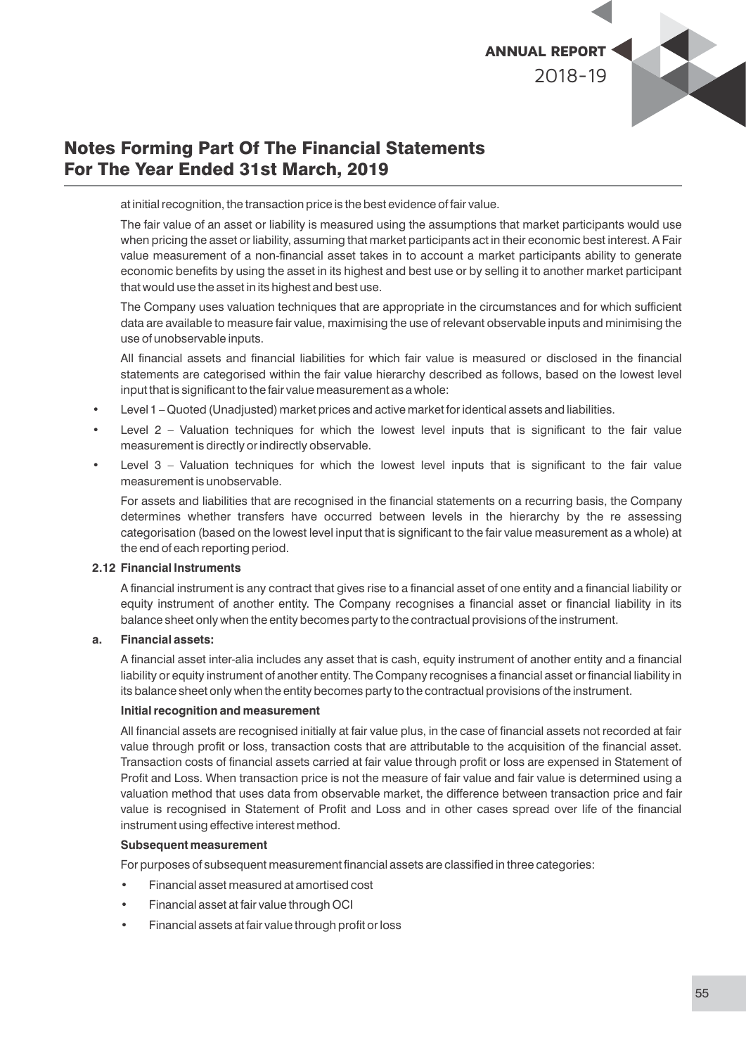at initial recognition, the transaction price is the best evidence of fair value.

The fair value of an asset or liability is measured using the assumptions that market participants would use when pricing the asset or liability, assuming that market participants act in their economic best interest. A Fair value measurement of a non-financial asset takes in to account a market participants ability to generate economic benefits by using the asset in its highest and best use or by selling it to another market participant that would use the asset in its highest and best use.

The Company uses valuation techniques that are appropriate in the circumstances and for which sufficient data are available to measure fair value, maximising the use of relevant observable inputs and minimising the use of unobservable inputs.

All financial assets and financial liabilities for which fair value is measured or disclosed in the financial statements are categorised within the fair value hierarchy described as follows, based on the lowest level input that is significant to the fair value measurement as a whole:

- Level 1 – Quoted (Unadjusted) market prices and active market for identical assets and liabilities.
- Level 2 – Valuation techniques for which the lowest level inputs that is significant to the fair value measurement is directly or indirectly observable.
- Level 3 – Valuation techniques for which the lowest level inputs that is significant to the fair value measurement is unobservable.

For assets and liabilities that are recognised in the financial statements on a recurring basis, the Company determines whether transfers have occurred between levels in the hierarchy by the re assessing categorisation (based on the lowest level input that is significant to the fair value measurement as a whole) at the end of each reporting period.

**2.12 Financial Instruments**

A financial instrument is any contract that gives rise to a financial asset of one entity and a financial liability or equity instrument of another entity. The Company recognises a financial asset or financial liability in its balance sheet only when the entity becomes party to the contractual provisions of the instrument.

**a. Financial assets:**

A financial asset inter-alia includes any asset that is cash, equity instrument of another entity and a financial liability or equity instrument of another entity. The Company recognises a financial asset or financial liability in its balance sheet only when the entity becomes party to the contractual provisions of the instrument.

**Initial recognition and measurement**

All financial assets are recognised initially at fair value plus, in the case of financial assets not recorded at fair value through profit or loss, transaction costs that are attributable to the acquisition of the financial asset. Transaction costs of financial assets carried at fair value through profit or loss are expensed in Statement of Profit and Loss. When transaction price is not the measure of fair value and fair value is determined using a valuation method that uses data from observable market, the difference between transaction price and fair value is recognised in Statement of Profit and Loss and in other cases spread over life of the financial instrument using effective interest method.

**Subsequent measurement**

For purposes of subsequent measurement financial assets are classified in three categories:

- Financial asset measured at amortised cost
- Financial asset at fair value through OCI
- Financial assets at fair value through profit or loss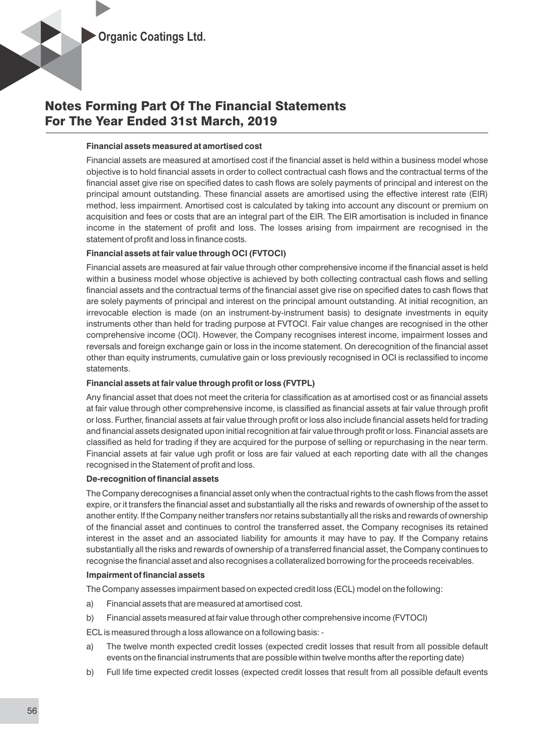## Notes Forming Part Of The Financial Statements For The Year Ended 31st March, 2019

**Financial assets measured at amortised cost**

Financial assets are measured at amortised cost if the financial asset is held within a business model whose objective is to hold financial assets in order to collect contractual cash flows and the contractual terms of the financial asset give rise on specified dates to cash flows are solely payments of principal and interest on the principal amount outstanding. These financial assets are amortised using the effective interest rate (EIR) method, less impairment. Amortised cost is calculated by taking into account any discount or premium on acquisition and fees or costs that are an integral part of the EIR. The EIR amortisation is included in finance income in the statement of profit and loss. The losses arising from impairment are recognised in the statement of profit and loss in finance costs.

**Financial assets at fair value through OCI (FVTOCI)**

Financial assets are measured at fair value through other comprehensive income if the financial asset is held within a business model whose objective is achieved by both collecting contractual cash flows and selling financial assets and the contractual terms of the financial asset give rise on specified dates to cash flows that are solely payments of principal and interest on the principal amount outstanding. At initial recognition, an irrevocable election is made (on an instrument-by-instrument basis) to designate investments in equity instruments other than held for trading purpose at FVTOCI. Fair value changes are recognised in the other comprehensive income (OCI). However, the Company recognises interest income, impairment losses and reversals and foreign exchange gain or loss in the income statement. On derecognition of the financial asset other than equity instruments, cumulative gain or loss previously recognised in OCI is reclassified to income statements.

**Financial assets at fair value through profit or loss (FVTPL)**

Any financial asset that does not meet the criteria for classification as at amortised cost or as financial assets at fair value through other comprehensive income, is classified as financial assets at fair value through profit or loss. Further, financial assets at fair value through profit or loss also include financial assets held for trading and financial assets designated upon initial recognition at fair value through profit or loss. Financial assets are classified as held for trading if they are acquired for the purpose of selling or repurchasing in the near term. Financial assets at fair value ugh profit or loss are fair valued at each reporting date with all the changes recognised in the Statement of profit and loss.

**De-recognition of financial assets**

The Company derecognises a financial asset only when the contractual rights to the cash flows from the asset expire, or it transfers the financial asset and substantially all the risks and rewards of ownership of the asset to another entity. If the Company neither transfers nor retains substantially all the risks and rewards of ownership of the financial asset and continues to control the transferred asset, the Company recognises its retained interest in the asset and an associated liability for amounts it may have to pay. If the Company retains substantially all the risks and rewards of ownership of a transferred financial asset, the Company continues to recognise the financial asset and also recognises a collateralized borrowing for the proceeds receivables.

**Impairment of financial assets**

The Company assesses impairment based on expected credit loss (ECL) model on the following:

a) Financial assets that are measured at amortised cost.

b) Financial assets measured at fair value through other comprehensive income (FVTOCI)

ECL is measured through a loss allowance on a following basis: -

a) The twelve month expected credit losses (expected credit losses that result from all possible default events on the financial instruments that are possible within twelve months after the reporting date)

b) Full life time expected credit losses (expected credit losses that result from all possible default events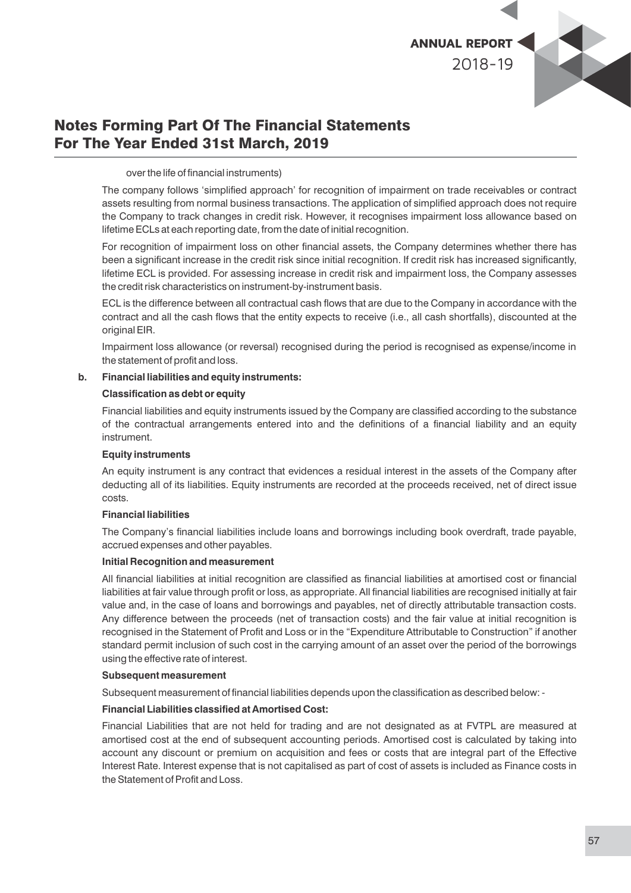over the life of financial instruments)

The company follows 'simplified approach' for recognition of impairment on trade receivables or contract assets resulting from normal business transactions. The application of simplified approach does not require the Company to track changes in credit risk. However, it recognises impairment loss allowance based on lifetime ECLs at each reporting date, from the date of initial recognition.

For recognition of impairment loss on other financial assets, the Company determines whether there has been a significant increase in the credit risk since initial recognition. If credit risk has increased significantly, lifetime ECL is provided. For assessing increase in credit risk and impairment loss, the Company assesses the credit risk characteristics on instrument-by-instrument basis.

ECL is the difference between all contractual cash flows that are due to the Company in accordance with the contract and all the cash flows that the entity expects to receive (i.e., all cash shortfalls), discounted at the original EIR.

Impairment loss allowance (or reversal) recognised during the period is recognised as expense/income in the statement of profit and loss.

**b. Financial liabilities and equity instruments:**

**Classification as debt or equity**

Financial liabilities and equity instruments issued by the Company are classified according to the substance of the contractual arrangements entered into and the definitions of a financial liability and an equity instrument.

**Equity instruments**

An equity instrument is any contract that evidences a residual interest in the assets of the Company after deducting all of its liabilities. Equity instruments are recorded at the proceeds received, net of direct issue costs.

**Financial liabilities**

The Company's financial liabilities include loans and borrowings including book overdraft, trade payable, accrued expenses and other payables.

**Initial Recognition and measurement**

All financial liabilities at initial recognition are classified as financial liabilities at amortised cost or financial liabilities at fair value through profit or loss, as appropriate. All financial liabilities are recognised initially at fair value and, in the case of loans and borrowings and payables, net of directly attributable transaction costs. Any difference between the proceeds (net of transaction costs) and the fair value at initial recognition is recognised in the Statement of Profit and Loss or in the "Expenditure Attributable to Construction" if another standard permit inclusion of such cost in the carrying amount of an asset over the period of the borrowings using the effective rate of interest.

**Subsequent measurement**

Subsequent measurement of financial liabilities depends upon the classification as described below: -

**Financial Liabilities classified at Amortised Cost:**

Financial Liabilities that are not held for trading and are not designated as at FVTPL are measured at amortised cost at the end of subsequent accounting periods. Amortised cost is calculated by taking into account any discount or premium on acquisition and fees or costs that are integral part of the Effective Interest Rate. Interest expense that is not capitalised as part of cost of assets is included as Finance costs in the Statement of Profit and Loss.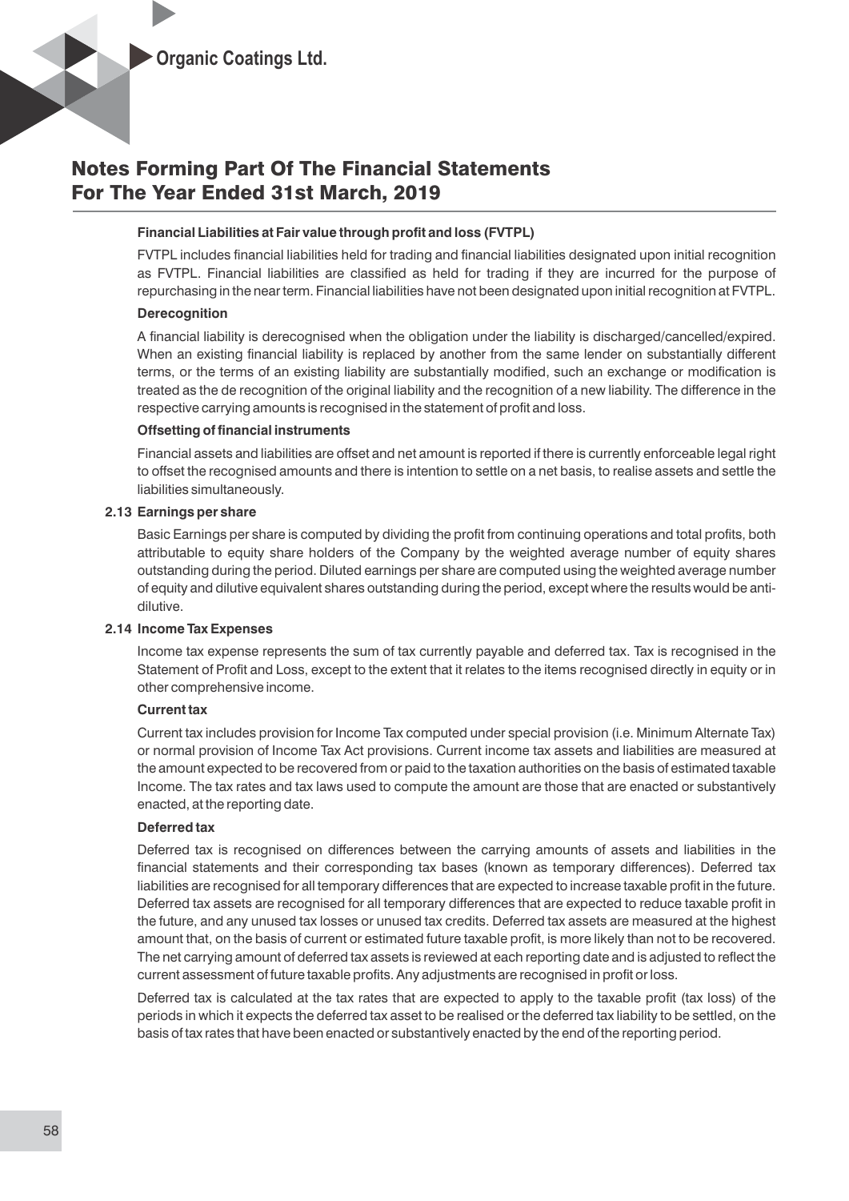# Notes Forming Part Of The Financial Statements For The Year Ended 31st March, 2019

**Financial Liabilities at Fair value through profit and loss (FVTPL)**

FVTPL includes financial liabilities held for trading and financial liabilities designated upon initial recognition as FVTPL. Financial liabilities are classified as held for trading if they are incurred for the purpose of repurchasing in the near term. Financial liabilities have not been designated upon initial recognition at FVTPL.

**Derecognition**

A financial liability is derecognised when the obligation under the liability is discharged/cancelled/expired. When an existing financial liability is replaced by another from the same lender on substantially different terms, or the terms of an existing liability are substantially modified, such an exchange or modification is treated as the de recognition of the original liability and the recognition of a new liability. The difference in the respective carrying amounts is recognised in the statement of profit and loss.

**Offsetting of financial instruments**

Financial assets and liabilities are offset and net amount is reported if there is currently enforceable legal right to offset the recognised amounts and there is intention to settle on a net basis, to realise assets and settle the liabilities simultaneously.

**2.13 Earnings per share**

Basic Earnings per share is computed by dividing the profit from continuing operations and total profits, both attributable to equity share holders of the Company by the weighted average number of equity shares outstanding during the period. Diluted earnings per share are computed using the weighted average number of equity and dilutive equivalent shares outstanding during the period, except where the results would be anti-dilutive.

**2.14 Income Tax Expenses**

Income tax expense represents the sum of tax currently payable and deferred tax. Tax is recognised in the Statement of Profit and Loss, except to the extent that it relates to the items recognised directly in equity or in other comprehensive income.

**Current tax**

Current tax includes provision for Income Tax computed under special provision (i.e. Minimum Alternate Tax) or normal provision of Income Tax Act provisions. Current income tax assets and liabilities are measured at the amount expected to be recovered from or paid to the taxation authorities on the basis of estimated taxable Income. The tax rates and tax laws used to compute the amount are those that are enacted or substantively enacted, at the reporting date.

**Deferred tax**

Deferred tax is recognised on differences between the carrying amounts of assets and liabilities in the financial statements and their corresponding tax bases (known as temporary differences). Deferred tax liabilities are recognised for all temporary differences that are expected to increase taxable profit in the future. Deferred tax assets are recognised for all temporary differences that are expected to reduce taxable profit in the future, and any unused tax losses or unused tax credits. Deferred tax assets are measured at the highest amount that, on the basis of current or estimated future taxable profit, is more likely than not to be recovered. The net carrying amount of deferred tax assets is reviewed at each reporting date and is adjusted to reflect the current assessment of future taxable profits. Any adjustments are recognised in profit or loss.

Deferred tax is calculated at the tax rates that are expected to apply to the taxable profit (tax loss) of the periods in which it expects the deferred tax asset to be realised or the deferred tax liability to be settled, on the basis of tax rates that have been enacted or substantively enacted by the end of the reporting period.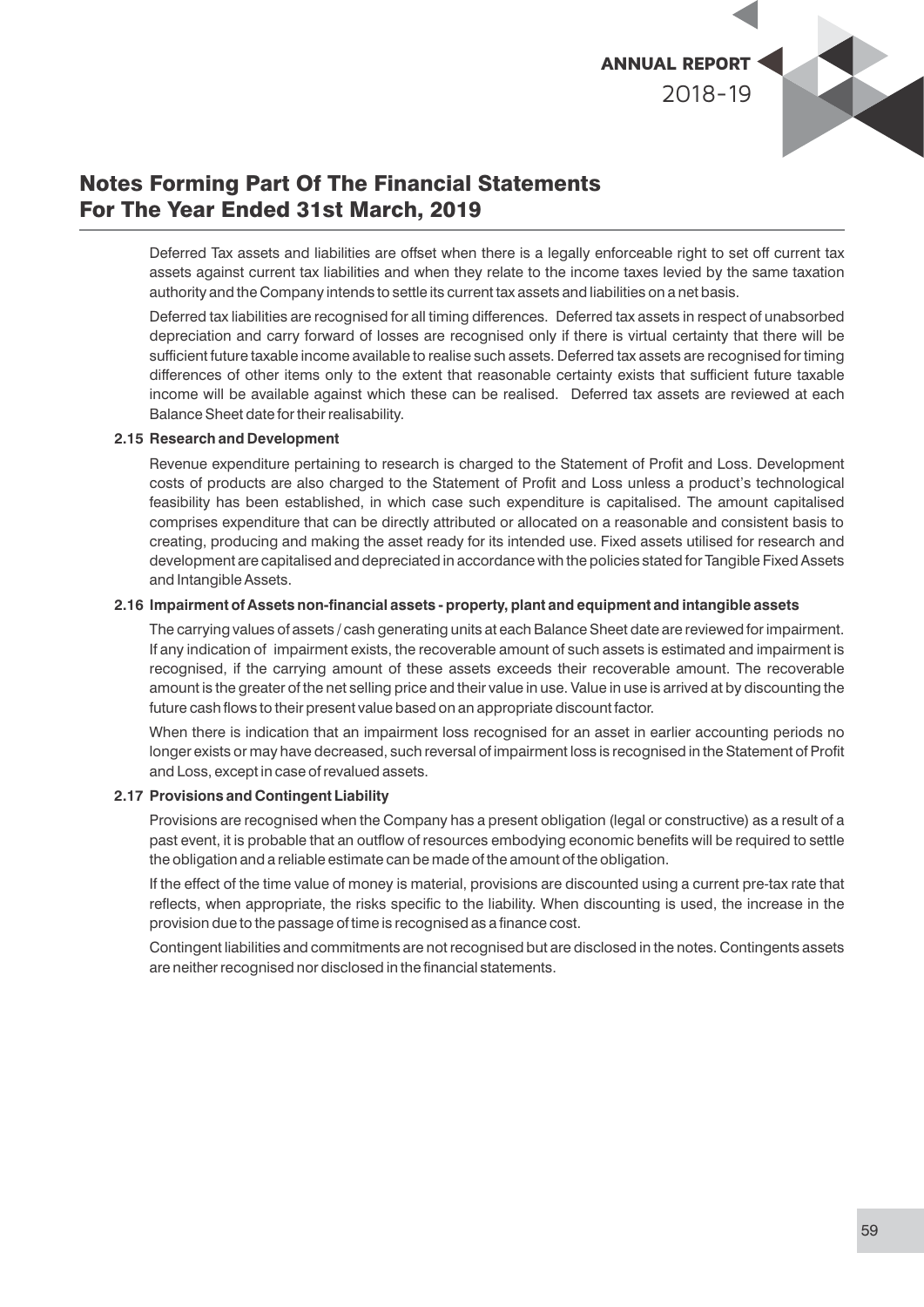## Notes Forming Part Of The Financial Statements For The Year Ended 31st March, 2019

Deferred Tax assets and liabilities are offset when there is a legally enforceable right to set off current tax assets against current tax liabilities and when they relate to the income taxes levied by the same taxation authority and the Company intends to settle its current tax assets and liabilities on a net basis.

Deferred tax liabilities are recognised for all timing differences. Deferred tax assets in respect of unabsorbed depreciation and carry forward of losses are recognised only if there is virtual certainty that there will be sufficient future taxable income available to realise such assets. Deferred tax assets are recognised for timing differences of other items only to the extent that reasonable certainty exists that sufficient future taxable income will be available against which these can be realised. Deferred tax assets are reviewed at each Balance Sheet date for their realisability.

### 2.15 Research and Development

Revenue expenditure pertaining to research is charged to the Statement of Profit and Loss. Development costs of products are also charged to the Statement of Profit and Loss unless a product's technological feasibility has been established, in which case such expenditure is capitalised. The amount capitalised comprises expenditure that can be directly attributed or allocated on a reasonable and consistent basis to creating, producing and making the asset ready for its intended use. Fixed assets utilised for research and development are capitalised and depreciated in accordance with the policies stated for Tangible Fixed Assets and Intangible Assets.

### 2.16 Impairment of Assets non-financial assets - property, plant and equipment and intangible assets

The carrying values of assets / cash generating units at each Balance Sheet date are reviewed for impairment. If any indication of impairment exists, the recoverable amount of such assets is estimated and impairment is recognised, if the carrying amount of these assets exceeds their recoverable amount. The recoverable amount is the greater of the net selling price and their value in use. Value in use is arrived at by discounting the future cash flows to their present value based on an appropriate discount factor.

When there is indication that an impairment loss recognised for an asset in earlier accounting periods no longer exists or may have decreased, such reversal of impairment loss is recognised in the Statement of Profit and Loss, except in case of revalued assets.

### 2.17 Provisions and Contingent Liability

Provisions are recognised when the Company has a present obligation (legal or constructive) as a result of a past event, it is probable that an outflow of resources embodying economic benefits will be required to settle the obligation and a reliable estimate can be made of the amount of the obligation.

If the effect of the time value of money is material, provisions are discounted using a current pre-tax rate that reflects, when appropriate, the risks specific to the liability. When discounting is used, the increase in the provision due to the passage of time is recognised as a finance cost.

Contingent liabilities and commitments are not recognised but are disclosed in the notes. Contingents assets are neither recognised nor disclosed in the financial statements.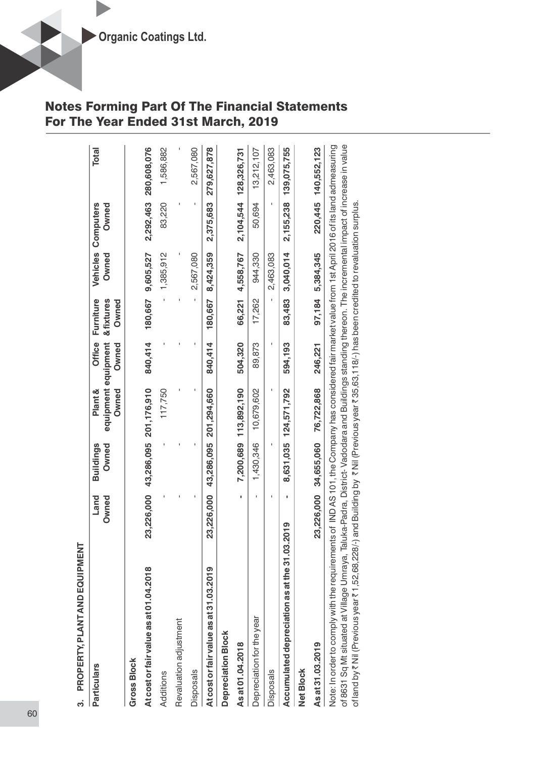## Notes Forming Part Of The Financial Statements For The Year Ended 31st March, 2019

### 3. PROPERTY, PLANT AND EQUIPMENT

| Particulars | Land Owned | Buildings Owned | Plant & equipment Owned | Office equipment Owned | Furniture & fixtures Owned | Vehicles Owned | Computers Owned | Total |
|---|---|---|---|---|---|---|---|---|
| **Gross Block** | | | | | | | | |
| **At cost or fair value as at 01.04.2018** | 23,226,000 | 43,286,095 | 201,176,910 | 840,414 | 180,667 | 9,605,527 | 2,292,463 | 280,608,076 |
| Additions | - | - | 117,750 | - | - | 1,385,912 | 83,220 | 1,586,882 |
| Revaluation adjustment | - | - | - | - | - | - | - | - |
| Disposals | - | - | - | - | - | 2,567,080 | - | 2,567,080 |
| **At cost or fair value as at 31.03.2019** | 23,226,000 | 43,286,095 | 201,294,660 | 840,414 | 180,667 | 8,424,359 | 2,375,683 | 279,627,878 |
| **Depreciation Block** | | | | | | | | |
| **As at 01.04.2018** | - | 7,200,689 | 113,892,190 | 504,320 | 66,221 | 4,558,767 | 2,104,544 | 128,326,731 |
| Depreciation for the year | - | 1,430,346 | 10,679,602 | 89,873 | 17,262 | 944,330 | 50,694 | 13,212,107 |
| Disposals | - | - | - | - | - | 2,463,083 | - | 2,463,083 |
| **Accumulated depreciation as at the 31.03.2019** | - | 8,631,035 | 124,571,792 | 594,193 | 83,483 | 3,040,014 | 2,155,238 | 139,075,755 |
| **Net Block** | | | | | | | | |
| **As at 31.03.2019** | 23,226,000 | 34,655,060 | 76,722,868 | 246,221 | 97,184 | 5,384,345 | 220,445 | 140,552,123 |

Note: In order to comply with the requirements of IND AS 101, the Company has considered fair market value from 1st April 2016 of its land admeasuring of 8631 Sq Mt situated at Village Umraya, Taluka-Padra, District- Vadodara and Buildings standing thereon. The incremental impact of increase in value of land by ₹ Nil (Previous year ₹ 1,52,68,228/-) and Building by ₹ Nil (Previous year ₹ 35,63,118/-) has been credited to revaluation surplus.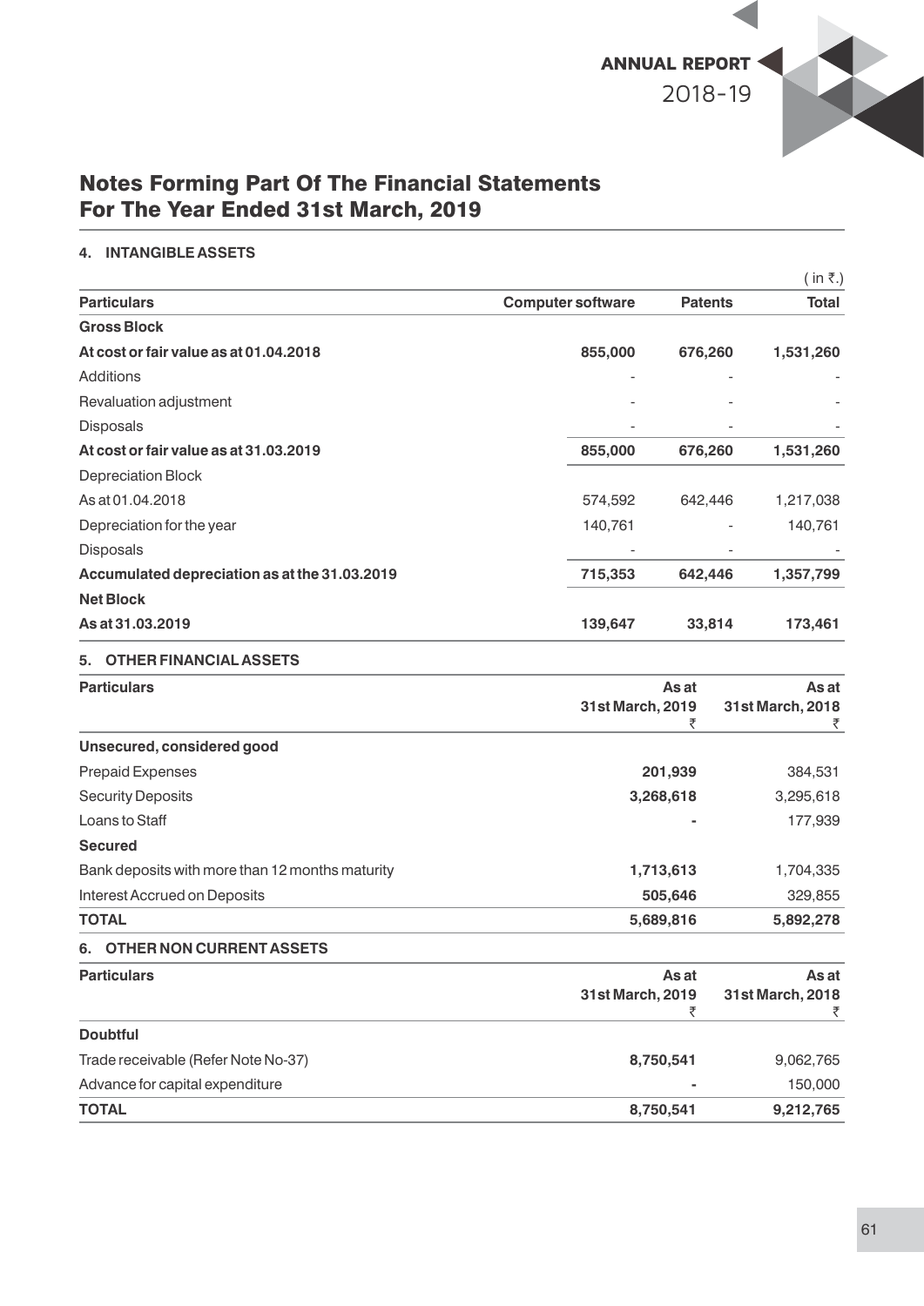## Notes Forming Part Of The Financial Statements For The Year Ended 31st March, 2019

### 4. INTANGIBLE ASSETS

( in ₹.)

| Particulars | Computer software | Patents | Total |
|---|---|---|---|
| **Gross Block** | | | |
| **At cost or fair value as at 01.04.2018** | **855,000** | **676,260** | **1,531,260** |
| Additions | - | - | - |
| Revaluation adjustment | - | - | - |
| Disposals | - | - | - |
| **At cost or fair value as at 31.03.2019** | **855,000** | **676,260** | **1,531,260** |
| Depreciation Block | | | |
| As at 01.04.2018 | 574,592 | 642,446 | 1,217,038 |
| Depreciation for the year | 140,761 | - | 140,761 |
| Disposals | - | - | - |
| **Accumulated depreciation as at the 31.03.2019** | **715,353** | **642,446** | **1,357,799** |
| **Net Block** | | | |
| **As at 31.03.2019** | **139,647** | **33,814** | **173,461** |

### 5. OTHER FINANCIAL ASSETS

| Particulars | As at 31st March, 2019 ₹ | As at 31st March, 2018 ₹ |
|---|---|---|
| **Unsecured, considered good** | | |
| Prepaid Expenses | **201,939** | 384,531 |
| Security Deposits | **3,268,618** | 3,295,618 |
| Loans to Staff | **-** | 177,939 |
| **Secured** | | |
| Bank deposits with more than 12 months maturity | **1,713,613** | 1,704,335 |
| Interest Accrued on Deposits | **505,646** | 329,855 |
| **TOTAL** | **5,689,816** | **5,892,278** |

### 6. OTHER NON CURRENT ASSETS

| Particulars | As at 31st March, 2019 ₹ | As at 31st March, 2018 ₹ |
|---|---|---|
| **Doubtful** | | |
| Trade receivable (Refer Note No-37) | **8,750,541** | 9,062,765 |
| Advance for capital expenditure | **-** | 150,000 |
| **TOTAL** | **8,750,541** | **9,212,765** |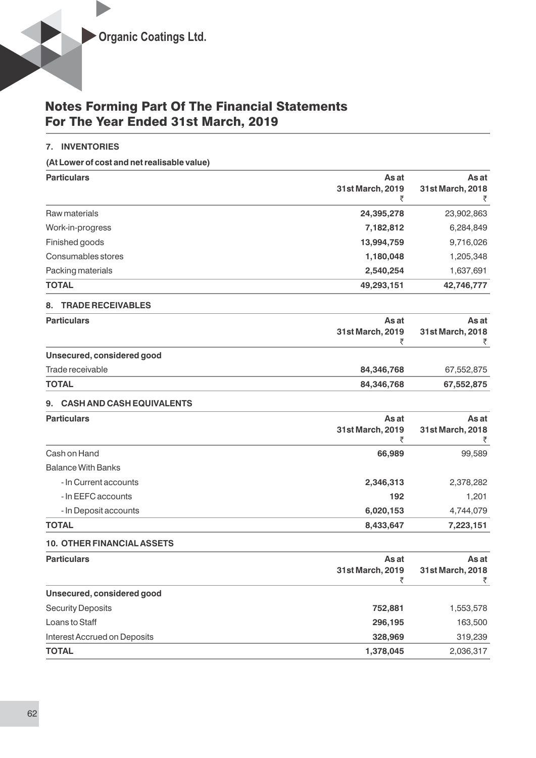# Notes Forming Part Of The Financial Statements For The Year Ended 31st March, 2019

## 7. INVENTORIES

**(At Lower of cost and net realisable value)**

| Particulars | As at 31st March, 2019 ₹ | As at 31st March, 2018 ₹ |
|---|---|---|
| Raw materials | **24,395,278** | 23,902,863 |
| Work-in-progress | **7,182,812** | 6,284,849 |
| Finished goods | **13,994,759** | 9,716,026 |
| Consumables stores | **1,180,048** | 1,205,348 |
| Packing materials | **2,540,254** | 1,637,691 |
| **TOTAL** | **49,293,151** | **42,746,777** |

## 8. TRADE RECEIVABLES

| Particulars | As at 31st March, 2019 ₹ | As at 31st March, 2018 ₹ |
|---|---|---|
| **Unsecured, considered good** | | |
| Trade receivable | **84,346,768** | 67,552,875 |
| **TOTAL** | **84,346,768** | **67,552,875** |

## 9. CASH AND CASH EQUIVALENTS

| Particulars | As at 31st March, 2019 ₹ | As at 31st March, 2018 ₹ |
|---|---|---|
| Cash on Hand | **66,989** | 99,589 |
| Balance With Banks | | |
| - In Current accounts | **2,346,313** | 2,378,282 |
| - In EEFC accounts | **192** | 1,201 |
| - In Deposit accounts | **6,020,153** | 4,744,079 |
| **TOTAL** | **8,433,647** | **7,223,151** |

## 10. OTHER FINANCIAL ASSETS

| Particulars | As at 31st March, 2019 ₹ | As at 31st March, 2018 ₹ |
|---|---|---|
| **Unsecured, considered good** | | |
| Security Deposits | **752,881** | 1,553,578 |
| Loans to Staff | **296,195** | 163,500 |
| Interest Accrued on Deposits | **328,969** | 319,239 |
| **TOTAL** | **1,378,045** | 2,036,317 |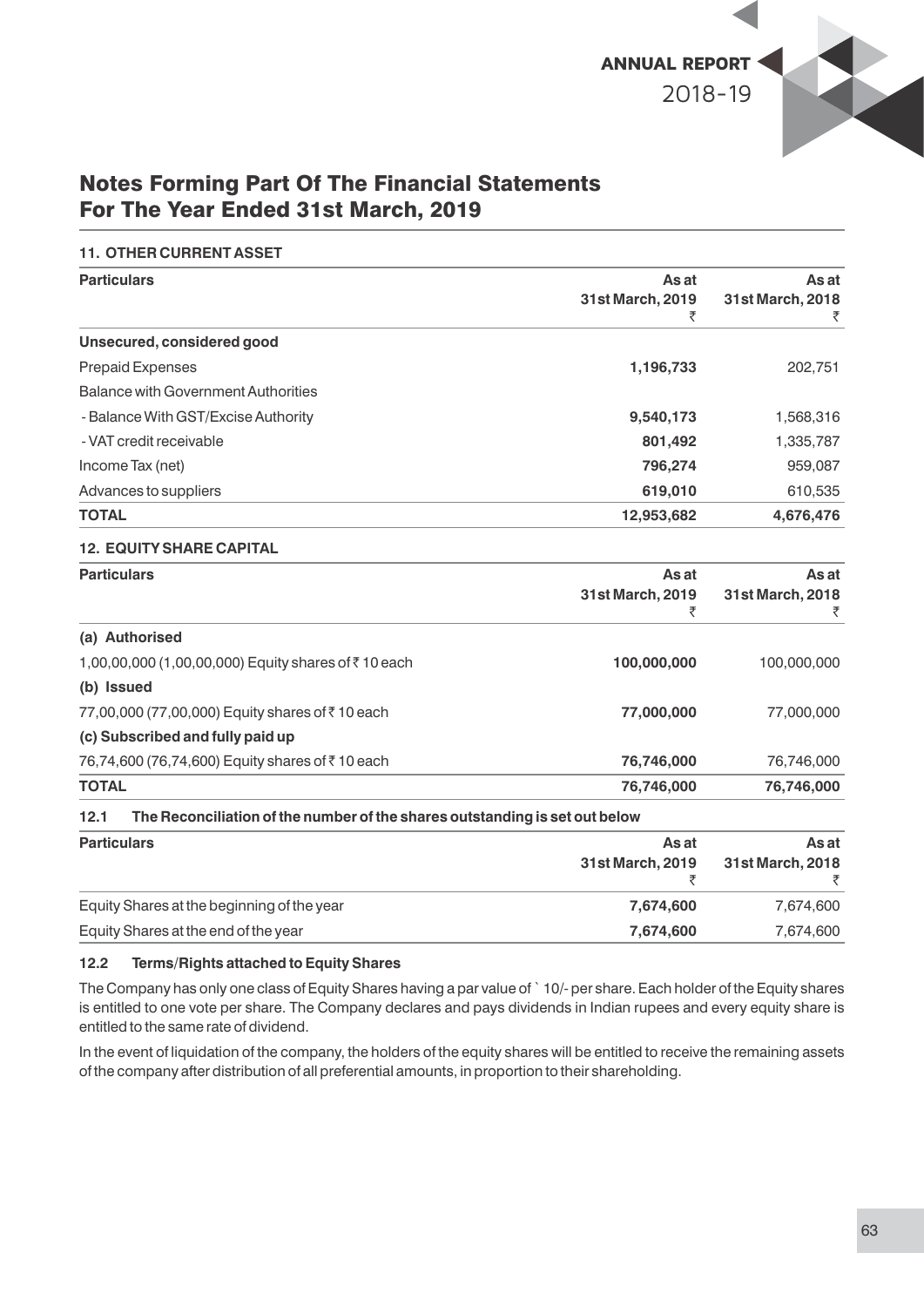# Notes Forming Part Of The Financial Statements For The Year Ended 31st March, 2019

## 11. OTHER CURRENT ASSET

| Particulars | As at 31st March, 2019 ₹ | As at 31st March, 2018 ₹ |
|---|---|---|
| **Unsecured, considered good** | | |
| Prepaid Expenses | **1,196,733** | 202,751 |
| Balance with Government Authorities | | |
| - Balance With GST/Excise Authority | **9,540,173** | 1,568,316 |
| - VAT credit receivable | **801,492** | 1,335,787 |
| Income Tax (net) | **796,274** | 959,087 |
| Advances to suppliers | **619,010** | 610,535 |
| **TOTAL** | **12,953,682** | **4,676,476** |

## 12. EQUITY SHARE CAPITAL

| Particulars | As at 31st March, 2019 ₹ | As at 31st March, 2018 ₹ |
|---|---|---|
| **(a) Authorised** | | |
| 1,00,00,000 (1,00,00,000) Equity shares of ₹ 10 each | **100,000,000** | 100,000,000 |
| **(b) Issued** | | |
| 77,00,000 (77,00,000) Equity shares of ₹ 10 each | **77,000,000** | 77,000,000 |
| **(c) Subscribed and fully paid up** | | |
| 76,74,600 (76,74,600) Equity shares of ₹ 10 each | **76,746,000** | 76,746,000 |
| **TOTAL** | **76,746,000** | **76,746,000** |

### 12.1 The Reconciliation of the number of the shares outstanding is set out below

| Particulars | As at 31st March, 2019 ₹ | As at 31st March, 2018 ₹ |
|---|---|---|
| Equity Shares at the beginning of the year | **7,674,600** | 7,674,600 |
| Equity Shares at the end of the year | **7,674,600** | 7,674,600 |

### 12.2 Terms/Rights attached to Equity Shares

The Company has only one class of Equity Shares having a par value of ` 10/- per share. Each holder of the Equity shares is entitled to one vote per share. The Company declares and pays dividends in Indian rupees and every equity share is entitled to the same rate of dividend.

In the event of liquidation of the company, the holders of the equity shares will be entitled to receive the remaining assets of the company after distribution of all preferential amounts, in proportion to their shareholding.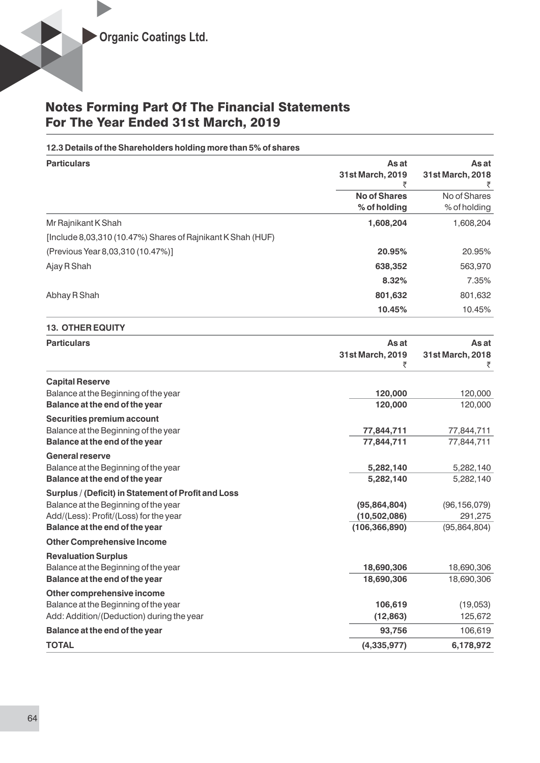# Notes Forming Part Of The Financial Statements For The Year Ended 31st March, 2019

### 12.3 Details of the Shareholders holding more than 5% of shares

| Particulars | As at 31st March, 2019 ₹ | As at 31st March, 2018 ₹ |
|---|---|---|
| | **No of Shares % of holding** | No of Shares % of holding |
| Mr Rajnikant K Shah | **1,608,204** | 1,608,204 |
| [Include 8,03,310 (10.47%) Shares of Rajnikant K Shah (HUF) | | |
| (Previous Year 8,03,310 (10.47%)] | **20.95%** | 20.95% |
| Ajay R Shah | **638,352** | 563,970 |
| | **8.32%** | 7.35% |
| Abhay R Shah | **801,632** | 801,632 |
| | **10.45%** | 10.45% |

### 13. OTHER EQUITY

| Particulars | As at 31st March, 2019 ₹ | As at 31st March, 2018 ₹ |
|---|---|---|
| **Capital Reserve** | | |
| Balance at the Beginning of the year | **120,000** | 120,000 |
| **Balance at the end of the year** | **120,000** | 120,000 |
| **Securities premium account** | | |
| Balance at the Beginning of the year | **77,844,711** | 77,844,711 |
| **Balance at the end of the year** | **77,844,711** | 77,844,711 |
| **General reserve** | | |
| Balance at the Beginning of the year | **5,282,140** | 5,282,140 |
| **Balance at the end of the year** | **5,282,140** | 5,282,140 |
| **Surplus / (Deficit) in Statement of Profit and Loss** | | |
| Balance at the Beginning of the year | **(95,864,804)** | (96,156,079) |
| Add/(Less): Profit/(Loss) for the year | **(10,502,086)** | 291,275 |
| **Balance at the end of the year** | **(106,366,890)** | (95,864,804) |
| **Other Comprehensive Income** | | |
| **Revaluation Surplus** | | |
| Balance at the Beginning of the year | **18,690,306** | 18,690,306 |
| **Balance at the end of the year** | **18,690,306** | 18,690,306 |
| **Other comprehensive income** | | |
| Balance at the Beginning of the year | **106,619** | (19,053) |
| Add: Addition/(Deduction) during the year | **(12,863)** | 125,672 |
| **Balance at the end of the year** | **93,756** | 106,619 |
| **TOTAL** | **(4,335,977)** | **6,178,972** |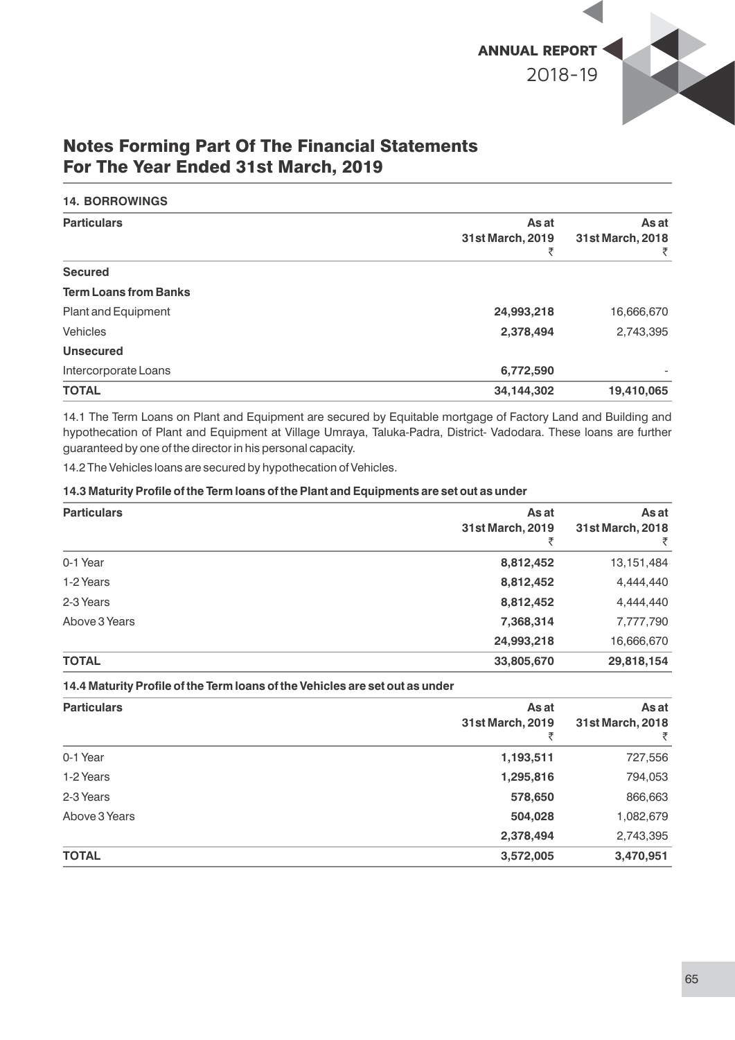# Notes Forming Part Of The Financial Statements For The Year Ended 31st March, 2019

### 14. BORROWINGS

| Particulars | As at 31st March, 2019 ₹ | As at 31st March, 2018 ₹ |
|---|---|---|
| **Secured** | | |
| **Term Loans from Banks** | | |
| Plant and Equipment | **24,993,218** | 16,666,670 |
| Vehicles | **2,378,494** | 2,743,395 |
| **Unsecured** | | |
| Intercorporate Loans | **6,772,590** | - |
| **TOTAL** | **34,144,302** | **19,410,065** |

14.1 The Term Loans on Plant and Equipment are secured by Equitable mortgage of Factory Land and Building and hypothecation of Plant and Equipment at Village Umraya, Taluka-Padra, District- Vadodara. These loans are further guaranteed by one of the director in his personal capacity.

14.2 The Vehicles loans are secured by hypothecation of Vehicles.

**14.3 Maturity Profile of the Term loans of the Plant and Equipments are set out as under**

| Particulars | As at 31st March, 2019 ₹ | As at 31st March, 2018 ₹ |
|---|---|---|
| 0-1 Year | **8,812,452** | 13,151,484 |
| 1-2 Years | **8,812,452** | 4,444,440 |
| 2-3 Years | **8,812,452** | 4,444,440 |
| Above 3 Years | **7,368,314** | 7,777,790 |
| | **24,993,218** | 16,666,670 |
| **TOTAL** | **33,805,670** | **29,818,154** |

**14.4 Maturity Profile of the Term loans of the Vehicles are set out as under**

| Particulars | As at 31st March, 2019 ₹ | As at 31st March, 2018 ₹ |
|---|---|---|
| 0-1 Year | **1,193,511** | 727,556 |
| 1-2 Years | **1,295,816** | 794,053 |
| 2-3 Years | **578,650** | 866,663 |
| Above 3 Years | **504,028** | 1,082,679 |
| | **2,378,494** | 2,743,395 |
| **TOTAL** | **3,572,005** | **3,470,951** |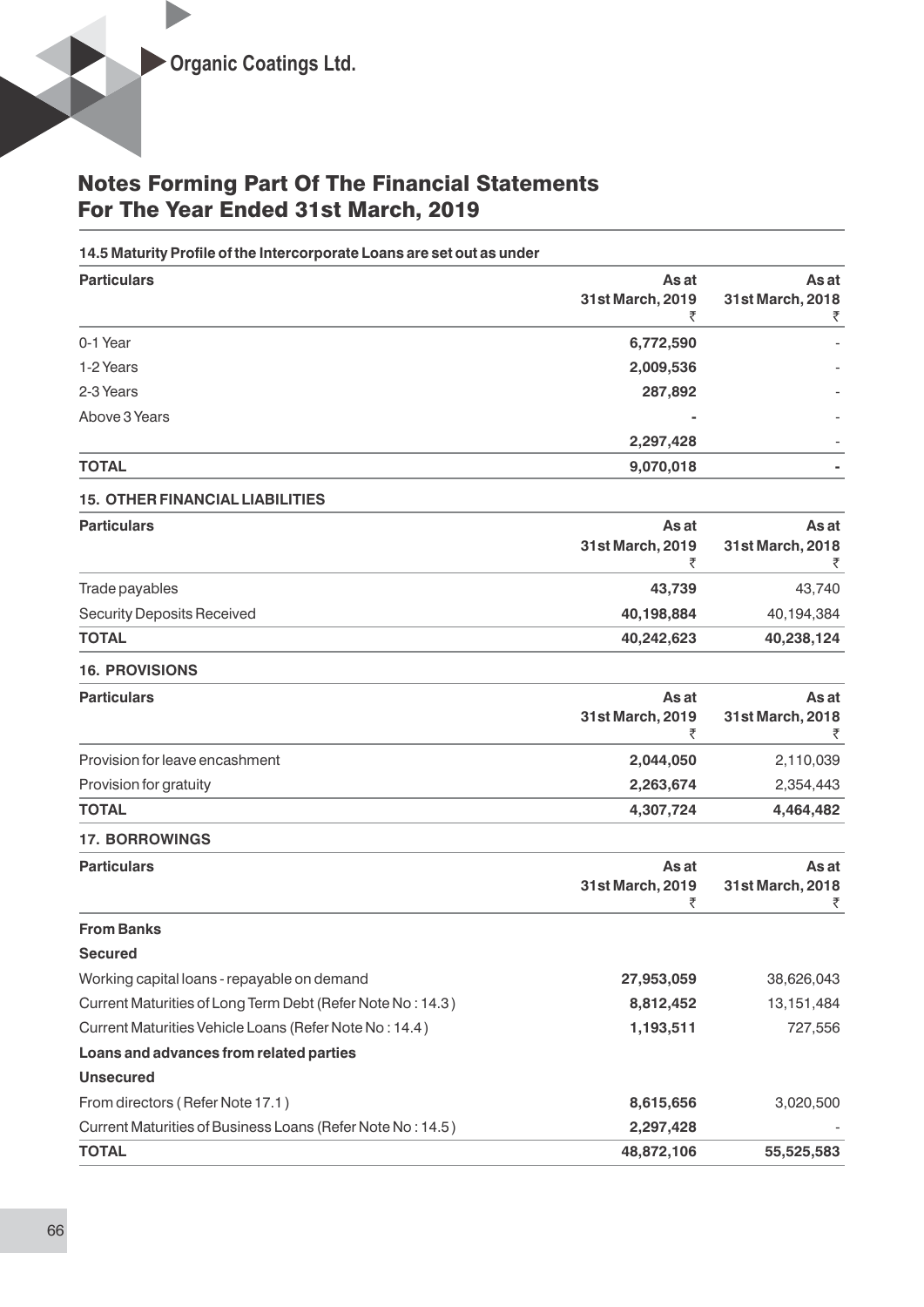# Notes Forming Part Of The Financial Statements For The Year Ended 31st March, 2019

**14.5 Maturity Profile of the Intercorporate Loans are set out as under**

| Particulars | As at 31st March, 2019 ₹ | As at 31st March, 2018 ₹ |
|---|---|---|
| 0-1 Year | **6,772,590** | - |
| 1-2 Years | **2,009,536** | - |
| 2-3 Years | **287,892** | - |
| Above 3 Years | **-** | - |
| | **2,297,428** | - |
| **TOTAL** | **9,070,018** | **-** |

## 15. OTHER FINANCIAL LIABILITIES

| Particulars | As at 31st March, 2019 ₹ | As at 31st March, 2018 ₹ |
|---|---|---|
| Trade payables | **43,739** | 43,740 |
| Security Deposits Received | **40,198,884** | 40,194,384 |
| **TOTAL** | **40,242,623** | **40,238,124** |

## 16. PROVISIONS

| Particulars | As at 31st March, 2019 ₹ | As at 31st March, 2018 ₹ |
|---|---|---|
| Provision for leave encashment | **2,044,050** | 2,110,039 |
| Provision for gratuity | **2,263,674** | 2,354,443 |
| **TOTAL** | **4,307,724** | **4,464,482** |

## 17. BORROWINGS

| Particulars | As at 31st March, 2019 ₹ | As at 31st March, 2018 ₹ |
|---|---|---|
| **From Banks** | | |
| **Secured** | | |
| Working capital loans - repayable on demand | **27,953,059** | 38,626,043 |
| Current Maturities of Long Term Debt (Refer Note No : 14.3 ) | **8,812,452** | 13,151,484 |
| Current Maturities Vehicle Loans (Refer Note No : 14.4 ) | **1,193,511** | 727,556 |
| **Loans and advances from related parties** | | |
| **Unsecured** | | |
| From directors ( Refer Note 17.1 ) | **8,615,656** | 3,020,500 |
| Current Maturities of Business Loans (Refer Note No : 14.5 ) | **2,297,428** | - |
| **TOTAL** | **48,872,106** | **55,525,583** |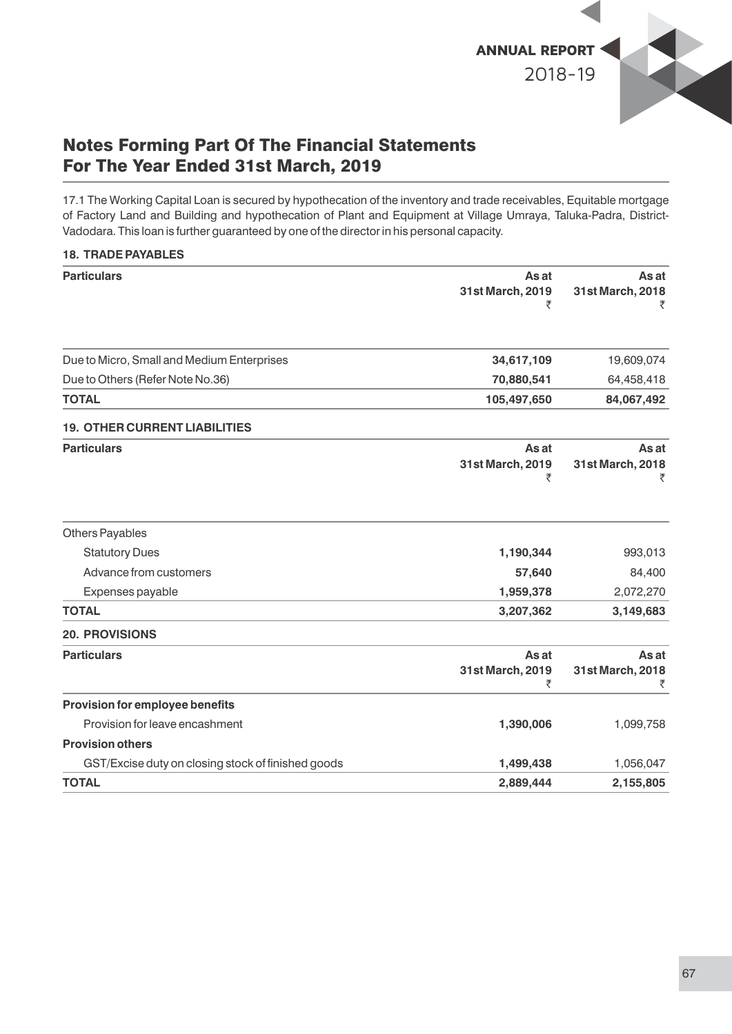## Notes Forming Part Of The Financial Statements For The Year Ended 31st March, 2019

17.1 The Working Capital Loan is secured by hypothecation of the inventory and trade receivables, Equitable mortgage of Factory Land and Building and hypothecation of Plant and Equipment at Village Umraya, Taluka-Padra, District-Vadodara. This loan is further guaranteed by one of the director in his personal capacity.

### 18. TRADE PAYABLES

| Particulars | As at 31st March, 2019 ₹ | As at 31st March, 2018 ₹ |
|---|---|---|
| Due to Micro, Small and Medium Enterprises | **34,617,109** | 19,609,074 |
| Due to Others (Refer Note No.36) | **70,880,541** | 64,458,418 |
| **TOTAL** | **105,497,650** | **84,067,492** |

### 19. OTHER CURRENT LIABILITIES

| Particulars | As at 31st March, 2019 ₹ | As at 31st March, 2018 ₹ |
|---|---|---|
| Others Payables | | |
| Statutory Dues | **1,190,344** | 993,013 |
| Advance from customers | **57,640** | 84,400 |
| Expenses payable | **1,959,378** | 2,072,270 |
| **TOTAL** | **3,207,362** | **3,149,683** |

### 20. PROVISIONS

| Particulars | As at 31st March, 2019 ₹ | As at 31st March, 2018 ₹ |
|---|---|---|
| **Provision for employee benefits** | | |
| Provision for leave encashment | **1,390,006** | 1,099,758 |
| **Provision others** | | |
| GST/Excise duty on closing stock of finished goods | **1,499,438** | 1,056,047 |
| **TOTAL** | **2,889,444** | **2,155,805** |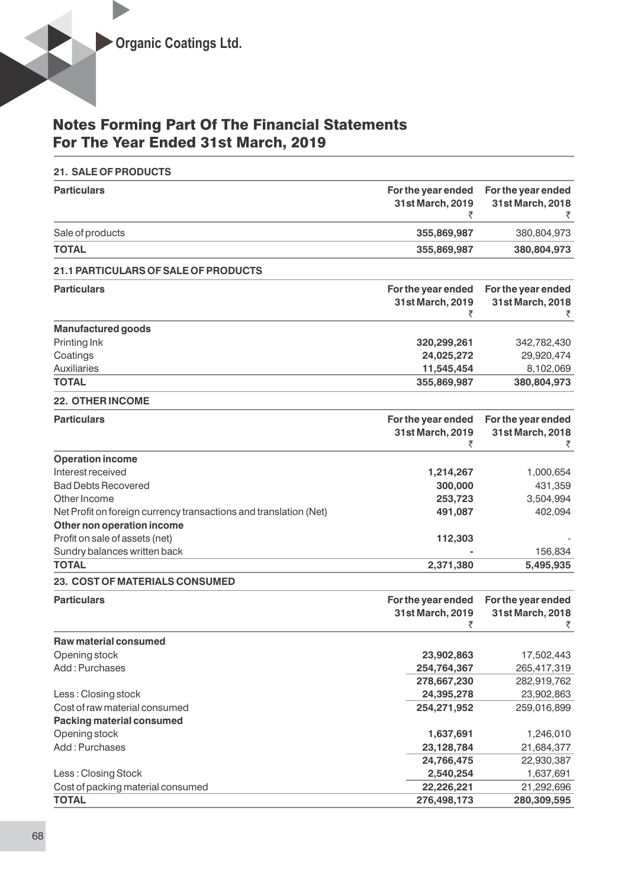# Notes Forming Part Of The Financial Statements For The Year Ended 31st March, 2019

## 21. SALE OF PRODUCTS

| Particulars | For the year ended 31st March, 2019 ₹ | For the year ended 31st March, 2018 ₹ |
|---|---|---|
| Sale of products | **355,869,987** | 380,804,973 |
| **TOTAL** | **355,869,987** | **380,804,973** |

## 21.1 PARTICULARS OF SALE OF PRODUCTS

| Particulars | For the year ended 31st March, 2019 ₹ | For the year ended 31st March, 2018 ₹ |
|---|---|---|
| **Manufactured goods** | | |
| Printing Ink | **320,299,261** | 342,782,430 |
| Coatings | **24,025,272** | 29,920,474 |
| Auxiliaries | **11,545,454** | 8,102,069 |
| **TOTAL** | **355,869,987** | **380,804,973** |

## 22. OTHER INCOME

| Particulars | For the year ended 31st March, 2019 ₹ | For the year ended 31st March, 2018 ₹ |
|---|---|---|
| **Operation income** | | |
| Interest received | **1,214,267** | 1,000,654 |
| Bad Debts Recovered | **300,000** | 431,359 |
| Other Income | **253,723** | 3,504,994 |
| Net Profit on foreign currency transactions and translation (Net) | **491,087** | 402,094 |
| **Other non operation income** | | |
| Profit on sale of assets (net) | **112,303** | - |
| Sundry balances written back | **-** | 156,834 |
| **TOTAL** | **2,371,380** | **5,495,935** |

## 23. COST OF MATERIALS CONSUMED

| Particulars | For the year ended 31st March, 2019 ₹ | For the year ended 31st March, 2018 ₹ |
|---|---|---|
| **Raw material consumed** | | |
| Opening stock | **23,902,863** | 17,502,443 |
| Add : Purchases | **254,764,367** | 265,417,319 |
| | **278,667,230** | 282,919,762 |
| Less : Closing stock | **24,395,278** | 23,902,863 |
| Cost of raw material consumed | **254,271,952** | 259,016,899 |
| **Packing material consumed** | | |
| Opening stock | **1,637,691** | 1,246,010 |
| Add : Purchases | **23,128,784** | 21,684,377 |
| | **24,766,475** | 22,930,387 |
| Less : Closing Stock | **2,540,254** | 1,637,691 |
| Cost of packing material consumed | **22,226,221** | 21,292,696 |
| **TOTAL** | **276,498,173** | **280,309,595** |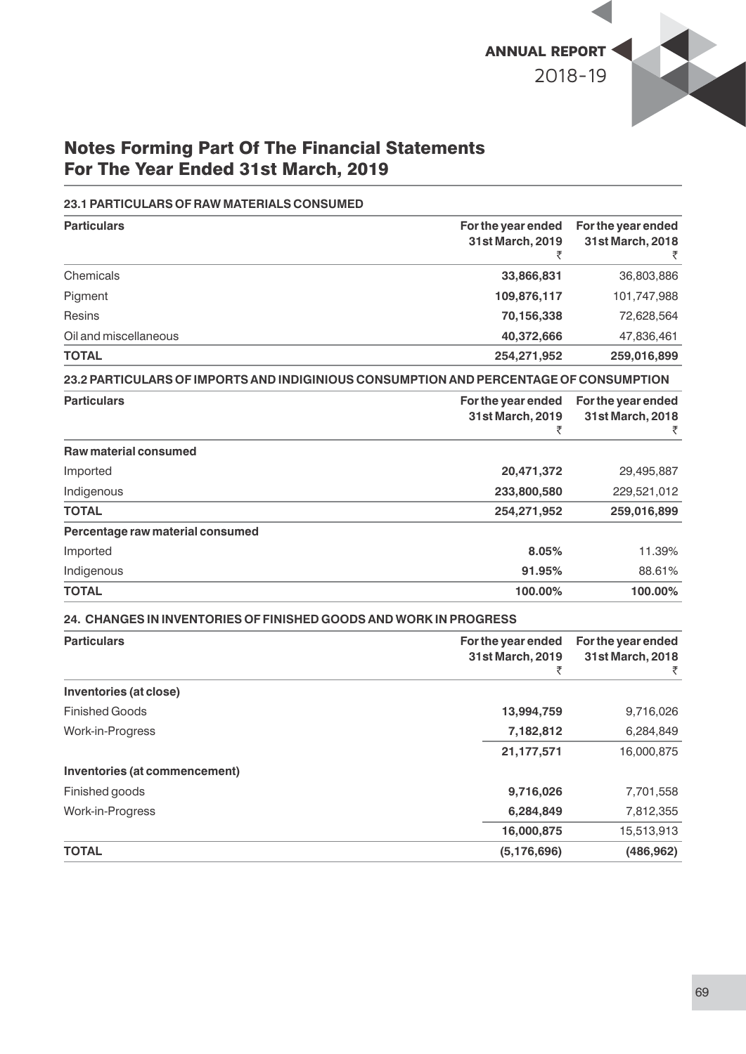## Notes Forming Part Of The Financial Statements For The Year Ended 31st March, 2019

### 23.1 PARTICULARS OF RAW MATERIALS CONSUMED

| Particulars | For the year ended 31st March, 2019 ₹ | For the year ended 31st March, 2018 ₹ |
|---|---|---|
| Chemicals | **33,866,831** | 36,803,886 |
| Pigment | **109,876,117** | 101,747,988 |
| Resins | **70,156,338** | 72,628,564 |
| Oil and miscellaneous | **40,372,666** | 47,836,461 |
| **TOTAL** | **254,271,952** | **259,016,899** |

### 23.2 PARTICULARS OF IMPORTS AND INDIGINIOUS CONSUMPTION AND PERCENTAGE OF CONSUMPTION

| Particulars | For the year ended 31st March, 2019 ₹ | For the year ended 31st March, 2018 ₹ |
|---|---|---|
| **Raw material consumed** | | |
| Imported | **20,471,372** | 29,495,887 |
| Indigenous | **233,800,580** | 229,521,012 |
| **TOTAL** | **254,271,952** | **259,016,899** |
| **Percentage raw material consumed** | | |
| Imported | **8.05%** | 11.39% |
| Indigenous | **91.95%** | 88.61% |
| **TOTAL** | **100.00%** | **100.00%** |

### 24. CHANGES IN INVENTORIES OF FINISHED GOODS AND WORK IN PROGRESS

| Particulars | For the year ended 31st March, 2019 ₹ | For the year ended 31st March, 2018 ₹ |
|---|---|---|
| **Inventories (at close)** | | |
| Finished Goods | **13,994,759** | 9,716,026 |
| Work-in-Progress | **7,182,812** | 6,284,849 |
| | **21,177,571** | 16,000,875 |
| **Inventories (at commencement)** | | |
| Finished goods | **9,716,026** | 7,701,558 |
| Work-in-Progress | **6,284,849** | 7,812,355 |
| | **16,000,875** | 15,513,913 |
| **TOTAL** | **(5,176,696)** | **(486,962)** |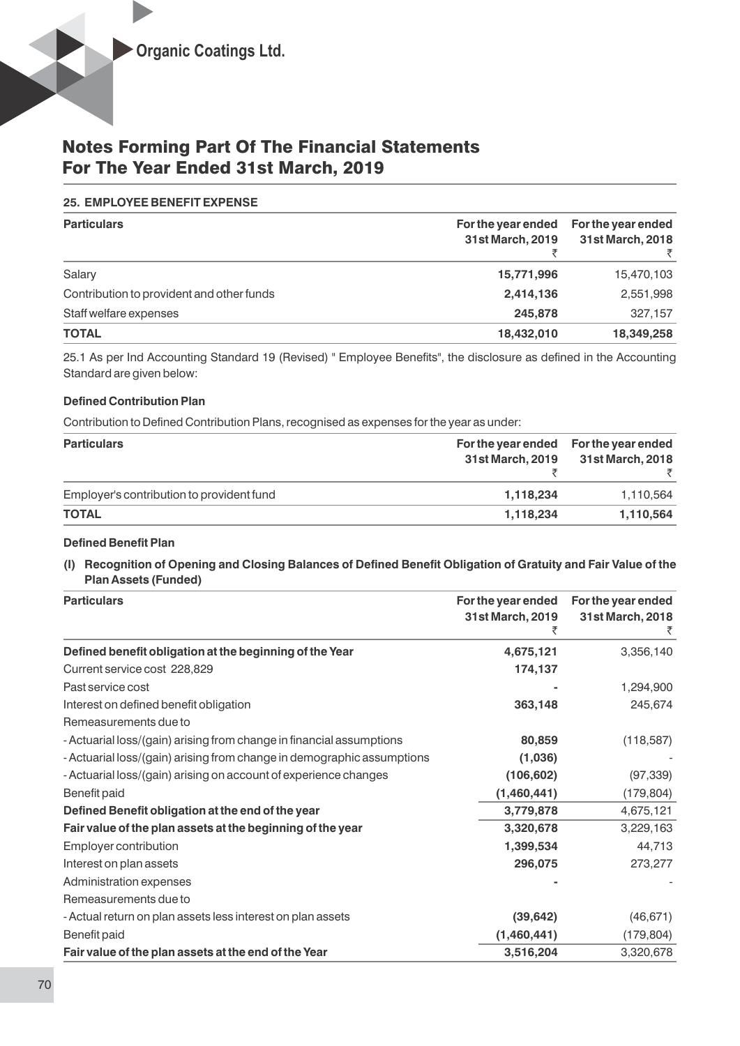## Notes Forming Part Of The Financial Statements For The Year Ended 31st March, 2019

### 25. EMPLOYEE BENEFIT EXPENSE

| Particulars | For the year ended 31st March, 2019 ₹ | For the year ended 31st March, 2018 ₹ |
|---|---|---|
| Salary | **15,771,996** | 15,470,103 |
| Contribution to provident and other funds | **2,414,136** | 2,551,998 |
| Staff welfare expenses | **245,878** | 327,157 |
| **TOTAL** | **18,432,010** | **18,349,258** |

25.1 As per Ind Accounting Standard 19 (Revised) " Employee Benefits", the disclosure as defined in the Accounting Standard are given below:

**Defined Contribution Plan**

Contribution to Defined Contribution Plans, recognised as expenses for the year as under:

| Particulars | For the year ended 31st March, 2019 ₹ | For the year ended 31st March, 2018 ₹ |
|---|---|---|
| Employer's contribution to provident fund | **1,118,234** | 1,110,564 |
| **TOTAL** | **1,118,234** | **1,110,564** |

**Defined Benefit Plan**

**(I) Recognition of Opening and Closing Balances of Defined Benefit Obligation of Gratuity and Fair Value of the Plan Assets (Funded)**

| Particulars | For the year ended 31st March, 2019 ₹ | For the year ended 31st March, 2018 ₹ |
|---|---|---|
| **Defined benefit obligation at the beginning of the Year** | **4,675,121** | 3,356,140 |
| Current service cost 228,829 | **174,137** | |
| Past service cost | **-** | 1,294,900 |
| Interest on defined benefit obligation | **363,148** | 245,674 |
| Remeasurements due to | | |
| - Actuarial loss/(gain) arising from change in financial assumptions | **80,859** | (118,587) |
| - Actuarial loss/(gain) arising from change in demographic assumptions | **(1,036)** | - |
| - Actuarial loss/(gain) arising on account of experience changes | **(106,602)** | (97,339) |
| Benefit paid | **(1,460,441)** | (179,804) |
| **Defined Benefit obligation at the end of the year** | **3,779,878** | 4,675,121 |
| **Fair value of the plan assets at the beginning of the year** | **3,320,678** | 3,229,163 |
| Employer contribution | **1,399,534** | 44,713 |
| Interest on plan assets | **296,075** | 273,277 |
| Administration expenses | **-** | - |
| Remeasurements due to | | |
| - Actual return on plan assets less interest on plan assets | **(39,642)** | (46,671) |
| Benefit paid | **(1,460,441)** | (179,804) |
| **Fair value of the plan assets at the end of the Year** | **3,516,204** | 3,320,678 |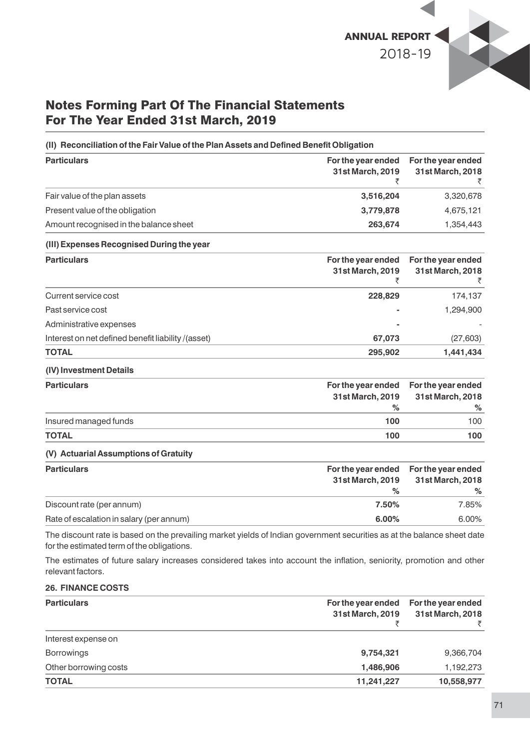## Notes Forming Part Of The Financial Statements For The Year Ended 31st March, 2019

**(II) Reconciliation of the Fair Value of the Plan Assets and Defined Benefit Obligation**

| Particulars | For the year ended 31st March, 2019 ₹ | For the year ended 31st March, 2018 ₹ |
|---|---|---|
| Fair value of the plan assets | **3,516,204** | 3,320,678 |
| Present value of the obligation | **3,779,878** | 4,675,121 |
| Amount recognised in the balance sheet | **263,674** | 1,354,443 |

**(III) Expenses Recognised During the year**

| Particulars | For the year ended 31st March, 2019 ₹ | For the year ended 31st March, 2018 ₹ |
|---|---|---|
| Current service cost | **228,829** | 174,137 |
| Past service cost | **-** | 1,294,900 |
| Administrative expenses | **-** | - |
| Interest on net defined benefit liability /(asset) | **67,073** | (27,603) |
| **TOTAL** | **295,902** | **1,441,434** |

**(IV) Investment Details**

| Particulars | For the year ended 31st March, 2019 % | For the year ended 31st March, 2018 % |
|---|---|---|
| Insured managed funds | **100** | 100 |
| **TOTAL** | **100** | **100** |

**(V) Actuarial Assumptions of Gratuity**

| Particulars | For the year ended 31st March, 2019 % | For the year ended 31st March, 2018 % |
|---|---|---|
| Discount rate (per annum) | **7.50%** | 7.85% |
| Rate of escalation in salary (per annum) | **6.00%** | 6.00% |

The discount rate is based on the prevailing market yields of Indian government securities as at the balance sheet date for the estimated term of the obligations.

The estimates of future salary increases considered takes into account the inflation, seniority, promotion and other relevant factors.

**26. FINANCE COSTS**

| Particulars | For the year ended 31st March, 2019 ₹ | For the year ended 31st March, 2018 ₹ |
|---|---|---|
| Interest expense on | | |
| Borrowings | **9,754,321** | 9,366,704 |
| Other borrowing costs | **1,486,906** | 1,192,273 |
| **TOTAL** | **11,241,227** | **10,558,977** |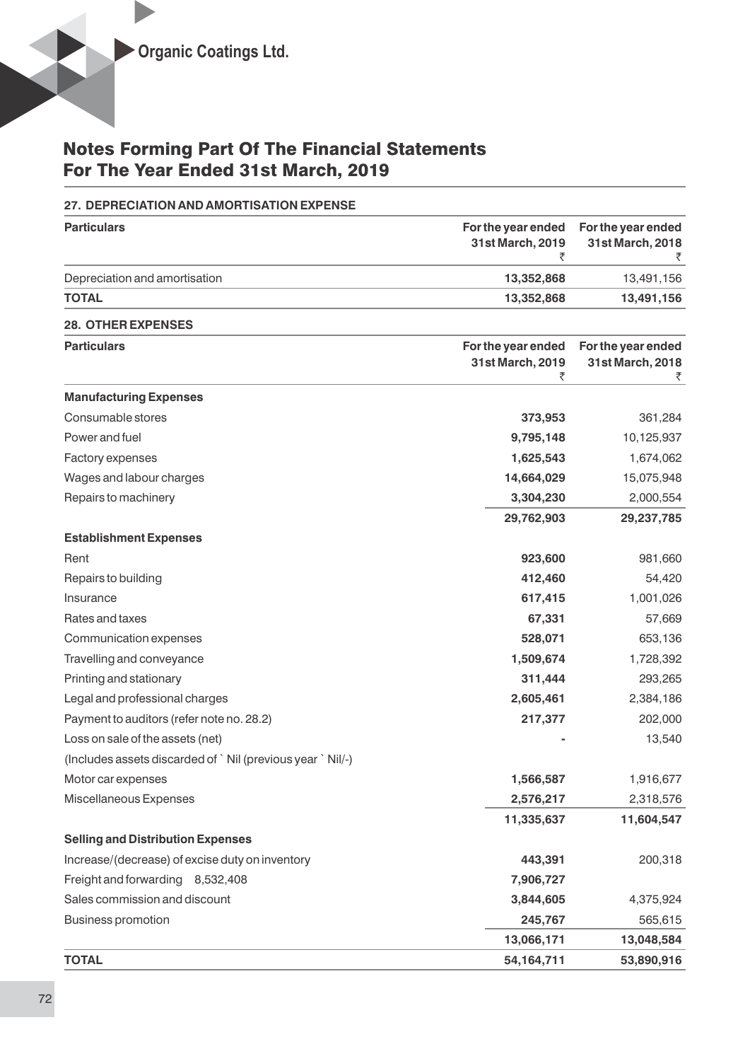# Notes Forming Part Of The Financial Statements For The Year Ended 31st March, 2019

### 27. DEPRECIATION AND AMORTISATION EXPENSE

| Particulars | For the year ended 31st March, 2019 ₹ | For the year ended 31st March, 2018 ₹ |
|---|---|---|
| Depreciation and amortisation | **13,352,868** | 13,491,156 |
| **TOTAL** | **13,352,868** | **13,491,156** |

### 28. OTHER EXPENSES

| Particulars | For the year ended 31st March, 2019 ₹ | For the year ended 31st March, 2018 ₹ |
|---|---|---|
| **Manufacturing Expenses** | | |
| Consumable stores | **373,953** | 361,284 |
| Power and fuel | **9,795,148** | 10,125,937 |
| Factory expenses | **1,625,543** | 1,674,062 |
| Wages and labour charges | **14,664,029** | 15,075,948 |
| Repairs to machinery | **3,304,230** | 2,000,554 |
| | **29,762,903** | **29,237,785** |
| **Establishment Expenses** | | |
| Rent | **923,600** | 981,660 |
| Repairs to building | **412,460** | 54,420 |
| Insurance | **617,415** | 1,001,026 |
| Rates and taxes | **67,331** | 57,669 |
| Communication expenses | **528,071** | 653,136 |
| Travelling and conveyance | **1,509,674** | 1,728,392 |
| Printing and stationary | **311,444** | 293,265 |
| Legal and professional charges | **2,605,461** | 2,384,186 |
| Payment to auditors (refer note no. 28.2) | **217,377** | 202,000 |
| Loss on sale of the assets (net) | **-** | 13,540 |
| (Includes assets discarded of ` Nil (previous year ` Nil/-) | | |
| Motor car expenses | **1,566,587** | 1,916,677 |
| Miscellaneous Expenses | **2,576,217** | 2,318,576 |
| | **11,335,637** | **11,604,547** |
| **Selling and Distribution Expenses** | | |
| Increase/(decrease) of excise duty on inventory | **443,391** | 200,318 |
| Freight and forwarding 8,532,408 | **7,906,727** | |
| Sales commission and discount | **3,844,605** | 4,375,924 |
| Business promotion | **245,767** | 565,615 |
| | **13,066,171** | **13,048,584** |
| **TOTAL** | **54,164,711** | **53,890,916** |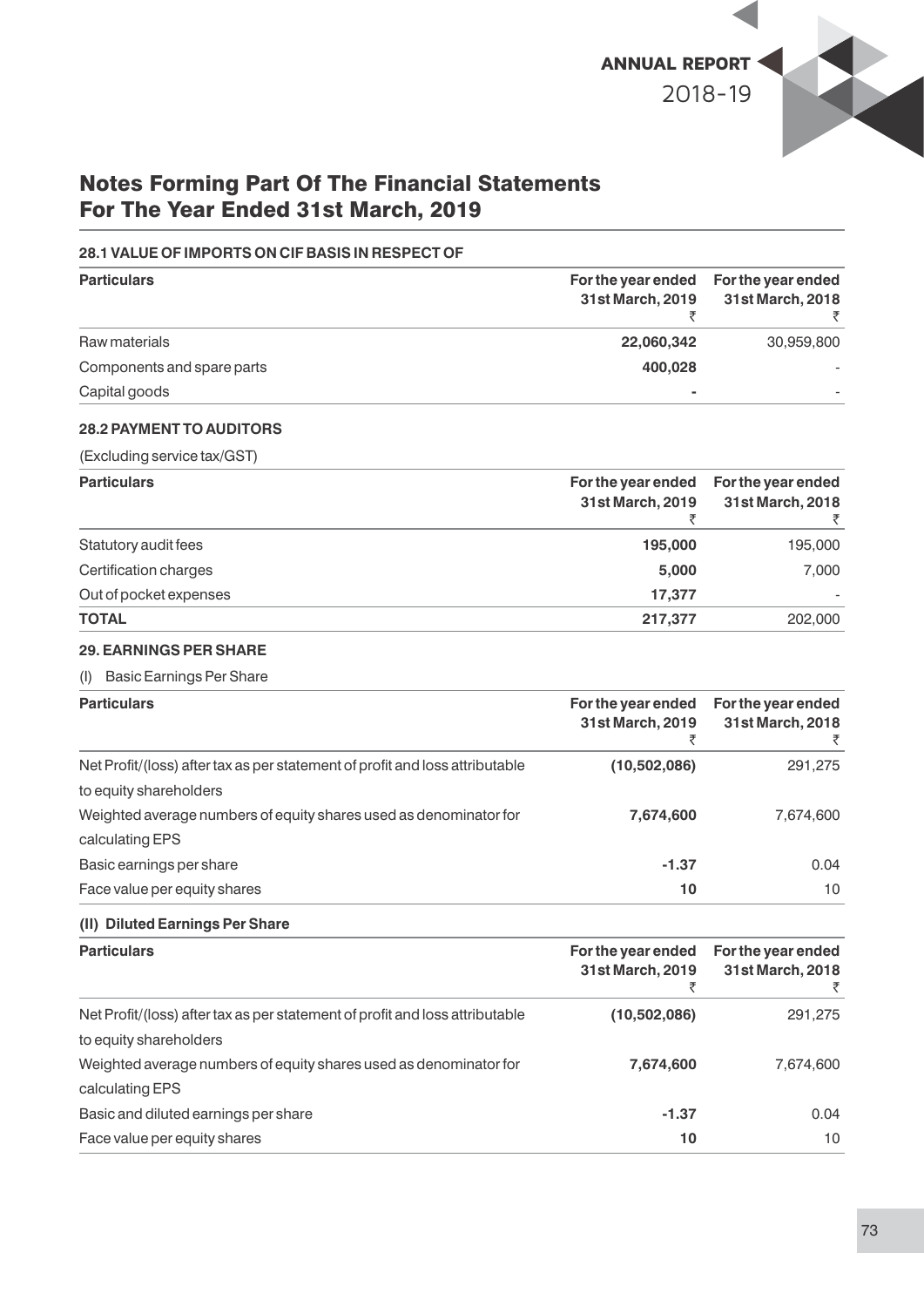# Notes Forming Part Of The Financial Statements For The Year Ended 31st March, 2019

### 28.1 VALUE OF IMPORTS ON CIF BASIS IN RESPECT OF

| Particulars | For the year ended 31st March, 2019 ₹ | For the year ended 31st March, 2018 ₹ |
|---|---|---|
| Raw materials | **22,060,342** | 30,959,800 |
| Components and spare parts | **400,028** | - |
| Capital goods | **-** | - |

### 28.2 PAYMENT TO AUDITORS

(Excluding service tax/GST)

| Particulars | For the year ended 31st March, 2019 ₹ | For the year ended 31st March, 2018 ₹ |
|---|---|---|
| Statutory audit fees | **195,000** | 195,000 |
| Certification charges | **5,000** | 7,000 |
| Out of pocket expenses | **17,377** | - |
| **TOTAL** | **217,377** | 202,000 |

### 29. EARNINGS PER SHARE

(I) Basic Earnings Per Share

| Particulars | For the year ended 31st March, 2019 ₹ | For the year ended 31st March, 2018 ₹ |
|---|---|---|
| Net Profit/(loss) after tax as per statement of profit and loss attributable to equity shareholders | **(10,502,086)** | 291,275 |
| Weighted average numbers of equity shares used as denominator for calculating EPS | **7,674,600** | 7,674,600 |
| Basic earnings per share | **-1.37** | 0.04 |
| Face value per equity shares | **10** | 10 |

**(II) Diluted Earnings Per Share**

| Particulars | For the year ended 31st March, 2019 ₹ | For the year ended 31st March, 2018 ₹ |
|---|---|---|
| Net Profit/(loss) after tax as per statement of profit and loss attributable to equity shareholders | **(10,502,086)** | 291,275 |
| Weighted average numbers of equity shares used as denominator for calculating EPS | **7,674,600** | 7,674,600 |
| Basic and diluted earnings per share | **-1.37** | 0.04 |
| Face value per equity shares | **10** | 10 |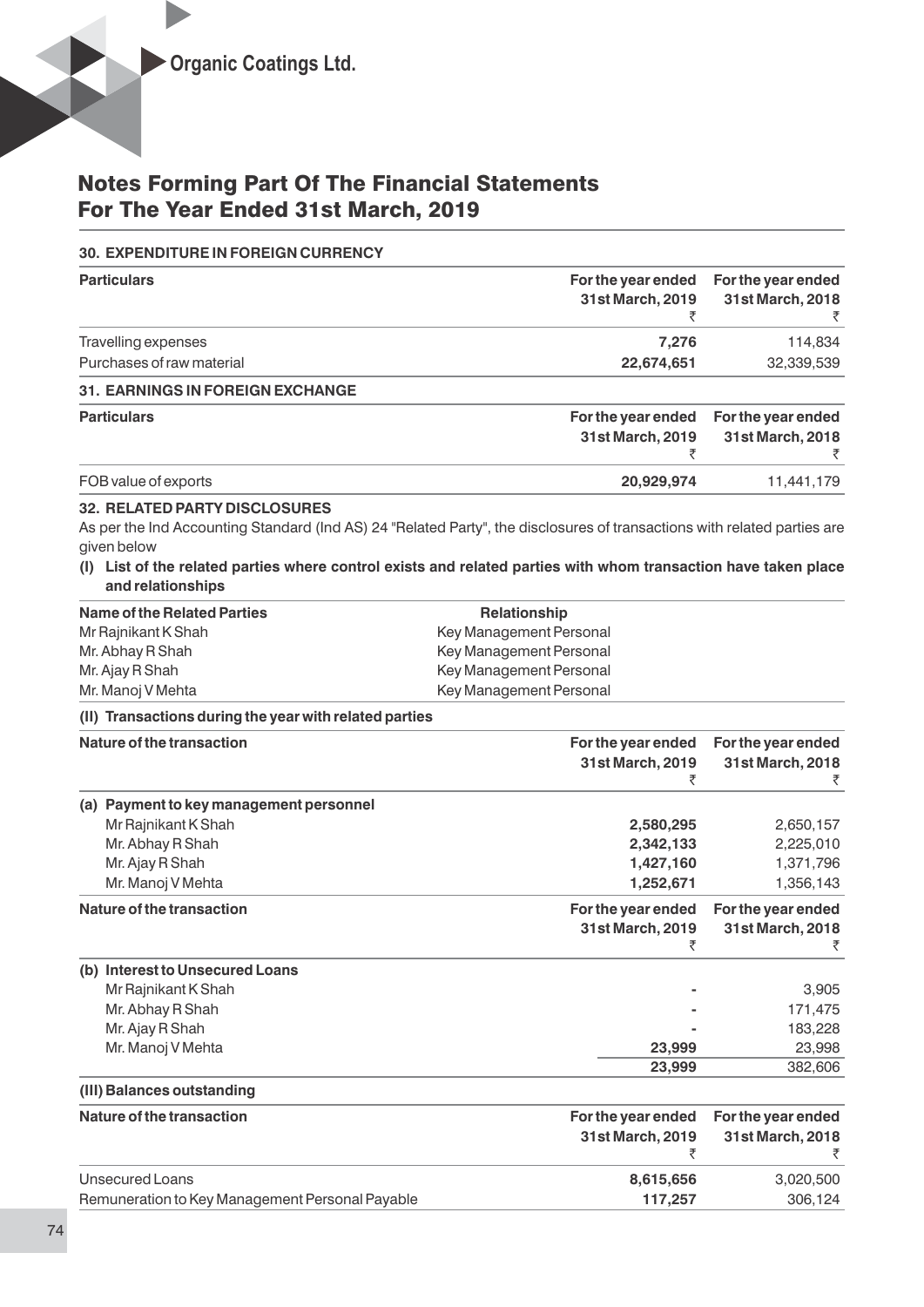# Notes Forming Part Of The Financial Statements For The Year Ended 31st March, 2019

## 30. EXPENDITURE IN FOREIGN CURRENCY

| Particulars | For the year ended 31st March, 2019 ₹ | For the year ended 31st March, 2018 ₹ |
|---|---|---|
| Travelling expenses | **7,276** | 114,834 |
| Purchases of raw material | **22,674,651** | 32,339,539 |

## 31. EARNINGS IN FOREIGN EXCHANGE

| Particulars | For the year ended 31st March, 2019 ₹ | For the year ended 31st March, 2018 ₹ |
|---|---|---|
| FOB value of exports | **20,929,974** | 11,441,179 |

## 32. RELATED PARTY DISCLOSURES

As per the Ind Accounting Standard (Ind AS) 24 "Related Party", the disclosures of transactions with related parties are given below

**(I) List of the related parties where control exists and related parties with whom transaction have taken place and relationships**

| Name of the Related Parties | Relationship |
|---|---|
| Mr Rajnikant K Shah | Key Management Personal |
| Mr. Abhay R Shah | Key Management Personal |
| Mr. Ajay R Shah | Key Management Personal |
| Mr. Manoj V Mehta | Key Management Personal |

**(II) Transactions during the year with related parties**

| Nature of the transaction | For the year ended 31st March, 2019 ₹ | For the year ended 31st March, 2018 ₹ |
|---|---|---|
| **(a) Payment to key management personnel** | | |
| Mr Rajnikant K Shah | **2,580,295** | 2,650,157 |
| Mr. Abhay R Shah | **2,342,133** | 2,225,010 |
| Mr. Ajay R Shah | **1,427,160** | 1,371,796 |
| Mr. Manoj V Mehta | **1,252,671** | 1,356,143 |

| Nature of the transaction | For the year ended 31st March, 2019 ₹ | For the year ended 31st March, 2018 ₹ |
|---|---|---|
| **(b) Interest to Unsecured Loans** | | |
| Mr Rajnikant K Shah | - | 3,905 |
| Mr. Abhay R Shah | - | 171,475 |
| Mr. Ajay R Shah | - | 183,228 |
| Mr. Manoj V Mehta | **23,999** | 23,998 |
| | **23,999** | 382,606 |

**(III) Balances outstanding**

| Nature of the transaction | For the year ended 31st March, 2019 ₹ | For the year ended 31st March, 2018 ₹ |
|---|---|---|
| Unsecured Loans | **8,615,656** | 3,020,500 |
| Remuneration to Key Management Personal Payable | **117,257** | 306,124 |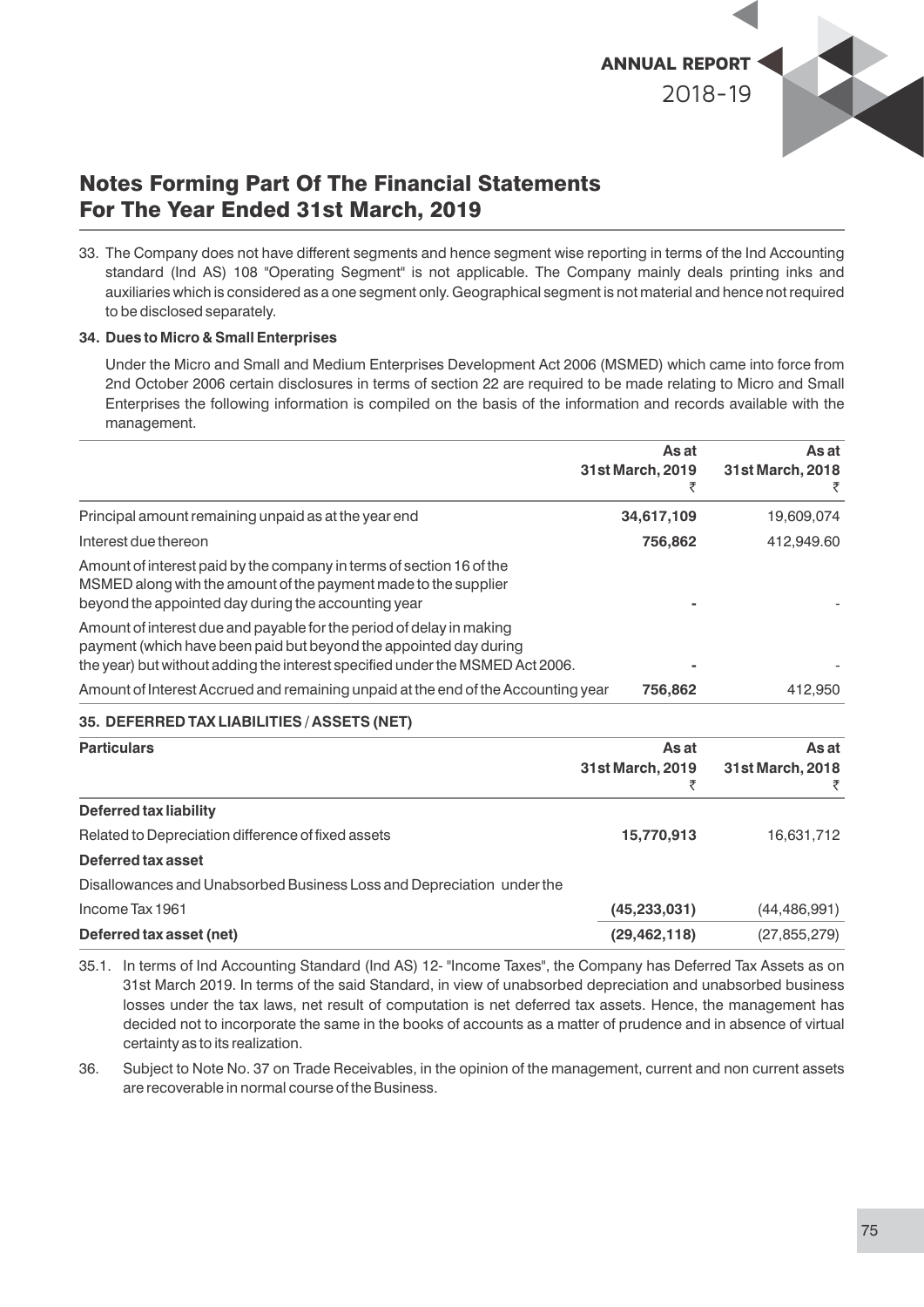## Notes Forming Part Of The Financial Statements For The Year Ended 31st March, 2019

33. The Company does not have different segments and hence segment wise reporting in terms of the Ind Accounting standard (Ind AS) 108 "Operating Segment" is not applicable. The Company mainly deals printing inks and auxiliaries which is considered as a one segment only. Geographical segment is not material and hence not required to be disclosed separately.

**34. Dues to Micro & Small Enterprises**

Under the Micro and Small and Medium Enterprises Development Act 2006 (MSMED) which came into force from 2nd October 2006 certain disclosures in terms of section 22 are required to be made relating to Micro and Small Enterprises the following information is compiled on the basis of the information and records available with the management.

| | As at 31st March, 2019 ₹ | As at 31st March, 2018 ₹ |
|---|---|---|
| Principal amount remaining unpaid as at the year end | **34,617,109** | 19,609,074 |
| Interest due thereon | **756,862** | 412,949.60 |
| Amount of interest paid by the company in terms of section 16 of the MSMED along with the amount of the payment made to the supplier beyond the appointed day during the accounting year | **-** | - |
| Amount of interest due and payable for the period of delay in making payment (which have been paid but beyond the appointed day during the year) but without adding the interest specified under the MSMED Act 2006. | **-** | - |
| Amount of Interest Accrued and remaining unpaid at the end of the Accounting year | **756,862** | 412,950 |

**35. DEFERRED TAX LIABILITIES / ASSETS (NET)**

| **Particulars** | As at 31st March, 2019 ₹ | As at 31st March, 2018 ₹ |
|---|---|---|
| **Deferred tax liability** | | |
| Related to Depreciation difference of fixed assets | **15,770,913** | 16,631,712 |
| **Deferred tax asset** | | |
| Disallowances and Unabsorbed Business Loss and Depreciation under the Income Tax 1961 | **(45,233,031)** | (44,486,991) |
| **Deferred tax asset (net)** | **(29,462,118)** | (27,855,279) |

35.1. In terms of Ind Accounting Standard (Ind AS) 12- "Income Taxes", the Company has Deferred Tax Assets as on 31st March 2019. In terms of the said Standard, in view of unabsorbed depreciation and unabsorbed business losses under the tax laws, net result of computation is net deferred tax assets. Hence, the management has decided not to incorporate the same in the books of accounts as a matter of prudence and in absence of virtual certainty as to its realization.

36. Subject to Note No. 37 on Trade Receivables, in the opinion of the management, current and non current assets are recoverable in normal course of the Business.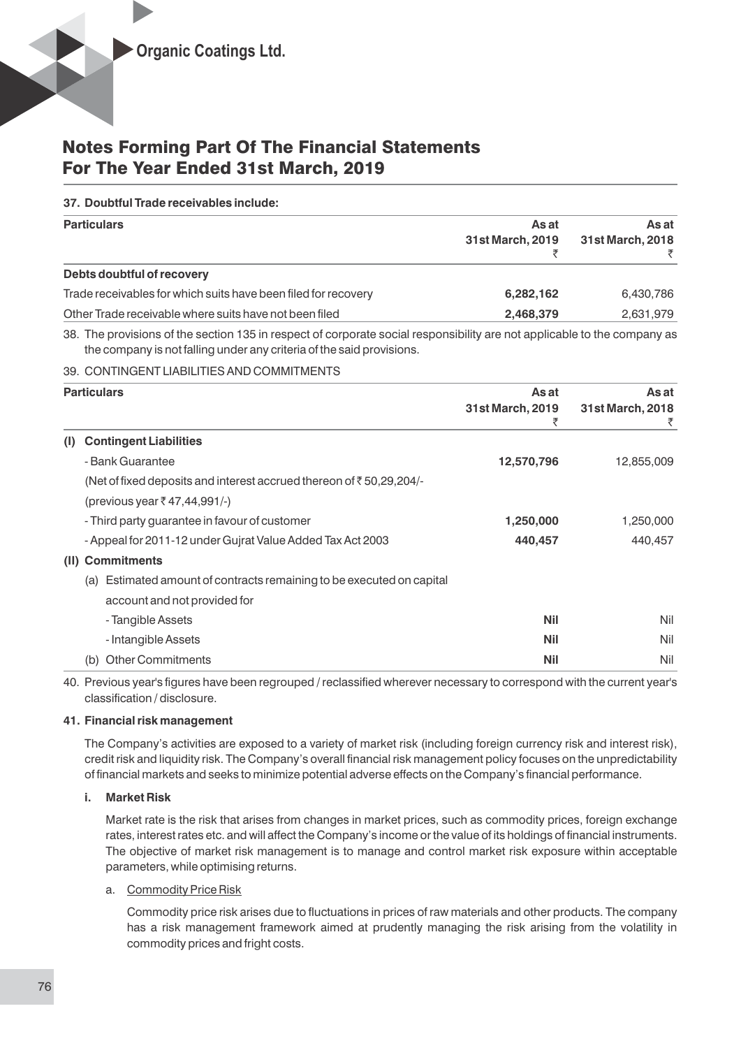# Notes Forming Part Of The Financial Statements For The Year Ended 31st March, 2019

**37. Doubtful Trade receivables include:**

| Particulars | As at 31st March, 2019 ₹ | As at 31st March, 2018 ₹ |
|---|---|---|
| **Debts doubtful of recovery** | | |
| Trade receivables for which suits have been filed for recovery | **6,282,162** | 6,430,786 |
| Other Trade receivable where suits have not been filed | **2,468,379** | 2,631,979 |

38. The provisions of the section 135 in respect of corporate social responsibility are not applicable to the company as the company is not falling under any criteria of the said provisions.

39. CONTINGENT LIABILITIES AND COMMITMENTS

| Particulars | As at 31st March, 2019 ₹ | As at 31st March, 2018 ₹ |
|---|---|---|
| **(I) Contingent Liabilities** | | |
| - Bank Guarantee | **12,570,796** | 12,855,009 |
| (Net of fixed deposits and interest accrued thereon of ₹ 50,29,204/- (previous year ₹ 47,44,991/-) | | |
| - Third party guarantee in favour of customer | **1,250,000** | 1,250,000 |
| - Appeal for 2011-12 under Gujrat Value Added Tax Act 2003 | **440,457** | 440,457 |
| **(II) Commitments** | | |
| (a) Estimated amount of contracts remaining to be executed on capital account and not provided for | | |
| - Tangible Assets | **Nil** | Nil |
| - Intangible Assets | **Nil** | Nil |
| (b) Other Commitments | **Nil** | Nil |

40. Previous year's figures have been regrouped / reclassified wherever necessary to correspond with the current year's classification / disclosure.

**41. Financial risk management**

The Company's activities are exposed to a variety of market risk (including foreign currency risk and interest risk), credit risk and liquidity risk. The Company's overall financial risk management policy focuses on the unpredictability of financial markets and seeks to minimize potential adverse effects on the Company's financial performance.

**i. Market Risk**

Market rate is the risk that arises from changes in market prices, such as commodity prices, foreign exchange rates, interest rates etc. and will affect the Company's income or the value of its holdings of financial instruments. The objective of market risk management is to manage and control market risk exposure within acceptable parameters, while optimising returns.

a. Commodity Price Risk

Commodity price risk arises due to fluctuations in prices of raw materials and other products. The company has a risk management framework aimed at prudently managing the risk arising from the volatility in commodity prices and fright costs.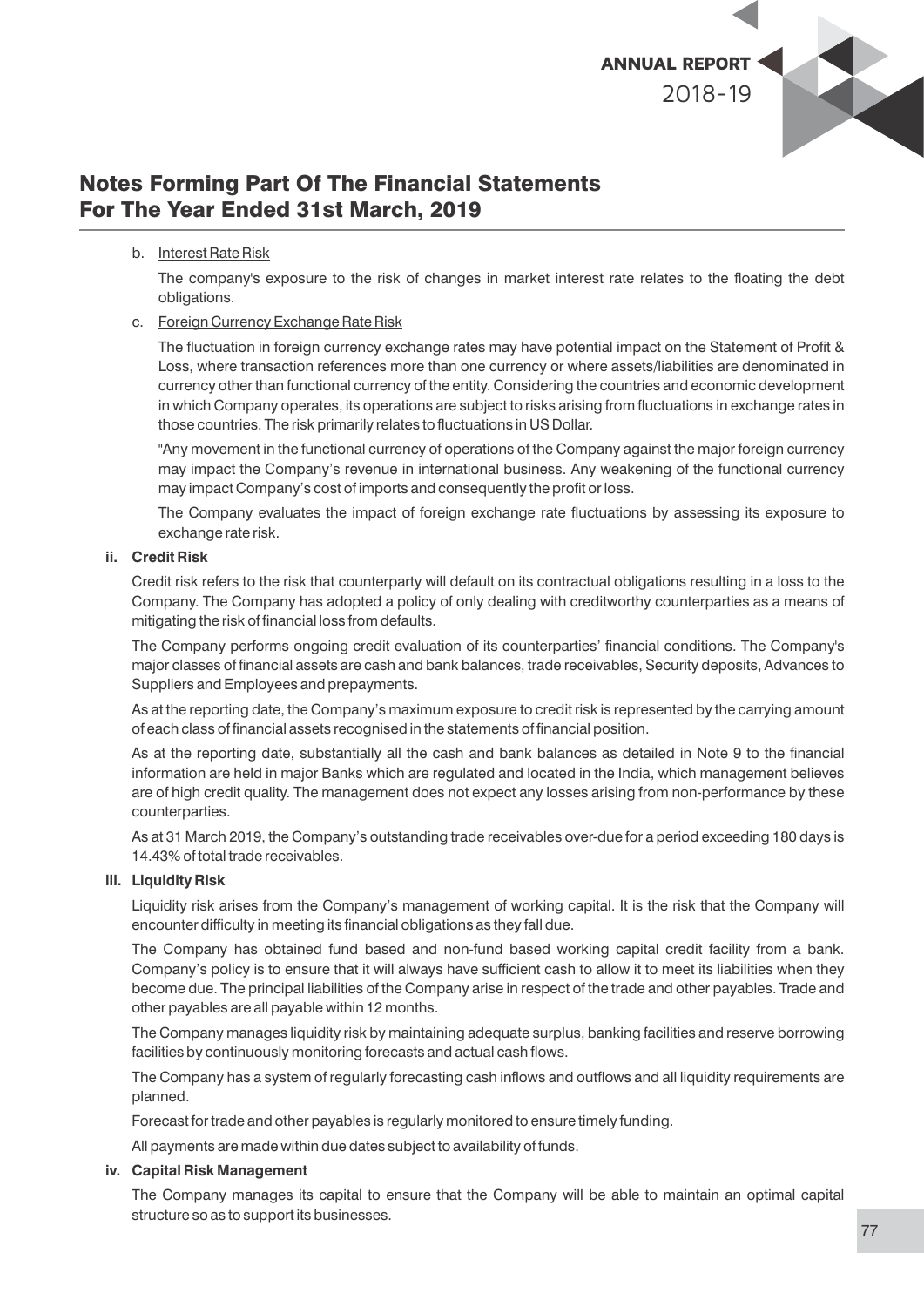# Notes Forming Part Of The Financial Statements For The Year Ended 31st March, 2019

b. Interest Rate Risk

The company's exposure to the risk of changes in market interest rate relates to the floating the debt obligations.

c. Foreign Currency Exchange Rate Risk

The fluctuation in foreign currency exchange rates may have potential impact on the Statement of Profit & Loss, where transaction references more than one currency or where assets/liabilities are denominated in currency other than functional currency of the entity. Considering the countries and economic development in which Company operates, its operations are subject to risks arising from fluctuations in exchange rates in those countries. The risk primarily relates to fluctuations in US Dollar.

"Any movement in the functional currency of operations of the Company against the major foreign currency may impact the Company's revenue in international business. Any weakening of the functional currency may impact Company's cost of imports and consequently the profit or loss.

The Company evaluates the impact of foreign exchange rate fluctuations by assessing its exposure to exchange rate risk.

**ii. Credit Risk**

Credit risk refers to the risk that counterparty will default on its contractual obligations resulting in a loss to the Company. The Company has adopted a policy of only dealing with creditworthy counterparties as a means of mitigating the risk of financial loss from defaults.

The Company performs ongoing credit evaluation of its counterparties' financial conditions. The Company's major classes of financial assets are cash and bank balances, trade receivables, Security deposits, Advances to Suppliers and Employees and prepayments.

As at the reporting date, the Company's maximum exposure to credit risk is represented by the carrying amount of each class of financial assets recognised in the statements of financial position.

As at the reporting date, substantially all the cash and bank balances as detailed in Note 9 to the financial information are held in major Banks which are regulated and located in the India, which management believes are of high credit quality. The management does not expect any losses arising from non-performance by these counterparties.

As at 31 March 2019, the Company's outstanding trade receivables over-due for a period exceeding 180 days is 14.43% of total trade receivables.

**iii. Liquidity Risk**

Liquidity risk arises from the Company's management of working capital. It is the risk that the Company will encounter difficulty in meeting its financial obligations as they fall due.

The Company has obtained fund based and non-fund based working capital credit facility from a bank. Company's policy is to ensure that it will always have sufficient cash to allow it to meet its liabilities when they become due. The principal liabilities of the Company arise in respect of the trade and other payables. Trade and other payables are all payable within 12 months.

The Company manages liquidity risk by maintaining adequate surplus, banking facilities and reserve borrowing facilities by continuously monitoring forecasts and actual cash flows.

The Company has a system of regularly forecasting cash inflows and outflows and all liquidity requirements are planned.

Forecast for trade and other payables is regularly monitored to ensure timely funding.

All payments are made within due dates subject to availability of funds.

**iv. Capital Risk Management**

The Company manages its capital to ensure that the Company will be able to maintain an optimal capital structure so as to support its businesses.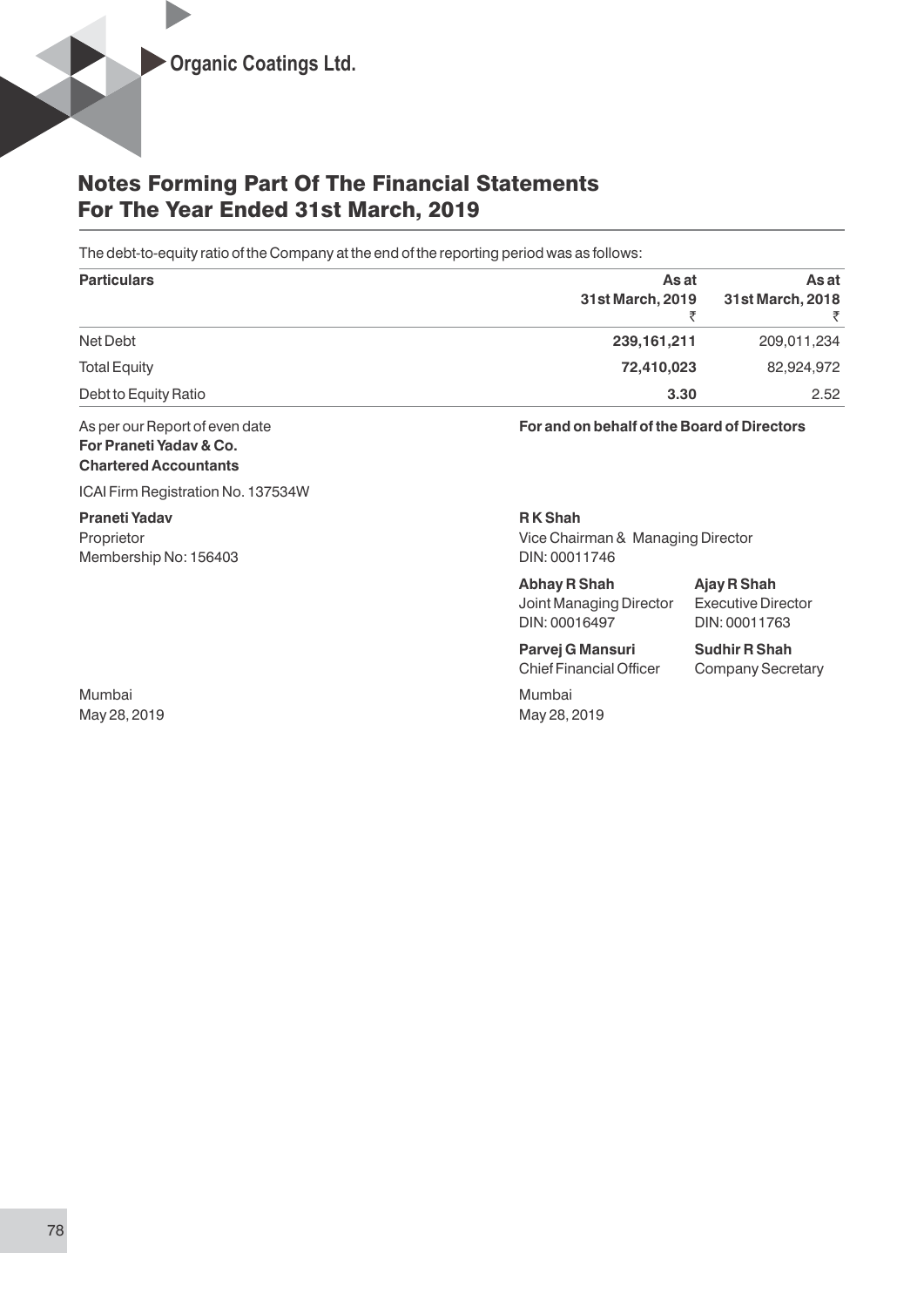## Notes Forming Part Of The Financial Statements For The Year Ended 31st March, 2019

The debt-to-equity ratio of the Company at the end of the reporting period was as follows:

| Particulars | As at 31st March, 2019 ₹ | As at 31st March, 2018 ₹ |
|---|---|---|
| Net Debt | **239,161,211** | 209,011,234 |
| Total Equity | **72,410,023** | 82,924,972 |
| Debt to Equity Ratio | **3.30** | 2.52 |

As per our Report of even date
**For Praneti Yadav & Co.**
**Chartered Accountants**

ICAI Firm Registration No. 137534W

**Praneti Yadav**
Proprietor
Membership No: 156403

Mumbai
May 28, 2019

**For and on behalf of the Board of Directors**

**R K Shah**
Vice Chairman & Managing Director
DIN: 00011746

**Abhay R Shah**
Joint Managing Director
DIN: 00016497

**Ajay R Shah**
Executive Director
DIN: 00011763

**Parvej G Mansuri**
Chief Financial Officer

**Sudhir R Shah**
Company Secretary

Mumbai
May 28, 2019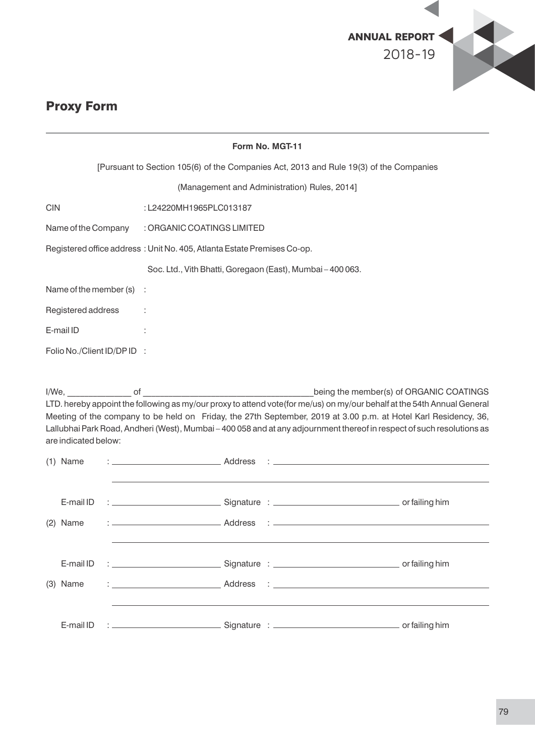## Proxy Form

**Form No. MGT-11**

[Pursuant to Section 105(6) of the Companies Act, 2013 and Rule 19(3) of the Companies

(Management and Administration) Rules, 2014]

CIN : L24220MH1965PLC013187

Name of the Company : ORGANIC COATINGS LIMITED

Registered office address : Unit No. 405, Atlanta Estate Premises Co-op.

Soc. Ltd., Vith Bhatti, Goregaon (East), Mumbai – 400 063.

Name of the member (s) :

Registered address :

E-mail ID :

Folio No./Client ID/DP ID :

I/We, _____________ of __________________________________being the member(s) of ORGANIC COATINGS LTD. hereby appoint the following as my/our proxy to attend vote(for me/us) on my/our behalf at the 54th Annual General Meeting of the company to be held on Friday, the 27th September, 2019 at 3.00 p.m. at Hotel Karl Residency, 36, Lallubhai Park Road, Andheri (West), Mumbai – 400 058 and at any adjournment thereof in respect of such resolutions as are indicated below:

(1) Name : ______________________ Address : ______________________________________________

______________________________________________________________________________

E-mail ID : ______________________ Signature : __________________________ or failing him

(2) Name : ______________________ Address : ______________________________________________

______________________________________________________________________________

E-mail ID : ______________________ Signature : __________________________ or failing him

(3) Name : ______________________ Address : ______________________________________________

______________________________________________________________________________

E-mail ID : ______________________ Signature : __________________________ or failing him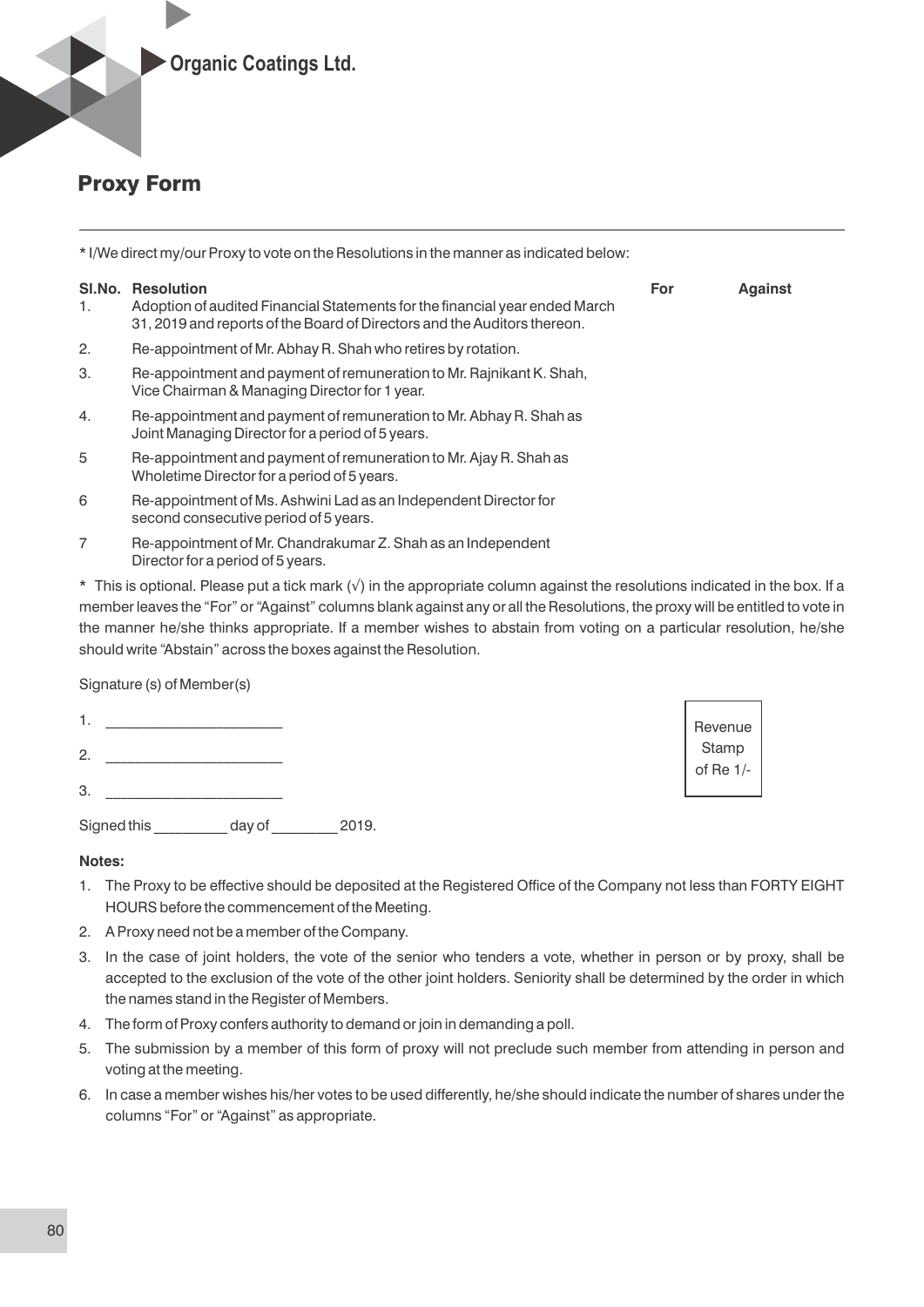**Organic Coatings Ltd.**

## Proxy Form

* I/We direct my/our Proxy to vote on the Resolutions in the manner as indicated below:

| Sl.No. | Resolution | For | Against |
|---|---|---|---|
| 1. | Adoption of audited Financial Statements for the financial year ended March 31, 2019 and reports of the Board of Directors and the Auditors thereon. | | |
| 2. | Re-appointment of Mr. Abhay R. Shah who retires by rotation. | | |
| 3. | Re-appointment and payment of remuneration to Mr. Rajnikant K. Shah, Vice Chairman & Managing Director for 1 year. | | |
| 4. | Re-appointment and payment of remuneration to Mr. Abhay R. Shah as Joint Managing Director for a period of 5 years. | | |
| 5 | Re-appointment and payment of remuneration to Mr. Ajay R. Shah as Wholetime Director for a period of 5 years. | | |
| 6 | Re-appointment of Ms. Ashwini Lad as an Independent Director for second consecutive period of 5 years. | | |
| 7 | Re-appointment of Mr. Chandrakumar Z. Shah as an Independent Director for a period of 5 years. | | |

* This is optional. Please put a tick mark (√) in the appropriate column against the resolutions indicated in the box. If a member leaves the "For" or "Against" columns blank against any or all the Resolutions, the proxy will be entitled to vote in the manner he/she thinks appropriate. If a member wishes to abstain from voting on a particular resolution, he/she should write "Abstain" across the boxes against the Resolution.

Signature (s) of Member(s)

1. ____________________
2. ____________________
3. ____________________

Revenue Stamp of Re 1/-

Signed this _________ day of ________ 2019.

**Notes:**

1. The Proxy to be effective should be deposited at the Registered Office of the Company not less than FORTY EIGHT HOURS before the commencement of the Meeting.
2. A Proxy need not be a member of the Company.
3. In the case of joint holders, the vote of the senior who tenders a vote, whether in person or by proxy, shall be accepted to the exclusion of the vote of the other joint holders. Seniority shall be determined by the order in which the names stand in the Register of Members.
4. The form of Proxy confers authority to demand or join in demanding a poll.
5. The submission by a member of this form of proxy will not preclude such member from attending in person and voting at the meeting.
6. In case a member wishes his/her votes to be used differently, he/she should indicate the number of shares under the columns "For" or "Against" as appropriate.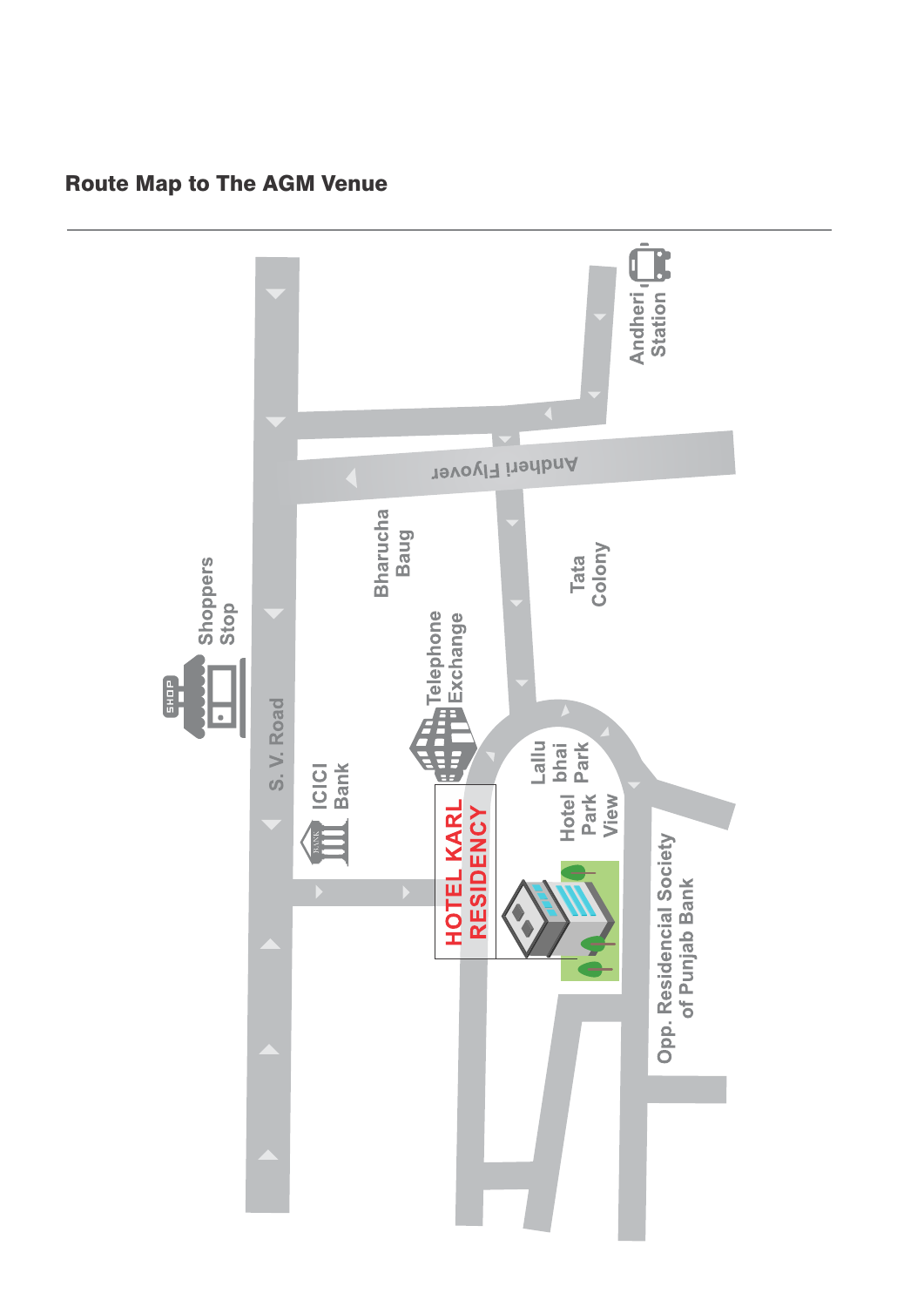## Route Map to The AGM Venue

Andheri Station

Andheri Flyover

Shoppers Stop

Bharucha Baug

Tata Colony

Telephone Exchange

S. V. Road

ICICI Bank

Lallu bhai Park

Hotel Park View

HOTEL KARL RESIDENCY

Opp. Residencial Society of Punjab Bank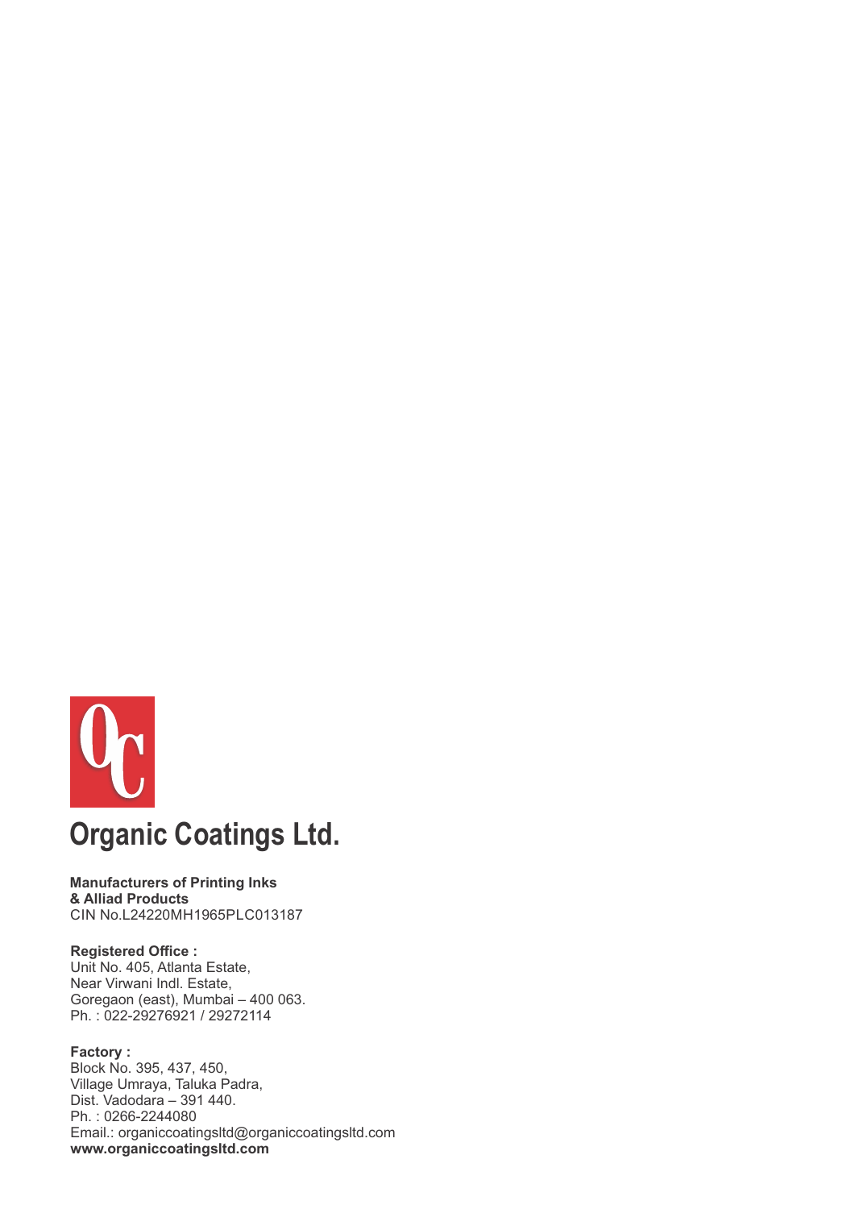# Organic Coatings Ltd.

**Manufacturers of Printing Inks**
**& Alliad Products**
CIN No.L24220MH1965PLC013187

**Registered Office :**
Unit No. 405, Atlanta Estate,
Near Virwani Indl. Estate,
Goregaon (east), Mumbai – 400 063.
Ph. : 022-29276921 / 29272114

**Factory :**
Block No. 395, 437, 450,
Village Umraya, Taluka Padra,
Dist. Vadodara – 391 440.
Ph. : 0266-2244080
Email.: organiccoatingsltd@organiccoatingsltd.com
**www.organiccoatingsltd.com**